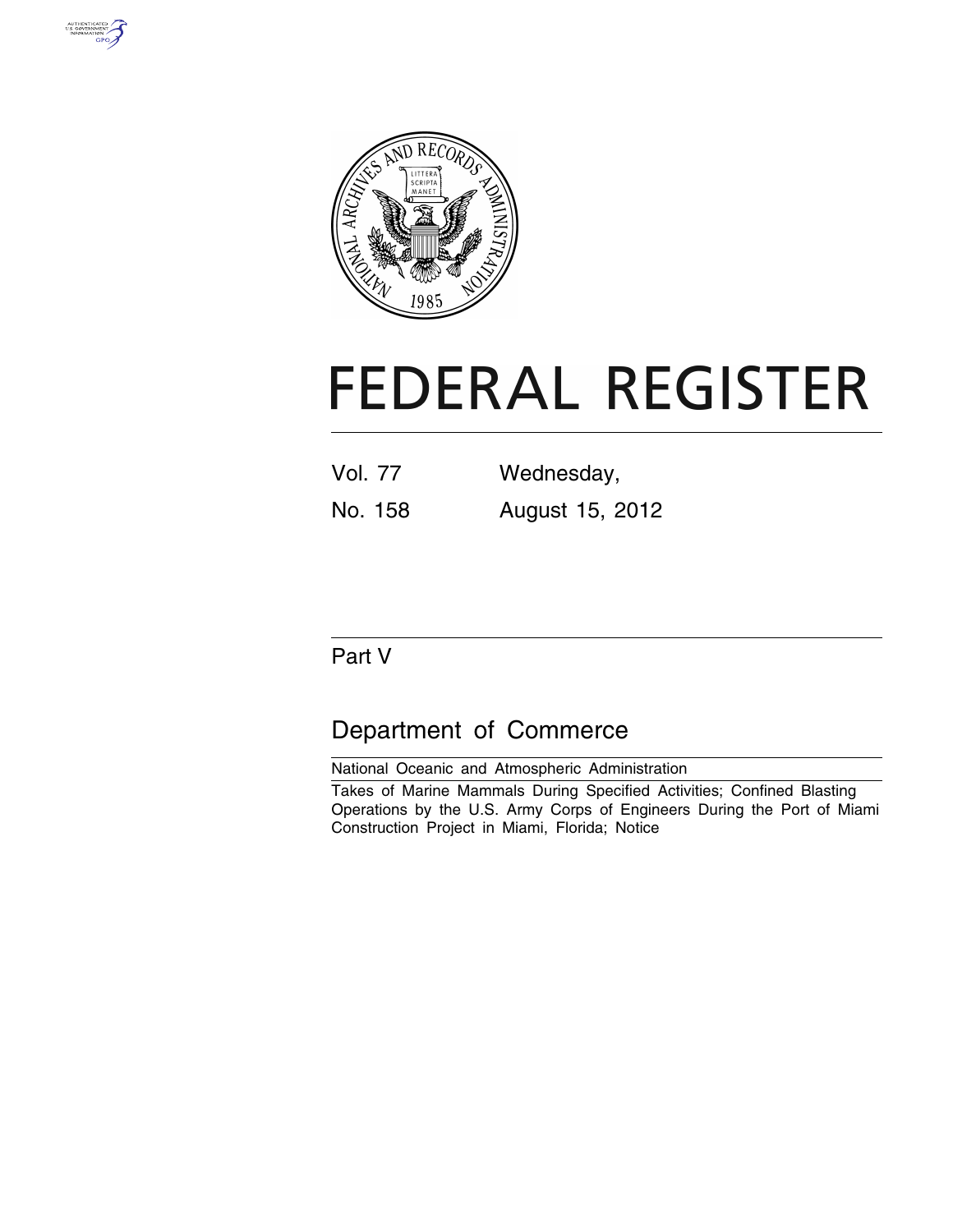# FEDERAL REGISTER

Vol. 77 Wednesday,

No. 158 August 15, 2012

## Part V

## Department of Commerce

National Oceanic and Atmospheric Administration

Takes of Marine Mammals During Specified Activities; Confined Blasting Operations by the U.S. Army Corps of Engineers During the Port of Miami Construction Project in Miami, Florida; Notice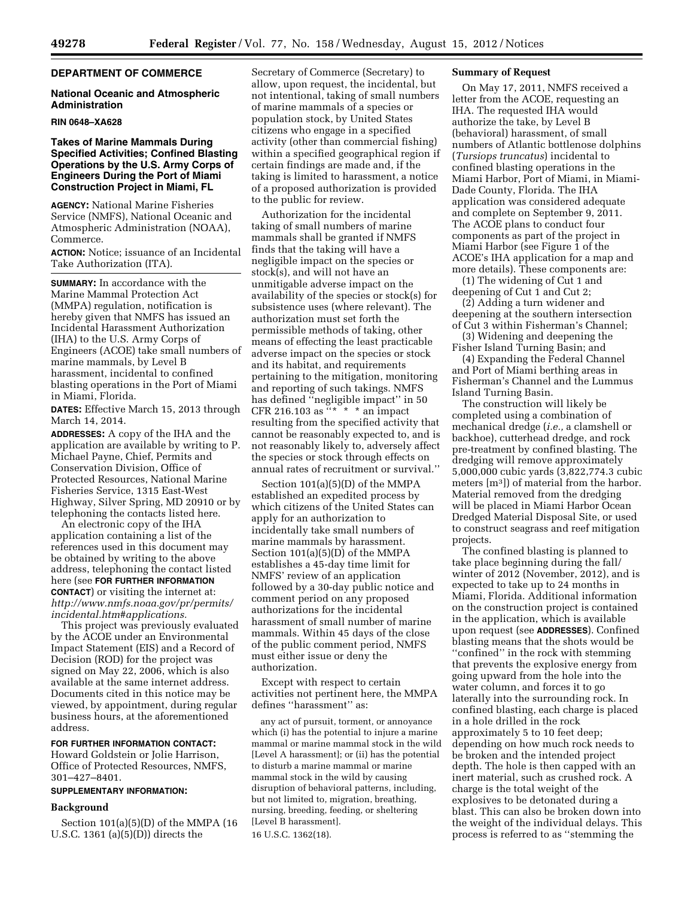**DEPARTMENT OF COMMERCE**

**National Oceanic and Atmospheric Administration**

**RIN 0648–XA628**

## Takes of Marine Mammals During Specified Activities; Confined Blasting Operations by the U.S. Army Corps of Engineers During the Port of Miami Construction Project in Miami, FL

**AGENCY:** National Marine Fisheries Service (NMFS), National Oceanic and Atmospheric Administration (NOAA), Commerce.

**ACTION:** Notice; issuance of an Incidental Take Authorization (ITA).

**SUMMARY:** In accordance with the Marine Mammal Protection Act (MMPA) regulation, notification is hereby given that NMFS has issued an Incidental Harassment Authorization (IHA) to the U.S. Army Corps of Engineers (ACOE) take small numbers of marine mammals, by Level B harassment, incidental to confined blasting operations in the Port of Miami in Miami, Florida.

**DATES:** Effective March 15, 2013 through March 14, 2014.

**ADDRESSES:** A copy of the IHA and the application are available by writing to P. Michael Payne, Chief, Permits and Conservation Division, Office of Protected Resources, National Marine Fisheries Service, 1315 East-West Highway, Silver Spring, MD 20910 or by telephoning the contacts listed here.

An electronic copy of the IHA application containing a list of the references used in this document may be obtained by writing to the above address, telephoning the contact listed here (see **FOR FURTHER INFORMATION CONTACT**) or visiting the internet at: *http://www.nmfs.noaa.gov/pr/permits/incidental.htm#applications.*

This project was previously evaluated by the ACOE under an Environmental Impact Statement (EIS) and a Record of Decision (ROD) for the project was signed on May 22, 2006, which is also available at the same internet address. Documents cited in this notice may be viewed, by appointment, during regular business hours, at the aforementioned address.

**FOR FURTHER INFORMATION CONTACT:** Howard Goldstein or Jolie Harrison, Office of Protected Resources, NMFS, 301–427–8401.

**SUPPLEMENTARY INFORMATION:**

### Background

Section 101(a)(5)(D) of the MMPA (16 U.S.C. 1361 (a)(5)(D)) directs the Secretary of Commerce (Secretary) to allow, upon request, the incidental, but not intentional, taking of small numbers of marine mammals of a species or population stock, by United States citizens who engage in a specified activity (other than commercial fishing) within a specified geographical region if certain findings are made and, if the taking is limited to harassment, a notice of a proposed authorization is provided to the public for review.

Authorization for the incidental taking of small numbers of marine mammals shall be granted if NMFS finds that the taking will have a negligible impact on the species or stock(s), and will not have an unmitigable adverse impact on the availability of the species or stock(s) for subsistence uses (where relevant). The authorization must set forth the permissible methods of taking, other means of effecting the least practicable adverse impact on the species or stock and its habitat, and requirements pertaining to the mitigation, monitoring and reporting of such takings. NMFS has defined "negligible impact" in 50 CFR 216.103 as "* * * an impact resulting from the specified activity that cannot be reasonably expected to, and is not reasonably likely to, adversely affect the species or stock through effects on annual rates of recruitment or survival."

Section 101(a)(5)(D) of the MMPA established an expedited process by which citizens of the United States can apply for an authorization to incidentally take small numbers of marine mammals by harassment. Section 101(a)(5)(D) of the MMPA establishes a 45-day time limit for NMFS' review of an application followed by a 30-day public notice and comment period on any proposed authorizations for the incidental harassment of small number of marine mammals. Within 45 days of the close of the public comment period, NMFS must either issue or deny the authorization.

Except with respect to certain activities not pertinent here, the MMPA defines "harassment" as:

> any act of pursuit, torment, or annoyance which (i) has the potential to injure a marine mammal or marine mammal stock in the wild [Level A harassment]; or (ii) has the potential to disturb a marine mammal or marine mammal stock in the wild by causing disruption of behavioral patterns, including, but not limited to, migration, breathing, nursing, breeding, feeding, or sheltering [Level B harassment].

16 U.S.C. 1362(18).

### Summary of Request

On May 17, 2011, NMFS received a letter from the ACOE, requesting an IHA. The requested IHA would authorize the take, by Level B (behavioral) harassment, of small numbers of Atlantic bottlenose dolphins (*Tursiops truncatus*) incidental to confined blasting operations in the Miami Harbor, Port of Miami, in Miami-Dade County, Florida. The IHA application was considered adequate and complete on September 9, 2011. The ACOE plans to conduct four components as part of the project in Miami Harbor (see Figure 1 of the ACOE's IHA application for a map and more details). These components are:

(1) The widening of Cut 1 and deepening of Cut 1 and Cut 2;

(2) Adding a turn widener and deepening at the southern intersection of Cut 3 within Fisherman's Channel;

(3) Widening and deepening the Fisher Island Turning Basin; and

(4) Expanding the Federal Channel and Port of Miami berthing areas in Fisherman's Channel and the Lummus Island Turning Basin.

The construction will likely be completed using a combination of mechanical dredge (*i.e.,* a clamshell or backhoe), cutterhead dredge, and rock pre-treatment by confined blasting. The dredging will remove approximately 5,000,000 cubic yards (3,822,774.3 cubic meters [$m^3$]) of material from the harbor. Material removed from the dredging will be placed in Miami Harbor Ocean Dredged Material Disposal Site, or used to construct seagrass and reef mitigation projects.

The confined blasting is planned to take place beginning during the fall/winter of 2012 (November, 2012), and is expected to take up to 24 months in Miami, Florida. Additional information on the construction project is contained in the application, which is available upon request (see **ADDRESSES**). Confined blasting means that the shots would be "confined" in the rock with stemming that prevents the explosive energy from going upward from the hole into the water column, and forces it to go laterally into the surrounding rock. In confined blasting, each charge is placed in a hole drilled in the rock approximately 5 to 10 feet deep; depending on how much rock needs to be broken and the intended project depth. The hole is then capped with an inert material, such as crushed rock. A charge is the total weight of the explosives to be detonated during a blast. This can also be broken down into the weight of the individual delays. This process is referred to as "stemming the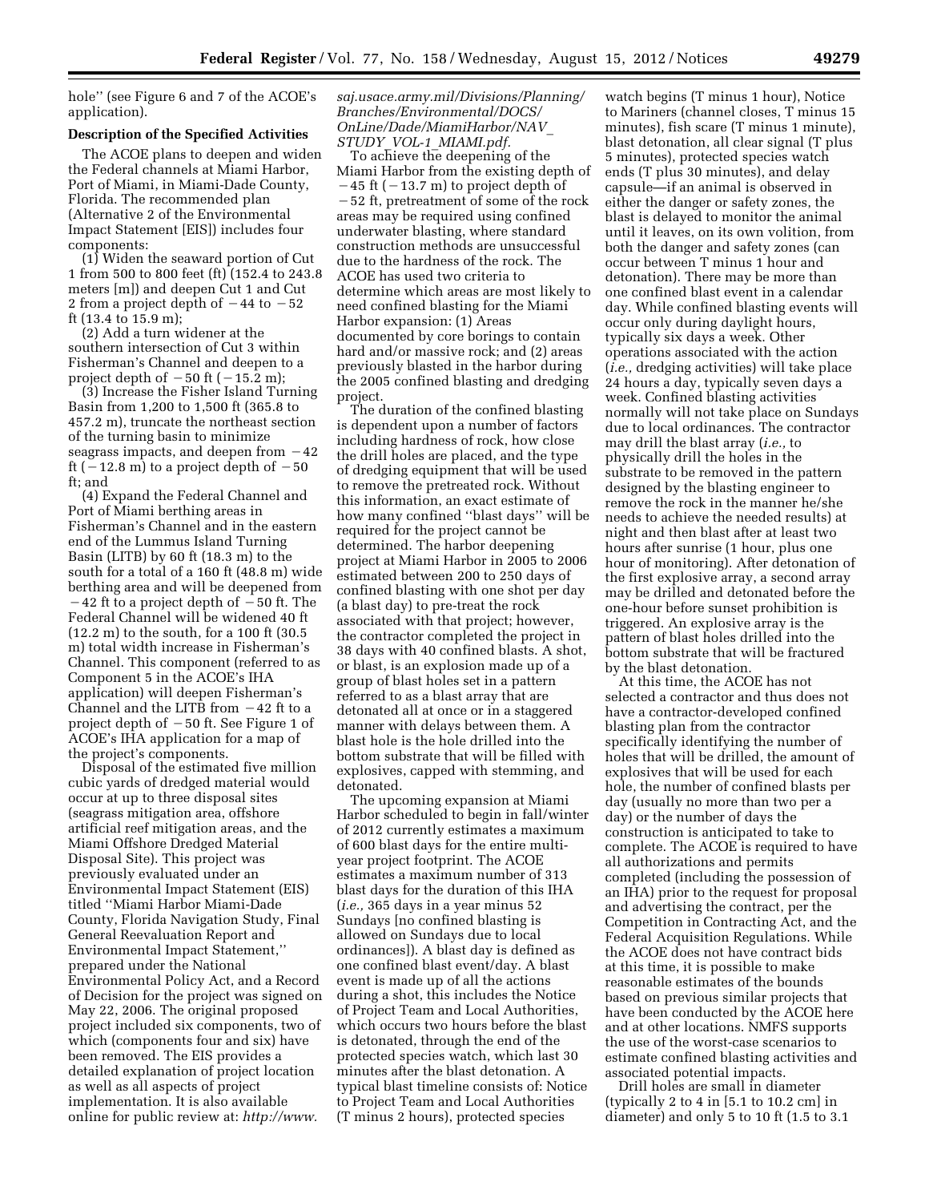hole'' (see Figure 6 and 7 of the ACOE's application).

**Description of the Specified Activities**

The ACOE plans to deepen and widen the Federal channels at Miami Harbor, Port of Miami, in Miami-Dade County, Florida. The recommended plan (Alternative 2 of the Environmental Impact Statement [EIS]) includes four components:

(1) Widen the seaward portion of Cut 1 from 500 to 800 feet (ft) (152.4 to 243.8 meters [m]) and deepen Cut 1 and Cut 2 from a project depth of −44 to −52 ft (13.4 to 15.9 m);

(2) Add a turn widener at the southern intersection of Cut 3 within Fisherman's Channel and deepen to a project depth of −50 ft (−15.2 m);

(3) Increase the Fisher Island Turning Basin from 1,200 to 1,500 ft (365.8 to 457.2 m), truncate the northeast section of the turning basin to minimize seagrass impacts, and deepen from −42 ft (−12.8 m) to a project depth of −50 ft; and

(4) Expand the Federal Channel and Port of Miami berthing areas in Fisherman's Channel and in the eastern end of the Lummus Island Turning Basin (LITB) by 60 ft (18.3 m) to the south for a total of a 160 ft (48.8 m) wide berthing area and will be deepened from −42 ft to a project depth of −50 ft. The Federal Channel will be widened 40 ft (12.2 m) to the south, for a 100 ft (30.5 m) total width increase in Fisherman's Channel. This component (referred to as Component 5 in the ACOE's IHA application) will deepen Fisherman's Channel and the LITB from −42 ft to a project depth of −50 ft. See Figure 1 of ACOE's IHA application for a map of the project's components.

Disposal of the estimated five million cubic yards of dredged material would occur at up to three disposal sites (seagrass mitigation area, offshore artificial reef mitigation areas, and the Miami Offshore Dredged Material Disposal Site). This project was previously evaluated under an Environmental Impact Statement (EIS) titled ''Miami Harbor Miami-Dade County, Florida Navigation Study, Final General Reevaluation Report and Environmental Impact Statement,'' prepared under the National Environmental Policy Act, and a Record of Decision for the project was signed on May 22, 2006. The original proposed project included six components, two of which (components four and six) have been removed. The EIS provides a detailed explanation of project location as well as all aspects of project implementation. It is also available online for public review at: *http://www.saj.usace.army.mil/Divisions/Planning/Branches/Environmental/DOCS/OnLine/Dade/MiamiHarbor/NAV_STUDY_VOL-1_MIAMI.pdf.*

To achieve the deepening of the Miami Harbor from the existing depth of −45 ft (−13.7 m) to project depth of −52 ft, pretreatment of some of the rock areas may be required using confined underwater blasting, where standard construction methods are unsuccessful due to the hardness of the rock. The ACOE has used two criteria to determine which areas are most likely to need confined blasting for the Miami Harbor expansion: (1) Areas documented by core borings to contain hard and/or massive rock; and (2) areas previously blasted in the harbor during the 2005 confined blasting and dredging project.

The duration of the confined blasting is dependent upon a number of factors including hardness of rock, how close the drill holes are placed, and the type of dredging equipment that will be used to remove the pretreated rock. Without this information, an exact estimate of how many confined ''blast days'' will be required for the project cannot be determined. The harbor deepening project at Miami Harbor in 2005 to 2006 estimated between 200 to 250 days of confined blasting with one shot per day (a blast day) to pre-treat the rock associated with that project; however, the contractor completed the project in 38 days with 40 confined blasts. A shot, or blast, is an explosion made up of a group of blast holes set in a pattern referred to as a blast array that are detonated all at once or in a staggered manner with delays between them. A blast hole is the hole drilled into the bottom substrate that will be filled with explosives, capped with stemming, and detonated.

The upcoming expansion at Miami Harbor scheduled to begin in fall/winter of 2012 currently estimates a maximum of 600 blast days for the entire multi-year project footprint. The ACOE estimates a maximum number of 313 blast days for the duration of this IHA (*i.e.,* 365 days in a year minus 52 Sundays [no confined blasting is allowed on Sundays due to local ordinances]). A blast day is defined as one confined blast event/day. A blast event is made up of all the actions during a shot, this includes the Notice of Project Team and Local Authorities, which occurs two hours before the blast is detonated, through the end of the protected species watch, which last 30 minutes after the blast detonation. A typical blast timeline consists of: Notice to Project Team and Local Authorities (T minus 2 hours), protected species watch begins (T minus 1 hour), Notice to Mariners (channel closes, T minus 15 minutes), fish scare (T minus 1 minute), blast detonation, all clear signal (T plus 5 minutes), protected species watch ends (T plus 30 minutes), and delay capsule—if an animal is observed in either the danger or safety zones, the blast is delayed to monitor the animal until it leaves, on its own volition, from both the danger and safety zones (can occur between T minus 1 hour and detonation). There may be more than one confined blast event in a calendar day. While confined blasting events will occur only during daylight hours, typically six days a week. Other operations associated with the action (*i.e.,* dredging activities) will take place 24 hours a day, typically seven days a week. Confined blasting activities normally will not take place on Sundays due to local ordinances. The contractor may drill the blast array (*i.e.,* to physically drill the holes in the substrate to be removed in the pattern designed by the blasting engineer to remove the rock in the manner he/she needs to achieve the needed results) at night and then blast after at least two hours after sunrise (1 hour, plus one hour of monitoring). After detonation of the first explosive array, a second array may be drilled and detonated before the one-hour before sunset prohibition is triggered. An explosive array is the pattern of blast holes drilled into the bottom substrate that will be fractured by the blast detonation.

At this time, the ACOE has not selected a contractor and thus does not have a contractor-developed confined blasting plan from the contractor specifically identifying the number of holes that will be drilled, the amount of explosives that will be used for each hole, the number of confined blasts per day (usually no more than two per a day) or the number of days the construction is anticipated to take to complete. The ACOE is required to have all authorizations and permits completed (including the possession of an IHA) prior to the request for proposal and advertising the contract, per the Competition in Contracting Act, and the Federal Acquisition Regulations. While the ACOE does not have contract bids at this time, it is possible to make reasonable estimates of the bounds based on previous similar projects that have been conducted by the ACOE here and at other locations. NMFS supports the use of the worst-case scenarios to estimate confined blasting activities and associated potential impacts.

Drill holes are small in diameter (typically 2 to 4 in [5.1 to 10.2 cm] in diameter) and only 5 to 10 ft (1.5 to 3.1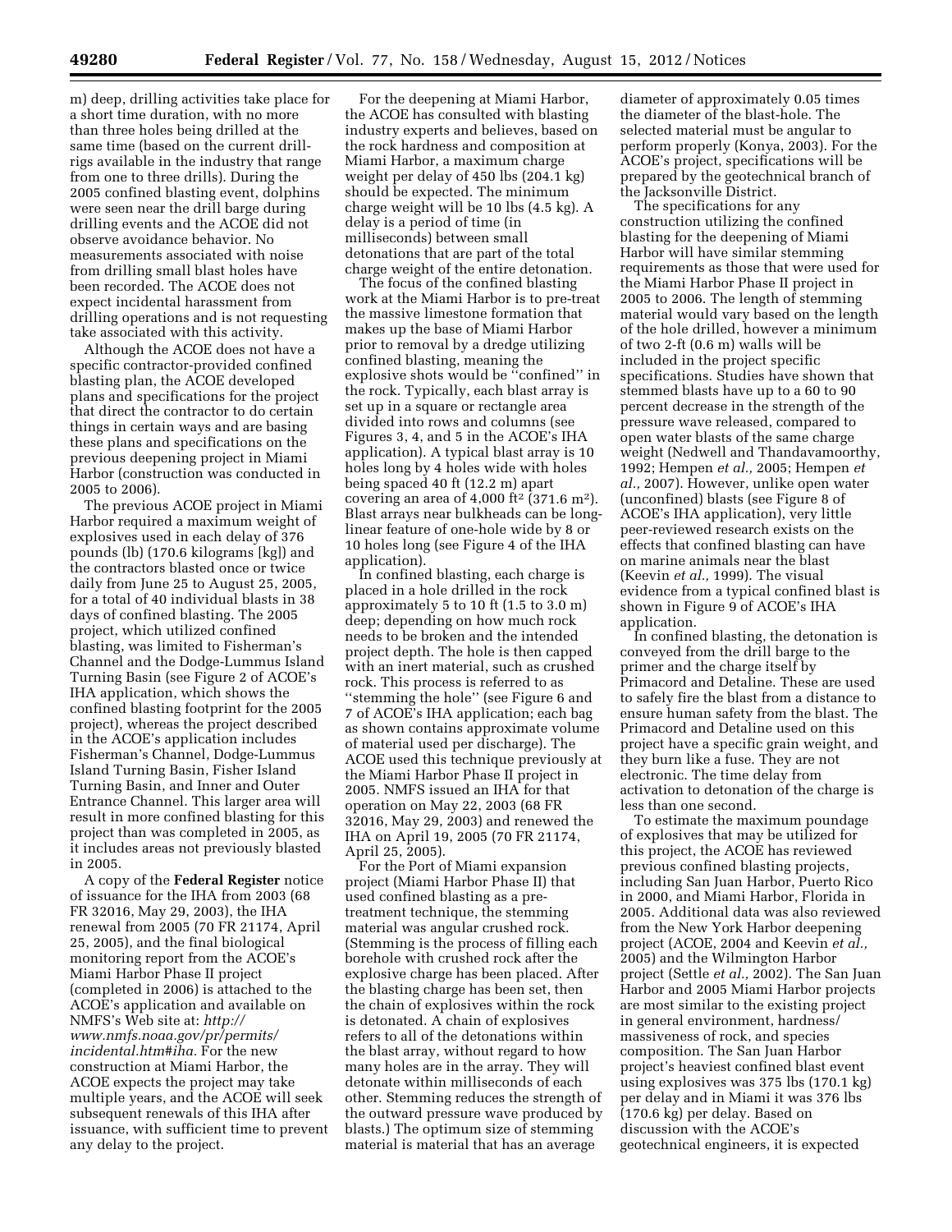m) deep, drilling activities take place for a short time duration, with no more than three holes being drilled at the same time (based on the current drill-rigs available in the industry that range from one to three drills). During the 2005 confined blasting event, dolphins were seen near the drill barge during drilling events and the ACOE did not observe avoidance behavior. No measurements associated with noise from drilling small blast holes have been recorded. The ACOE does not expect incidental harassment from drilling operations and is not requesting take associated with this activity.

Although the ACOE does not have a specific contractor-provided confined blasting plan, the ACOE developed plans and specifications for the project that direct the contractor to do certain things in certain ways and are basing these plans and specifications on the previous deepening project in Miami Harbor (construction was conducted in 2005 to 2006).

The previous ACOE project in Miami Harbor required a maximum weight of explosives used in each delay of 376 pounds (lb) (170.6 kilograms [kg]) and the contractors blasted once or twice daily from June 25 to August 25, 2005, for a total of 40 individual blasts in 38 days of confined blasting. The 2005 project, which utilized confined blasting, was limited to Fisherman's Channel and the Dodge-Lummus Island Turning Basin (see Figure 2 of ACOE's IHA application, which shows the confined blasting footprint for the 2005 project), whereas the project described in the ACOE's application includes Fisherman's Channel, Dodge-Lummus Island Turning Basin, Fisher Island Turning Basin, and Inner and Outer Entrance Channel. This larger area will result in more confined blasting for this project than was completed in 2005, as it includes areas not previously blasted in 2005.

A copy of the **Federal Register** notice of issuance for the IHA from 2003 (68 FR 32016, May 29, 2003), the IHA renewal from 2005 (70 FR 21174, April 25, 2005), and the final biological monitoring report from the ACOE's Miami Harbor Phase II project (completed in 2006) is attached to the ACOE's application and available on NMFS's Web site at: *http://www.nmfs.noaa.gov/pr/permits/incidental.htm#iha.* For the new construction at Miami Harbor, the ACOE expects the project may take multiple years, and the ACOE will seek subsequent renewals of this IHA after issuance, with sufficient time to prevent any delay to the project.

For the deepening at Miami Harbor, the ACOE has consulted with blasting industry experts and believes, based on the rock hardness and composition at Miami Harbor, a maximum charge weight per delay of 450 lbs (204.1 kg) should be expected. The minimum charge weight will be 10 lbs (4.5 kg). A delay is a period of time (in milliseconds) between small detonations that are part of the total charge weight of the entire detonation.

The focus of the confined blasting work at the Miami Harbor is to pre-treat the massive limestone formation that makes up the base of Miami Harbor prior to removal by a dredge utilizing confined blasting, meaning the explosive shots would be "confined" in the rock. Typically, each blast array is set up in a square or rectangle area divided into rows and columns (see Figures 3, 4, and 5 in the ACOE's IHA application). A typical blast array is 10 holes long by 4 holes wide with holes being spaced 40 ft (12.2 m) apart covering an area of 4,000 ft$^2$ (371.6 m$^2$). Blast arrays near bulkheads can be long-linear feature of one-hole wide by 8 or 10 holes long (see Figure 4 of the IHA application).

In confined blasting, each charge is placed in a hole drilled in the rock approximately 5 to 10 ft (1.5 to 3.0 m) deep; depending on how much rock needs to be broken and the intended project depth. The hole is then capped with an inert material, such as crushed rock. This process is referred to as "stemming the hole" (see Figure 6 and 7 of ACOE's IHA application; each bag as shown contains approximate volume of material used per discharge). The ACOE used this technique previously at the Miami Harbor Phase II project in 2005. NMFS issued an IHA for that operation on May 22, 2003 (68 FR 32016, May 29, 2003) and renewed the IHA on April 19, 2005 (70 FR 21174, April 25, 2005).

For the Port of Miami expansion project (Miami Harbor Phase II) that used confined blasting as a pre-treatment technique, the stemming material was angular crushed rock. (Stemming is the process of filling each borehole with crushed rock after the explosive charge has been placed. After the blasting charge has been set, then the chain of explosives within the rock is detonated. A chain of explosives refers to all of the detonations within the blast array, without regard to how many holes are in the array. They will detonate within milliseconds of each other. Stemming reduces the strength of the outward pressure wave produced by blasts.) The optimum size of stemming material is material that has an average diameter of approximately 0.05 times the diameter of the blast-hole. The selected material must be angular to perform properly (Konya, 2003). For the ACOE's project, specifications will be prepared by the geotechnical branch of the Jacksonville District.

The specifications for any construction utilizing the confined blasting for the deepening of Miami Harbor will have similar stemming requirements as those that were used for the Miami Harbor Phase II project in 2005 to 2006. The length of stemming material would vary based on the length of the hole drilled, however a minimum of two 2-ft (0.6 m) walls will be included in the project specific specifications. Studies have shown that stemmed blasts have up to a 60 to 90 percent decrease in the strength of the pressure wave released, compared to open water blasts of the same charge weight (Nedwell and Thandavamoorthy, 1992; Hempen *et al.,* 2005; Hempen *et al.,* 2007). However, unlike open water (unconfined) blasts (see Figure 8 of ACOE's IHA application), very little peer-reviewed research exists on the effects that confined blasting can have on marine animals near the blast (Keevin *et al.,* 1999). The visual evidence from a typical confined blast is shown in Figure 9 of ACOE's IHA application.

In confined blasting, the detonation is conveyed from the drill barge to the primer and the charge itself by Primacord and Detaline. These are used to safely fire the blast from a distance to ensure human safety from the blast. The Primacord and Detaline used on this project have a specific grain weight, and they burn like a fuse. They are not electronic. The time delay from activation to detonation of the charge is less than one second.

To estimate the maximum poundage of explosives that may be utilized for this project, the ACOE has reviewed previous confined blasting projects, including San Juan Harbor, Puerto Rico in 2000, and Miami Harbor, Florida in 2005. Additional data was also reviewed from the New York Harbor deepening project (ACOE, 2004 and Keevin *et al.,* 2005) and the Wilmington Harbor project (Settle *et al.,* 2002). The San Juan Harbor and 2005 Miami Harbor projects are most similar to the existing project in general environment, hardness/massiveness of rock, and species composition. The San Juan Harbor project's heaviest confined blast event using explosives was 375 lbs (170.1 kg) per delay and in Miami it was 376 lbs (170.6 kg) per delay. Based on discussion with the ACOE's geotechnical engineers, it is expected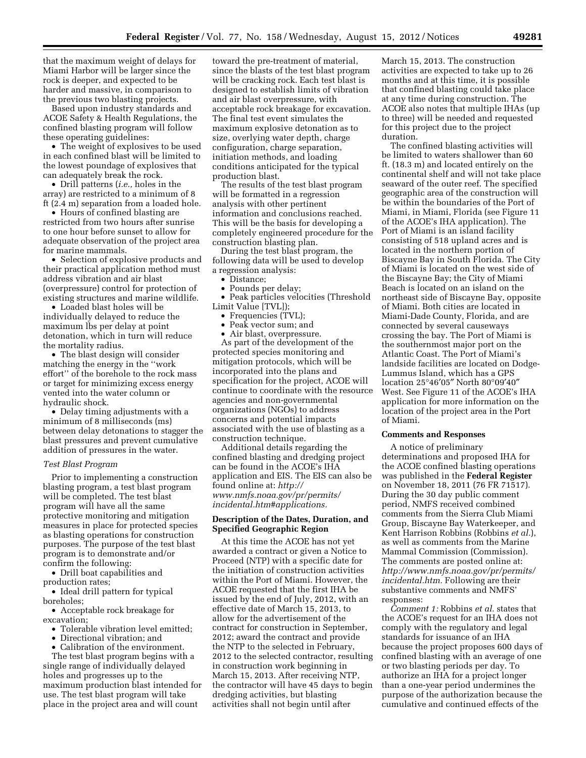that the maximum weight of delays for Miami Harbor will be larger since the rock is deeper, and expected to be harder and massive, in comparison to the previous two blasting projects.

Based upon industry standards and ACOE Safety & Health Regulations, the confined blasting program will follow these operating guidelines:

- The weight of explosives to be used in each confined blast will be limited to the lowest poundage of explosives that can adequately break the rock.
- Drill patterns (*i.e.,* holes in the array) are restricted to a minimum of 8 ft (2.4 m) separation from a loaded hole.
- Hours of confined blasting are restricted from two hours after sunrise to one hour before sunset to allow for adequate observation of the project area for marine mammals.
- Selection of explosive products and their practical application method must address vibration and air blast (overpressure) control for protection of existing structures and marine wildlife.
- Loaded blast holes will be individually delayed to reduce the maximum lbs per delay at point detonation, which in turn will reduce the mortality radius.
- The blast design will consider matching the energy in the ''work effort'' of the borehole to the rock mass or target for minimizing excess energy vented into the water column or hydraulic shock.
- Delay timing adjustments with a minimum of 8 milliseconds (ms) between delay detonations to stagger the blast pressures and prevent cumulative addition of pressures in the water.

*Test Blast Program*

Prior to implementing a construction blasting program, a test blast program will be completed. The test blast program will have all the same protective monitoring and mitigation measures in place for protected species as blasting operations for construction purposes. The purpose of the test blast program is to demonstrate and/or confirm the following:

- Drill boat capabilities and production rates;
- Ideal drill pattern for typical boreholes;
- Acceptable rock breakage for excavation;
- Tolerable vibration level emitted;
- Directional vibration; and
- Calibration of the environment.

The test blast program begins with a single range of individually delayed holes and progresses up to the maximum production blast intended for use. The test blast program will take place in the project area and will count toward the pre-treatment of material, since the blasts of the test blast program will be cracking rock. Each test blast is designed to establish limits of vibration and air blast overpressure, with acceptable rock breakage for excavation. The final test event simulates the maximum explosive detonation as to size, overlying water depth, charge configuration, charge separation, initiation methods, and loading conditions anticipated for the typical production blast.

The results of the test blast program will be formatted in a regression analysis with other pertinent information and conclusions reached. This will be the basis for developing a completely engineered procedure for the construction blasting plan.

During the test blast program, the following data will be used to develop a regression analysis:

- Distance;
- Pounds per delay;
- Peak particles velocities (Threshold Limit Value [TVL]);
- Frequencies (TVL);
- Peak vector sum; and
- Air blast, overpressure.

As part of the development of the protected species monitoring and mitigation protocols, which will be incorporated into the plans and specification for the project, ACOE will continue to coordinate with the resource agencies and non-governmental organizations (NGOs) to address concerns and potential impacts associated with the use of blasting as a construction technique.

Additional details regarding the confined blasting and dredging project can be found in the ACOE's IHA application and EIS. The EIS can also be found online at: *http://www.nmfs.noaa.gov/pr/permits/incidental.htm#applications.*

## Description of the Dates, Duration, and Specified Geographic Region

At this time the ACOE has not yet awarded a contract or given a Notice to Proceed (NTP) with a specific date for the initiation of construction activities within the Port of Miami. However, the ACOE requested that the first IHA be issued by the end of July, 2012, with an effective date of March 15, 2013, to allow for the advertisement of the contract for construction in September, 2012; award the contract and provide the NTP to the selected in February, 2012 to the selected contractor, resulting in construction work beginning in March 15, 2013. After receiving NTP, the contractor will have 45 days to begin dredging activities, but blasting activities shall not begin until after March 15, 2013. The construction activities are expected to take up to 26 months and at this time, it is possible that confined blasting could take place at any time during construction. The ACOE also notes that multiple IHAs (up to three) will be needed and requested for this project due to the project duration.

The confined blasting activities will be limited to waters shallower than 60 ft. (18.3 m) and located entirely on the continental shelf and will not take place seaward of the outer reef. The specified geographic area of the construction will be within the boundaries of the Port of Miami, in Miami, Florida (see Figure 11 of the ACOE's IHA application). The Port of Miami is an island facility consisting of 518 upland acres and is located in the northern portion of Biscayne Bay in South Florida. The City of Miami is located on the west side of the Biscayne Bay; the City of Miami Beach is located on an island on the northeast side of Biscayne Bay, opposite of Miami. Both cities are located in Miami-Dade County, Florida, and are connected by several causeways crossing the bay. The Port of Miami is the southernmost major port on the Atlantic Coast. The Port of Miami's landside facilities are located on Dodge-Lummus Island, which has a GPS location 25°46′05″ North 80°09′40″ West. See Figure 11 of the ACOE's IHA application for more information on the location of the project area in the Port of Miami.

## Comments and Responses

A notice of preliminary determinations and proposed IHA for the ACOE confined blasting operations was published in the **Federal Register** on November 18, 2011 (76 FR 71517). During the 30 day public comment period, NMFS received combined comments from the Sierra Club Miami Group, Biscayne Bay Waterkeeper, and Kent Harrison Robbins (Robbins *et al.*), as well as comments from the Marine Mammal Commission (Commission). The comments are posted online at: *http://www.nmfs.noaa.gov/pr/permits/incidental.htm.* Following are their substantive comments and NMFS' responses:

*Comment 1:* Robbins *et al.* states that the ACOE's request for an IHA does not comply with the regulatory and legal standards for issuance of an IHA because the project proposes 600 days of confined blasting with an average of one or two blasting periods per day. To authorize an IHA for a project longer than a one-year period undermines the purpose of the authorization because the cumulative and continued effects of the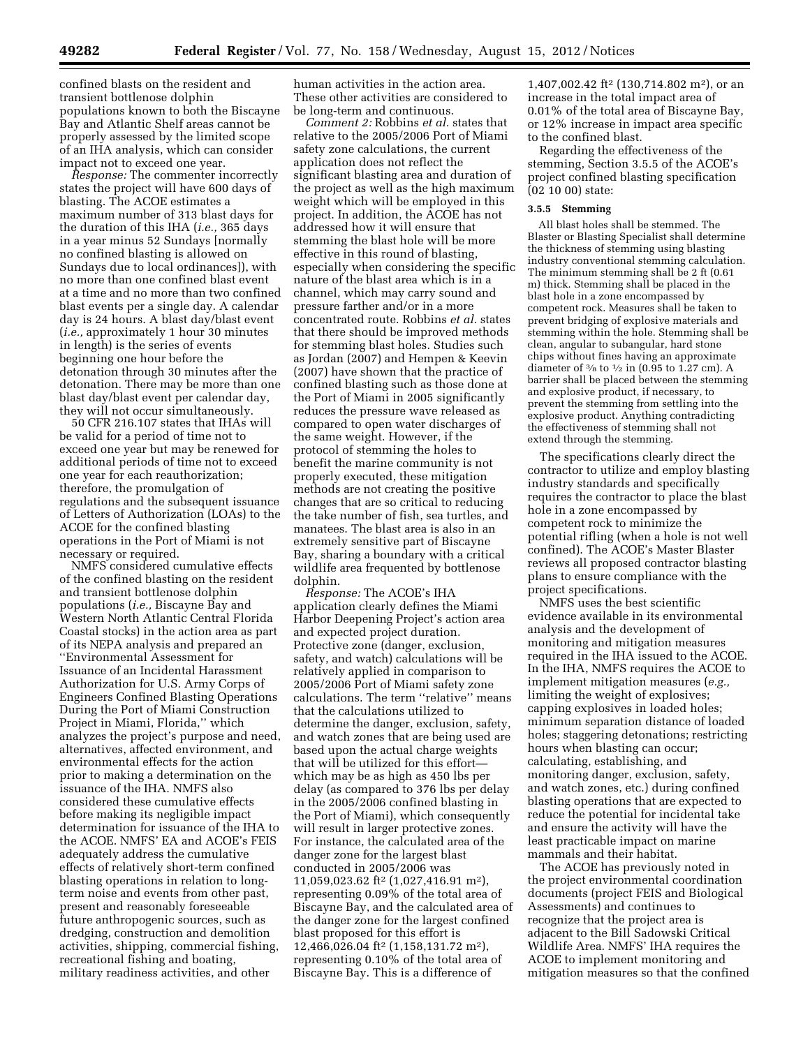confined blasts on the resident and transient bottlenose dolphin populations known to both the Biscayne Bay and Atlantic Shelf areas cannot be properly assessed by the limited scope of an IHA analysis, which can consider impact not to exceed one year.

*Response:* The commenter incorrectly states the project will have 600 days of blasting. The ACOE estimates a maximum number of 313 blast days for the duration of this IHA (*i.e.,* 365 days in a year minus 52 Sundays [normally no confined blasting is allowed on Sundays due to local ordinances]), with no more than one confined blast event at a time and no more than two confined blast events per a single day. A calendar day is 24 hours. A blast day/blast event (*i.e.,* approximately 1 hour 30 minutes in length) is the series of events beginning one hour before the detonation through 30 minutes after the detonation. There may be more than one blast day/blast event per calendar day, they will not occur simultaneously.

50 CFR 216.107 states that IHAs will be valid for a period of time not to exceed one year but may be renewed for additional periods of time not to exceed one year for each reauthorization; therefore, the promulgation of regulations and the subsequent issuance of Letters of Authorization (LOAs) to the ACOE for the confined blasting operations in the Port of Miami is not necessary or required.

NMFS considered cumulative effects of the confined blasting on the resident and transient bottlenose dolphin populations (*i.e.,* Biscayne Bay and Western North Atlantic Central Florida Coastal stocks) in the action area as part of its NEPA analysis and prepared an ''Environmental Assessment for Issuance of an Incidental Harassment Authorization for U.S. Army Corps of Engineers Confined Blasting Operations During the Port of Miami Construction Project in Miami, Florida,'' which analyzes the project's purpose and need, alternatives, affected environment, and environmental effects for the action prior to making a determination on the issuance of the IHA. NMFS also considered these cumulative effects before making its negligible impact determination for issuance of the IHA to the ACOE. NMFS' EA and ACOE's FEIS adequately address the cumulative effects of relatively short-term confined blasting operations in relation to long-term noise and events from other past, present and reasonably foreseeable future anthropogenic sources, such as dredging, construction and demolition activities, shipping, commercial fishing, recreational fishing and boating, military readiness activities, and other human activities in the action area. These other activities are considered to be long-term and continuous.

*Comment 2:* Robbins *et al.* states that relative to the 2005/2006 Port of Miami safety zone calculations, the current application does not reflect the significant blasting area and duration of the project as well as the high maximum weight which will be employed in this project. In addition, the ACOE has not addressed how it will ensure that stemming the blast hole will be more effective in this round of blasting, especially when considering the specific nature of the blast area which is in a channel, which may carry sound and pressure farther and/or in a more concentrated route. Robbins *et al.* states that there should be improved methods for stemming blast holes. Studies such as Jordan (2007) and Hempen & Keevin (2007) have shown that the practice of confined blasting such as those done at the Port of Miami in 2005 significantly reduces the pressure wave released as compared to open water discharges of the same weight. However, if the protocol of stemming the holes to benefit the marine community is not properly executed, these mitigation methods are not creating the positive changes that are so critical to reducing the take number of fish, sea turtles, and manatees. The blast area is also in an extremely sensitive part of Biscayne Bay, sharing a boundary with a critical wildlife area frequented by bottlenose dolphin.

*Response:* The ACOE's IHA application clearly defines the Miami Harbor Deepening Project's action area and expected project duration. Protective zone (danger, exclusion, safety, and watch) calculations will be relatively applied in comparison to 2005/2006 Port of Miami safety zone calculations. The term ''relative'' means that the calculations utilized to determine the danger, exclusion, safety, and watch zones that are being used are based upon the actual charge weights that will be utilized for this effort—which may be as high as 450 lbs per delay (as compared to 376 lbs per delay in the 2005/2006 confined blasting in the Port of Miami), which consequently will result in larger protective zones. For instance, the calculated area of the danger zone for the largest blast conducted in 2005/2006 was 11,059,023.62 ft$^2$ (1,027,416.91 m$^2$), representing 0.09% of the total area of Biscayne Bay, and the calculated area of the danger zone for the largest confined blast proposed for this effort is 12,466,026.04 ft$^2$ (1,158,131.72 m$^2$), representing 0.10% of the total area of Biscayne Bay. This is a difference of 1,407,002.42 ft$^2$ (130,714.802 m$^2$), or an increase in the total impact area of 0.01% of the total area of Biscayne Bay, or 12% increase in impact area specific to the confined blast.

Regarding the effectiveness of the stemming, Section 3.5.5 of the ACOE's project confined blasting specification (02 10 00) state:

**3.5.5 Stemming**

All blast holes shall be stemmed. The Blaster or Blasting Specialist shall determine the thickness of stemming using blasting industry conventional stemming calculation. The minimum stemming shall be 2 ft (0.61 m) thick. Stemming shall be placed in the blast hole in a zone encompassed by competent rock. Measures shall be taken to prevent bridging of explosive materials and stemming within the hole. Stemming shall be clean, angular to subangular, hard stone chips without fines having an approximate diameter of 3⁄8 to 1⁄2 in (0.95 to 1.27 cm). A barrier shall be placed between the stemming and explosive product, if necessary, to prevent the stemming from settling into the explosive product. Anything contradicting the effectiveness of stemming shall not extend through the stemming.

The specifications clearly direct the contractor to utilize and employ blasting industry standards and specifically requires the contractor to place the blast hole in a zone encompassed by competent rock to minimize the potential rifling (when a hole is not well confined). The ACOE's Master Blaster reviews all proposed contractor blasting plans to ensure compliance with the project specifications.

NMFS uses the best scientific evidence available in its environmental analysis and the development of monitoring and mitigation measures required in the IHA issued to the ACOE. In the IHA, NMFS requires the ACOE to implement mitigation measures (*e.g.,* limiting the weight of explosives; capping explosives in loaded holes; minimum separation distance of loaded holes; staggering detonations; restricting hours when blasting can occur; calculating, establishing, and monitoring danger, exclusion, safety, and watch zones, etc.) during confined blasting operations that are expected to reduce the potential for incidental take and ensure the activity will have the least practicable impact on marine mammals and their habitat.

The ACOE has previously noted in the project environmental coordination documents (project FEIS and Biological Assessments) and continues to recognize that the project area is adjacent to the Bill Sadowski Critical Wildlife Area. NMFS' IHA requires the ACOE to implement monitoring and mitigation measures so that the confined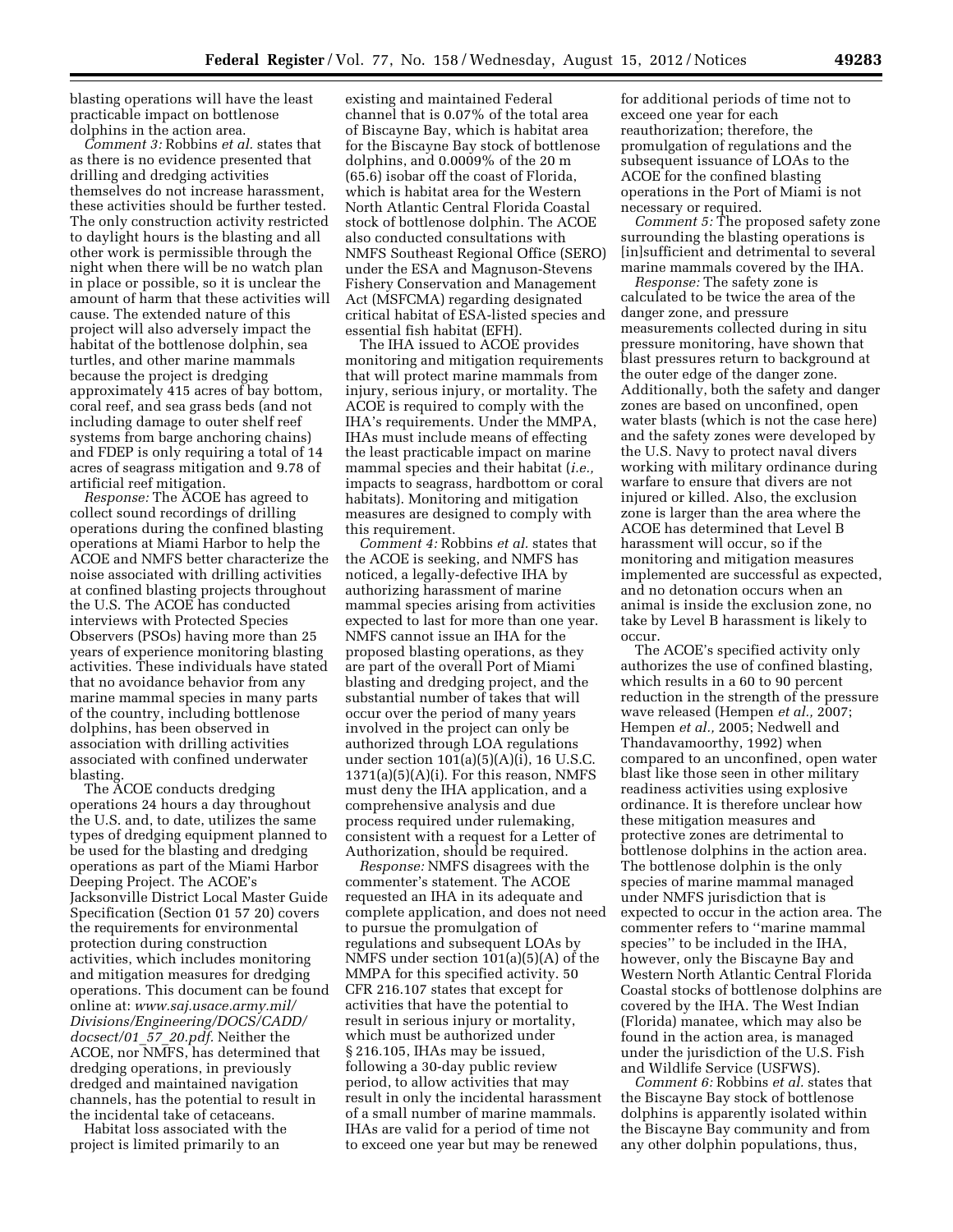blasting operations will have the least practicable impact on bottlenose dolphins in the action area.

*Comment 3:* Robbins *et al.* states that as there is no evidence presented that drilling and dredging activities themselves do not increase harassment, these activities should be further tested. The only construction activity restricted to daylight hours is the blasting and all other work is permissible through the night when there will be no watch plan in place or possible, so it is unclear the amount of harm that these activities will cause. The extended nature of this project will also adversely impact the habitat of the bottlenose dolphin, sea turtles, and other marine mammals because the project is dredging approximately 415 acres of bay bottom, coral reef, and sea grass beds (and not including damage to outer shelf reef systems from barge anchoring chains) and FDEP is only requiring a total of 14 acres of seagrass mitigation and 9.78 of artificial reef mitigation.

*Response:* The ACOE has agreed to collect sound recordings of drilling operations during the confined blasting operations at Miami Harbor to help the ACOE and NMFS better characterize the noise associated with drilling activities at confined blasting projects throughout the U.S. The ACOE has conducted interviews with Protected Species Observers (PSOs) having more than 25 years of experience monitoring blasting activities. These individuals have stated that no avoidance behavior from any marine mammal species in many parts of the country, including bottlenose dolphins, has been observed in association with drilling activities associated with confined underwater blasting.

The ACOE conducts dredging operations 24 hours a day throughout the U.S. and, to date, utilizes the same types of dredging equipment planned to be used for the blasting and dredging operations as part of the Miami Harbor Deeping Project. The ACOE's Jacksonville District Local Master Guide Specification (Section 01 57 20) covers the requirements for environmental protection during construction activities, which includes monitoring and mitigation measures for dredging operations. This document can be found online at: *www.saj.usace.army.mil/Divisions/Engineering/DOCS/CADD/docsect/01_57_20.pdf*. Neither the ACOE, nor NMFS, has determined that dredging operations, in previously dredged and maintained navigation channels, has the potential to result in the incidental take of cetaceans.

Habitat loss associated with the project is limited primarily to an existing and maintained Federal channel that is 0.07% of the total area of Biscayne Bay, which is habitat area for the Biscayne Bay stock of bottlenose dolphins, and 0.0009% of the 20 m (65.6) isobar off the coast of Florida, which is habitat area for the Western North Atlantic Central Florida Coastal stock of bottlenose dolphin. The ACOE also conducted consultations with NMFS Southeast Regional Office (SERO) under the ESA and Magnuson-Stevens Fishery Conservation and Management Act (MSFCMA) regarding designated critical habitat of ESA-listed species and essential fish habitat (EFH).

The IHA issued to ACOE provides monitoring and mitigation requirements that will protect marine mammals from injury, serious injury, or mortality. The ACOE is required to comply with the IHA's requirements. Under the MMPA, IHAs must include means of effecting the least practicable impact on marine mammal species and their habitat (*i.e.,* impacts to seagrass, hardbottom or coral habitats). Monitoring and mitigation measures are designed to comply with this requirement.

*Comment 4:* Robbins *et al.* states that the ACOE is seeking, and NMFS has noticed, a legally-defective IHA by authorizing harassment of marine mammal species arising from activities expected to last for more than one year. NMFS cannot issue an IHA for the proposed blasting operations, as they are part of the overall Port of Miami blasting and dredging project, and the substantial number of takes that will occur over the period of many years involved in the project can only be authorized through LOA regulations under section 101(a)(5)(A)(i), 16 U.S.C. 1371(a)(5)(A)(i). For this reason, NMFS must deny the IHA application, and a comprehensive analysis and due process required under rulemaking, consistent with a request for a Letter of Authorization, should be required.

*Response:* NMFS disagrees with the commenter's statement. The ACOE requested an IHA in its adequate and complete application, and does not need to pursue the promulgation of regulations and subsequent LOAs by NMFS under section 101(a)(5)(A) of the MMPA for this specified activity. 50 CFR 216.107 states that except for activities that have the potential to result in serious injury or mortality, which must be authorized under § 216.105, IHAs may be issued, following a 30-day public review period, to allow activities that may result in only the incidental harassment of a small number of marine mammals. IHAs are valid for a period of time not to exceed one year but may be renewed for additional periods of time not to exceed one year for each reauthorization; therefore, the promulgation of regulations and the subsequent issuance of LOAs to the ACOE for the confined blasting operations in the Port of Miami is not necessary or required.

*Comment 5:* The proposed safety zone surrounding the blasting operations is [in]sufficient and detrimental to several marine mammals covered by the IHA.

*Response:* The safety zone is calculated to be twice the area of the danger zone, and pressure measurements collected during in situ pressure monitoring, have shown that blast pressures return to background at the outer edge of the danger zone. Additionally, both the safety and danger zones are based on unconfined, open water blasts (which is not the case here) and the safety zones were developed by the U.S. Navy to protect naval divers working with military ordinance during warfare to ensure that divers are not injured or killed. Also, the exclusion zone is larger than the area where the ACOE has determined that Level B harassment will occur, so if the monitoring and mitigation measures implemented are successful as expected, and no detonation occurs when an animal is inside the exclusion zone, no take by Level B harassment is likely to occur.

The ACOE's specified activity only authorizes the use of confined blasting, which results in a 60 to 90 percent reduction in the strength of the pressure wave released (Hempen *et al.,* 2007; Hempen *et al.,* 2005; Nedwell and Thandavamoorthy, 1992) when compared to an unconfined, open water blast like those seen in other military readiness activities using explosive ordinance. It is therefore unclear how these mitigation measures and protective zones are detrimental to bottlenose dolphins in the action area. The bottlenose dolphin is the only species of marine mammal managed under NMFS jurisdiction that is expected to occur in the action area. The commenter refers to ''marine mammal species'' to be included in the IHA, however, only the Biscayne Bay and Western North Atlantic Central Florida Coastal stocks of bottlenose dolphins are covered by the IHA. The West Indian (Florida) manatee, which may also be found in the action area, is managed under the jurisdiction of the U.S. Fish and Wildlife Service (USFWS).

*Comment 6:* Robbins *et al.* states that the Biscayne Bay stock of bottlenose dolphins is apparently isolated within the Biscayne Bay community and from any other dolphin populations, thus,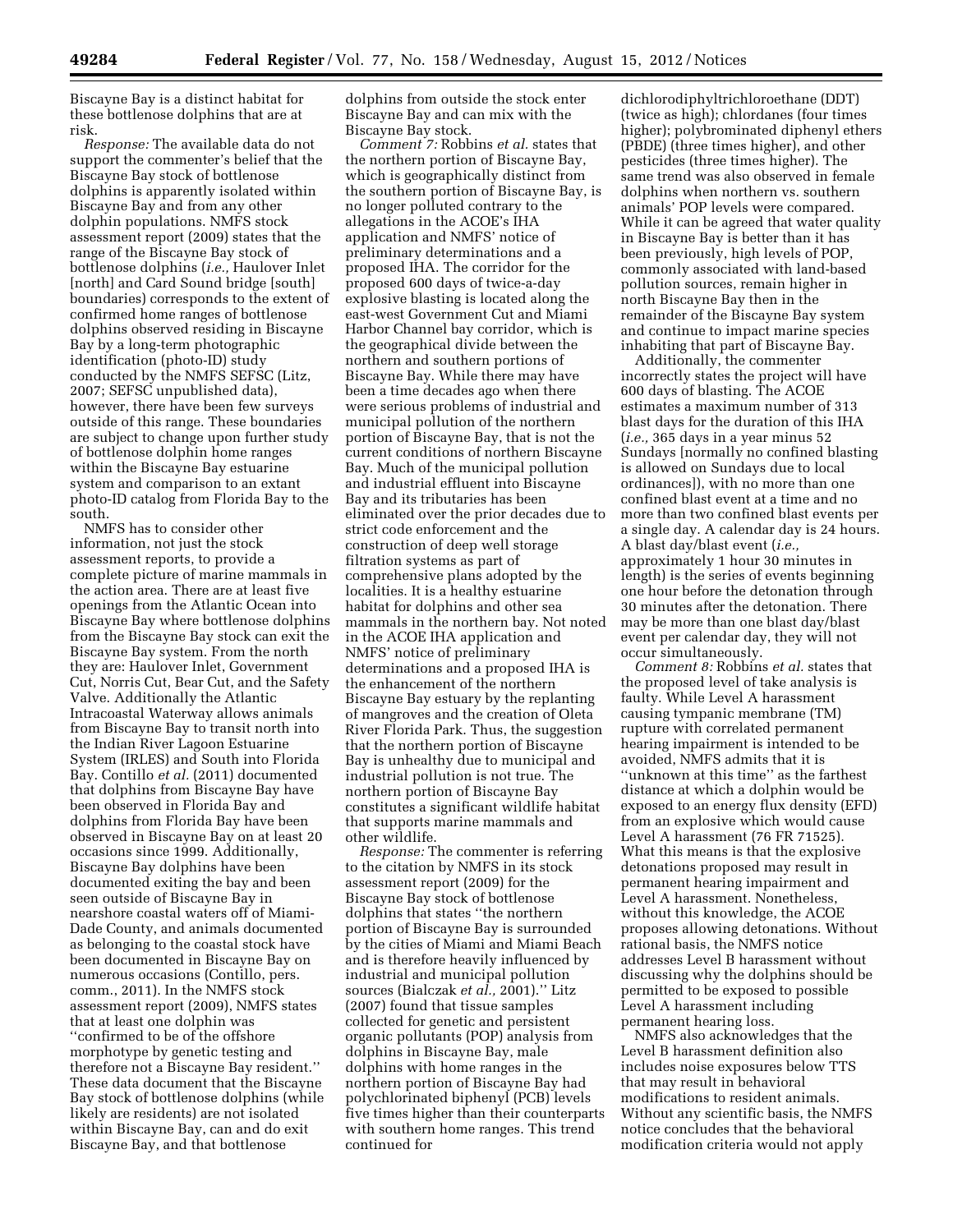Biscayne Bay is a distinct habitat for these bottlenose dolphins that are at risk.

*Response:* The available data do not support the commenter's belief that the Biscayne Bay stock of bottlenose dolphins is apparently isolated within Biscayne Bay and from any other dolphin populations. NMFS stock assessment report (2009) states that the range of the Biscayne Bay stock of bottlenose dolphins (*i.e.,* Haulover Inlet [north] and Card Sound bridge [south] boundaries) corresponds to the extent of confirmed home ranges of bottlenose dolphins observed residing in Biscayne Bay by a long-term photographic identification (photo-ID) study conducted by the NMFS SEFSC (Litz, 2007; SEFSC unpublished data), however, there have been few surveys outside of this range. These boundaries are subject to change upon further study of bottlenose dolphin home ranges within the Biscayne Bay estuarine system and comparison to an extant photo-ID catalog from Florida Bay to the south.

NMFS has to consider other information, not just the stock assessment reports, to provide a complete picture of marine mammals in the action area. There are at least five openings from the Atlantic Ocean into Biscayne Bay where bottlenose dolphins from the Biscayne Bay stock can exit the Biscayne Bay system. From the north they are: Haulover Inlet, Government Cut, Norris Cut, Bear Cut, and the Safety Valve. Additionally the Atlantic Intracoastal Waterway allows animals from Biscayne Bay to transit north into the Indian River Lagoon Estuarine System (IRLES) and South into Florida Bay. Contillo *et al.* (2011) documented that dolphins from Biscayne Bay have been observed in Florida Bay and dolphins from Florida Bay have been observed in Biscayne Bay on at least 20 occasions since 1999. Additionally, Biscayne Bay dolphins have been documented exiting the bay and been seen outside of Biscayne Bay in nearshore coastal waters off of Miami-Dade County, and animals documented as belonging to the coastal stock have been documented in Biscayne Bay on numerous occasions (Contillo, pers. comm., 2011). In the NMFS stock assessment report (2009), NMFS states that at least one dolphin was ''confirmed to be of the offshore morphotype by genetic testing and therefore not a Biscayne Bay resident.'' These data document that the Biscayne Bay stock of bottlenose dolphins (while likely are residents) are not isolated within Biscayne Bay, can and do exit Biscayne Bay, and that bottlenose dolphins from outside the stock enter Biscayne Bay and can mix with the Biscayne Bay stock.

*Comment 7:* Robbins *et al.* states that the northern portion of Biscayne Bay, which is geographically distinct from the southern portion of Biscayne Bay, is no longer polluted contrary to the allegations in the ACOE's IHA application and NMFS' notice of preliminary determinations and a proposed IHA. The corridor for the proposed 600 days of twice-a-day explosive blasting is located along the east-west Government Cut and Miami Harbor Channel bay corridor, which is the geographical divide between the northern and southern portions of Biscayne Bay. While there may have been a time decades ago when there were serious problems of industrial and municipal pollution of the northern portion of Biscayne Bay, that is not the current conditions of northern Biscayne Bay. Much of the municipal pollution and industrial effluent into Biscayne Bay and its tributaries has been eliminated over the prior decades due to strict code enforcement and the construction of deep well storage filtration systems as part of comprehensive plans adopted by the localities. It is a healthy estuarine habitat for dolphins and other sea mammals in the northern bay. Not noted in the ACOE IHA application and NMFS' notice of preliminary determinations and a proposed IHA is the enhancement of the northern Biscayne Bay estuary by the replanting of mangroves and the creation of Oleta River Florida Park. Thus, the suggestion that the northern portion of Biscayne Bay is unhealthy due to municipal and industrial pollution is not true. The northern portion of Biscayne Bay constitutes a significant wildlife habitat that supports marine mammals and other wildlife.

*Response:* The commenter is referring to the citation by NMFS in its stock assessment report (2009) for the Biscayne Bay stock of bottlenose dolphins that states ''the northern portion of Biscayne Bay is surrounded by the cities of Miami and Miami Beach and is therefore heavily influenced by industrial and municipal pollution sources (Bialczak *et al.,* 2001).'' Litz (2007) found that tissue samples collected for genetic and persistent organic pollutants (POP) analysis from dolphins in Biscayne Bay, male dolphins with home ranges in the northern portion of Biscayne Bay had polychlorinated biphenyl (PCB) levels five times higher than their counterparts with southern home ranges. This trend continued for dichlorodiphyltrichloroethane (DDT) (twice as high); chlordanes (four times higher); polybrominated diphenyl ethers (PBDE) (three times higher), and other pesticides (three times higher). The same trend was also observed in female dolphins when northern vs. southern animals' POP levels were compared. While it can be agreed that water quality in Biscayne Bay is better than it has been previously, high levels of POP, commonly associated with land-based pollution sources, remain higher in north Biscayne Bay then in the remainder of the Biscayne Bay system and continue to impact marine species inhabiting that part of Biscayne Bay.

Additionally, the commenter incorrectly states the project will have 600 days of blasting. The ACOE estimates a maximum number of 313 blast days for the duration of this IHA (*i.e.,* 365 days in a year minus 52 Sundays [normally no confined blasting is allowed on Sundays due to local ordinances]), with no more than one confined blast event at a time and no more than two confined blast events per a single day. A calendar day is 24 hours. A blast day/blast event (*i.e.,* approximately 1 hour 30 minutes in length) is the series of events beginning one hour before the detonation through 30 minutes after the detonation. There may be more than one blast day/blast event per calendar day, they will not occur simultaneously.

*Comment 8:* Robbins *et al.* states that the proposed level of take analysis is faulty. While Level A harassment causing tympanic membrane (TM) rupture with correlated permanent hearing impairment is intended to be avoided, NMFS admits that it is ''unknown at this time'' as the farthest distance at which a dolphin would be exposed to an energy flux density (EFD) from an explosive which would cause Level A harassment (76 FR 71525). What this means is that the explosive detonations proposed may result in permanent hearing impairment and Level A harassment. Nonetheless, without this knowledge, the ACOE proposes allowing detonations. Without rational basis, the NMFS notice addresses Level B harassment without discussing why the dolphins should be permitted to be exposed to possible Level A harassment including permanent hearing loss.

NMFS also acknowledges that the Level B harassment definition also includes noise exposures below TTS that may result in behavioral modifications to resident animals. Without any scientific basis, the NMFS notice concludes that the behavioral modification criteria would not apply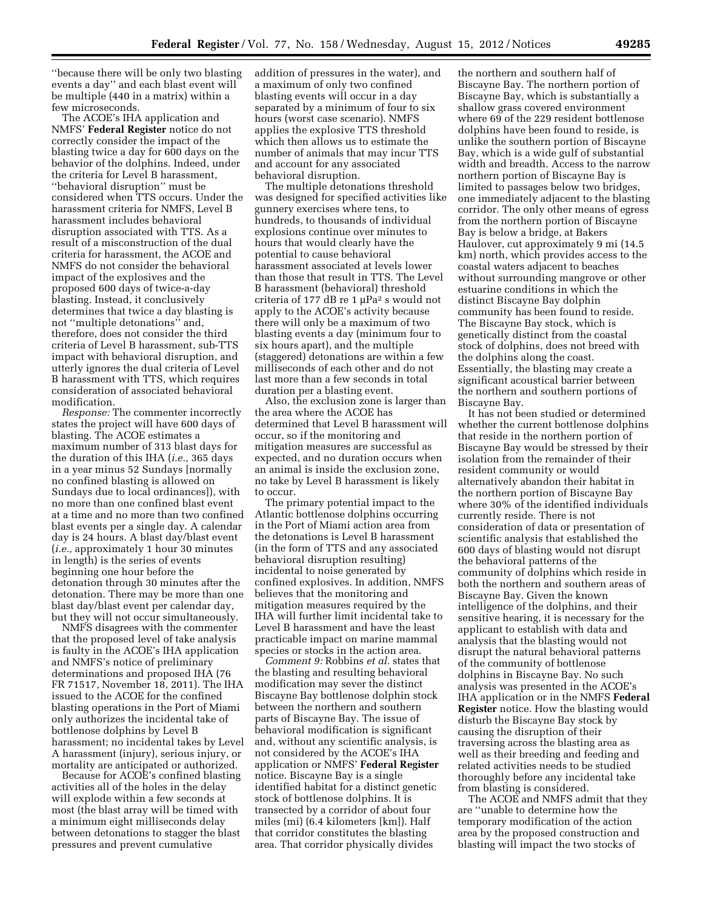''because there will be only two blasting events a day'' and each blast event will be multiple (440 in a matrix) within a few microseconds.

The ACOE's IHA application and NMFS' **Federal Register** notice do not correctly consider the impact of the blasting twice a day for 600 days on the behavior of the dolphins. Indeed, under the criteria for Level B harassment, ''behavioral disruption'' must be considered when TTS occurs. Under the harassment criteria for NMFS, Level B harassment includes behavioral disruption associated with TTS. As a result of a misconstruction of the dual criteria for harassment, the ACOE and NMFS do not consider the behavioral impact of the explosives and the proposed 600 days of twice-a-day blasting. Instead, it conclusively determines that twice a day blasting is not ''multiple detonations'' and, therefore, does not consider the third criteria of Level B harassment, sub-TTS impact with behavioral disruption, and utterly ignores the dual criteria of Level B harassment with TTS, which requires consideration of associated behavioral modification.

*Response:* The commenter incorrectly states the project will have 600 days of blasting. The ACOE estimates a maximum number of 313 blast days for the duration of this IHA (*i.e.,* 365 days in a year minus 52 Sundays [normally no confined blasting is allowed on Sundays due to local ordinances]), with no more than one confined blast event at a time and no more than two confined blast events per a single day. A calendar day is 24 hours. A blast day/blast event (*i.e.,* approximately 1 hour 30 minutes in length) is the series of events beginning one hour before the detonation through 30 minutes after the detonation. There may be more than one blast day/blast event per calendar day, but they will not occur simultaneously.

NMFS disagrees with the commenter that the proposed level of take analysis is faulty in the ACOE's IHA application and NMFS's notice of preliminary determinations and proposed IHA (76 FR 71517, November 18, 2011). The IHA issued to the ACOE for the confined blasting operations in the Port of Miami only authorizes the incidental take of bottlenose dolphins by Level B harassment; no incidental takes by Level A harassment (injury), serious injury, or mortality are anticipated or authorized.

Because for ACOE's confined blasting activities all of the holes in the delay will explode within a few seconds at most (the blast array will be timed with a minimum eight milliseconds delay between detonations to stagger the blast pressures and prevent cumulative addition of pressures in the water), and a maximum of only two confined blasting events will occur in a day separated by a minimum of four to six hours (worst case scenario). NMFS applies the explosive TTS threshold which then allows us to estimate the number of animals that may incur TTS and account for any associated behavioral disruption.

The multiple detonations threshold was designed for specified activities like gunnery exercises where tens, to hundreds, to thousands of individual explosions continue over minutes to hours that would clearly have the potential to cause behavioral harassment associated at levels lower than those that result in TTS. The Level B harassment (behavioral) threshold criteria of 177 dB re 1 $\mu Pa^2$ s would not apply to the ACOE's activity because there will only be a maximum of two blasting events a day (minimum four to six hours apart), and the multiple (staggered) detonations are within a few milliseconds of each other and do not last more than a few seconds in total duration per a blasting event.

Also, the exclusion zone is larger than the area where the ACOE has determined that Level B harassment will occur, so if the monitoring and mitigation measures are successful as expected, and no duration occurs when an animal is inside the exclusion zone, no take by Level B harassment is likely to occur.

The primary potential impact to the Atlantic bottlenose dolphins occurring in the Port of Miami action area from the detonations is Level B harassment (in the form of TTS and any associated behavioral disruption resulting) incidental to noise generated by confined explosives. In addition, NMFS believes that the monitoring and mitigation measures required by the IHA will further limit incidental take to Level B harassment and have the least practicable impact on marine mammal species or stocks in the action area.

*Comment 9:* Robbins *et al*. states that the blasting and resulting behavioral modification may sever the distinct Biscayne Bay bottlenose dolphin stock between the northern and southern parts of Biscayne Bay. The issue of behavioral modification is significant and, without any scientific analysis, is not considered by the ACOE's IHA application or NMFS' **Federal Register** notice. Biscayne Bay is a single identified habitat for a distinct genetic stock of bottlenose dolphins. It is transected by a corridor of about four miles (mi) (6.4 kilometers [km]). Half that corridor constitutes the blasting area. That corridor physically divides the northern and southern half of Biscayne Bay. The northern portion of Biscayne Bay, which is substantially a shallow grass covered environment where 69 of the 229 resident bottlenose dolphins have been found to reside, is unlike the southern portion of Biscayne Bay, which is a wide gulf of substantial width and breadth. Access to the narrow northern portion of Biscayne Bay is limited to passages below two bridges, one immediately adjacent to the blasting corridor. The only other means of egress from the northern portion of Biscayne Bay is below a bridge, at Bakers Haulover, cut approximately 9 mi (14.5 km) north, which provides access to the coastal waters adjacent to beaches without surrounding mangrove or other estuarine conditions in which the distinct Biscayne Bay dolphin community has been found to reside. The Biscayne Bay stock, which is genetically distinct from the coastal stock of dolphins, does not breed with the dolphins along the coast. Essentially, the blasting may create a significant acoustical barrier between the northern and southern portions of Biscayne Bay.

It has not been studied or determined whether the current bottlenose dolphins that reside in the northern portion of Biscayne Bay would be stressed by their isolation from the remainder of their resident community or would alternatively abandon their habitat in the northern portion of Biscayne Bay where 30% of the identified individuals currently reside. There is not consideration of data or presentation of scientific analysis that established the 600 days of blasting would not disrupt the behavioral patterns of the community of dolphins which reside in both the northern and southern areas of Biscayne Bay. Given the known intelligence of the dolphins, and their sensitive hearing, it is necessary for the applicant to establish with data and analysis that the blasting would not disrupt the natural behavioral patterns of the community of bottlenose dolphins in Biscayne Bay. No such analysis was presented in the ACOE's IHA application or in the NMFS **Federal Register** notice. How the blasting would disturb the Biscayne Bay stock by causing the disruption of their traversing across the blasting area as well as their breeding and feeding and related activities needs to be studied thoroughly before any incidental take from blasting is considered.

The ACOE and NMFS admit that they are ''unable to determine how the temporary modification of the action area by the proposed construction and blasting will impact the two stocks of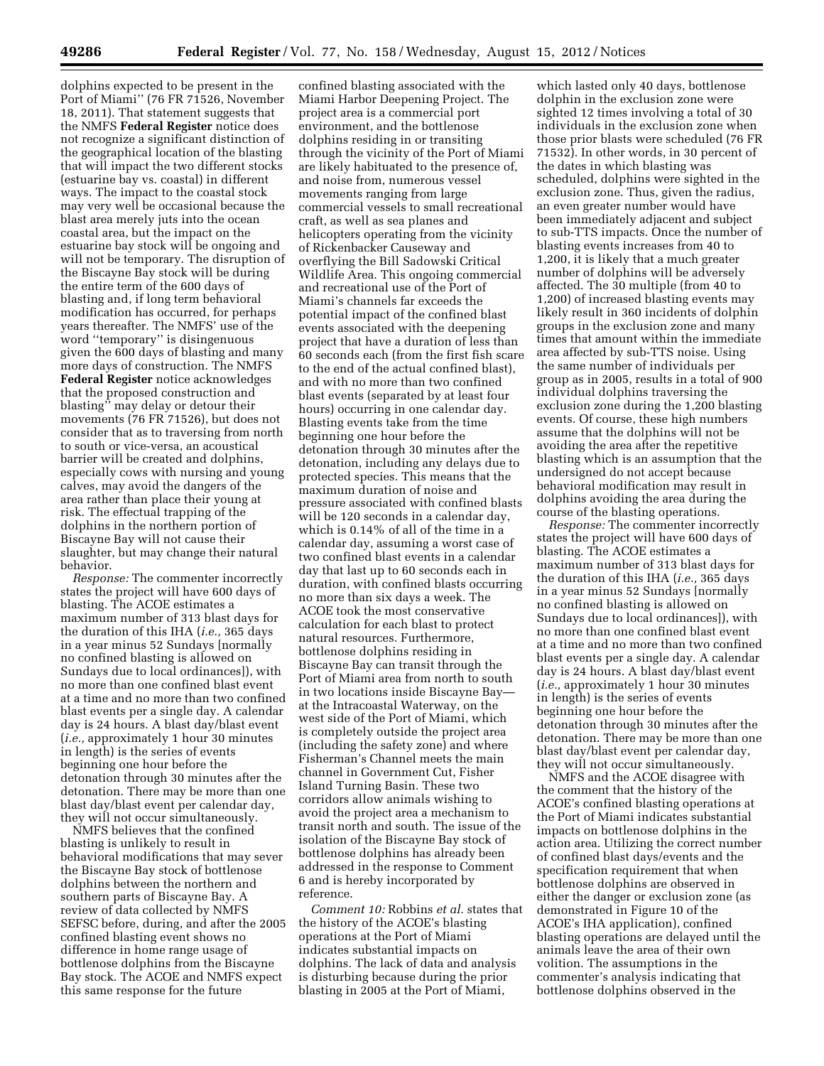dolphins expected to be present in the Port of Miami'' (76 FR 71526, November 18, 2011). That statement suggests that the NMFS **Federal Register** notice does not recognize a significant distinction of the geographical location of the blasting that will impact the two different stocks (estuarine bay vs. coastal) in different ways. The impact to the coastal stock may very well be occasional because the blast area merely juts into the ocean coastal area, but the impact on the estuarine bay stock will be ongoing and will not be temporary. The disruption of the Biscayne Bay stock will be during the entire term of the 600 days of blasting and, if long term behavioral modification has occurred, for perhaps years thereafter. The NMFS' use of the word ''temporary'' is disingenuous given the 600 days of blasting and many more days of construction. The NMFS **Federal Register** notice acknowledges that the proposed construction and blasting'' may delay or detour their movements (76 FR 71526), but does not consider that as to traversing from north to south or vice-versa, an acoustical barrier will be created and dolphins, especially cows with nursing and young calves, may avoid the dangers of the area rather than place their young at risk. The effectual trapping of the dolphins in the northern portion of Biscayne Bay will not cause their slaughter, but may change their natural behavior.

*Response:* The commenter incorrectly states the project will have 600 days of blasting. The ACOE estimates a maximum number of 313 blast days for the duration of this IHA (*i.e.,* 365 days in a year minus 52 Sundays [normally no confined blasting is allowed on Sundays due to local ordinances]), with no more than one confined blast event at a time and no more than two confined blast events per a single day. A calendar day is 24 hours. A blast day/blast event (*i.e.,* approximately 1 hour 30 minutes in length) is the series of events beginning one hour before the detonation through 30 minutes after the detonation. There may be more than one blast day/blast event per calendar day, they will not occur simultaneously.

NMFS believes that the confined blasting is unlikely to result in behavioral modifications that may sever the Biscayne Bay stock of bottlenose dolphins between the northern and southern parts of Biscayne Bay. A review of data collected by NMFS SEFSC before, during, and after the 2005 confined blasting event shows no difference in home range usage of bottlenose dolphins from the Biscayne Bay stock. The ACOE and NMFS expect this same response for the future confined blasting associated with the Miami Harbor Deepening Project. The project area is a commercial port environment, and the bottlenose dolphins residing in or transiting through the vicinity of the Port of Miami are likely habituated to the presence of, and noise from, numerous vessel movements ranging from large commercial vessels to small recreational craft, as well as sea planes and helicopters operating from the vicinity of Rickenbacker Causeway and overflying the Bill Sadowski Critical Wildlife Area. This ongoing commercial and recreational use of the Port of Miami's channels far exceeds the potential impact of the confined blast events associated with the deepening project that have a duration of less than 60 seconds each (from the first fish scare to the end of the actual confined blast), and with no more than two confined blast events (separated by at least four hours) occurring in one calendar day. Blasting events take from the time beginning one hour before the detonation through 30 minutes after the detonation, including any delays due to protected species. This means that the maximum duration of noise and pressure associated with confined blasts will be 120 seconds in a calendar day, which is 0.14% of all of the time in a calendar day, assuming a worst case of two confined blast events in a calendar day that last up to 60 seconds each in duration, with confined blasts occurring no more than six days a week. The ACOE took the most conservative calculation for each blast to protect natural resources. Furthermore, bottlenose dolphins residing in Biscayne Bay can transit through the Port of Miami area from north to south in two locations inside Biscayne Bay—at the Intracoastal Waterway, on the west side of the Port of Miami, which is completely outside the project area (including the safety zone) and where Fisherman's Channel meets the main channel in Government Cut, Fisher Island Turning Basin. These two corridors allow animals wishing to avoid the project area a mechanism to transit north and south. The issue of the isolation of the Biscayne Bay stock of bottlenose dolphins has already been addressed in the response to Comment 6 and is hereby incorporated by reference.

*Comment 10:* Robbins *et al.* states that the history of the ACOE's blasting operations at the Port of Miami indicates substantial impacts on dolphins. The lack of data and analysis is disturbing because during the prior blasting in 2005 at the Port of Miami, which lasted only 40 days, bottlenose dolphin in the exclusion zone were sighted 12 times involving a total of 30 individuals in the exclusion zone when those prior blasts were scheduled (76 FR 71532). In other words, in 30 percent of the dates in which blasting was scheduled, dolphins were sighted in the exclusion zone. Thus, given the radius, an even greater number would have been immediately adjacent and subject to sub-TTS impacts. Once the number of blasting events increases from 40 to 1,200, it is likely that a much greater number of dolphins will be adversely affected. The 30 multiple (from 40 to 1,200) of increased blasting events may likely result in 360 incidents of dolphin groups in the exclusion zone and many times that amount within the immediate area affected by sub-TTS noise. Using the same number of individuals per group as in 2005, results in a total of 900 individual dolphins traversing the exclusion zone during the 1,200 blasting events. Of course, these high numbers assume that the dolphins will not be avoiding the area after the repetitive blasting which is an assumption that the undersigned do not accept because behavioral modification may result in dolphins avoiding the area during the course of the blasting operations.

*Response:* The commenter incorrectly states the project will have 600 days of blasting. The ACOE estimates a maximum number of 313 blast days for the duration of this IHA (*i.e.,* 365 days in a year minus 52 Sundays [normally no confined blasting is allowed on Sundays due to local ordinances]), with no more than one confined blast event at a time and no more than two confined blast events per a single day. A calendar day is 24 hours. A blast day/blast event (*i.e.,* approximately 1 hour 30 minutes in length) is the series of events beginning one hour before the detonation through 30 minutes after the detonation. There may be more than one blast day/blast event per calendar day, they will not occur simultaneously.

NMFS and the ACOE disagree with the comment that the history of the ACOE's confined blasting operations at the Port of Miami indicates substantial impacts on bottlenose dolphins in the action area. Utilizing the correct number of confined blast days/events and the specification requirement that when bottlenose dolphins are observed in either the danger or exclusion zone (as demonstrated in Figure 10 of the ACOE's IHA application), confined blasting operations are delayed until the animals leave the area of their own volition. The assumptions in the commenter's analysis indicating that bottlenose dolphins observed in the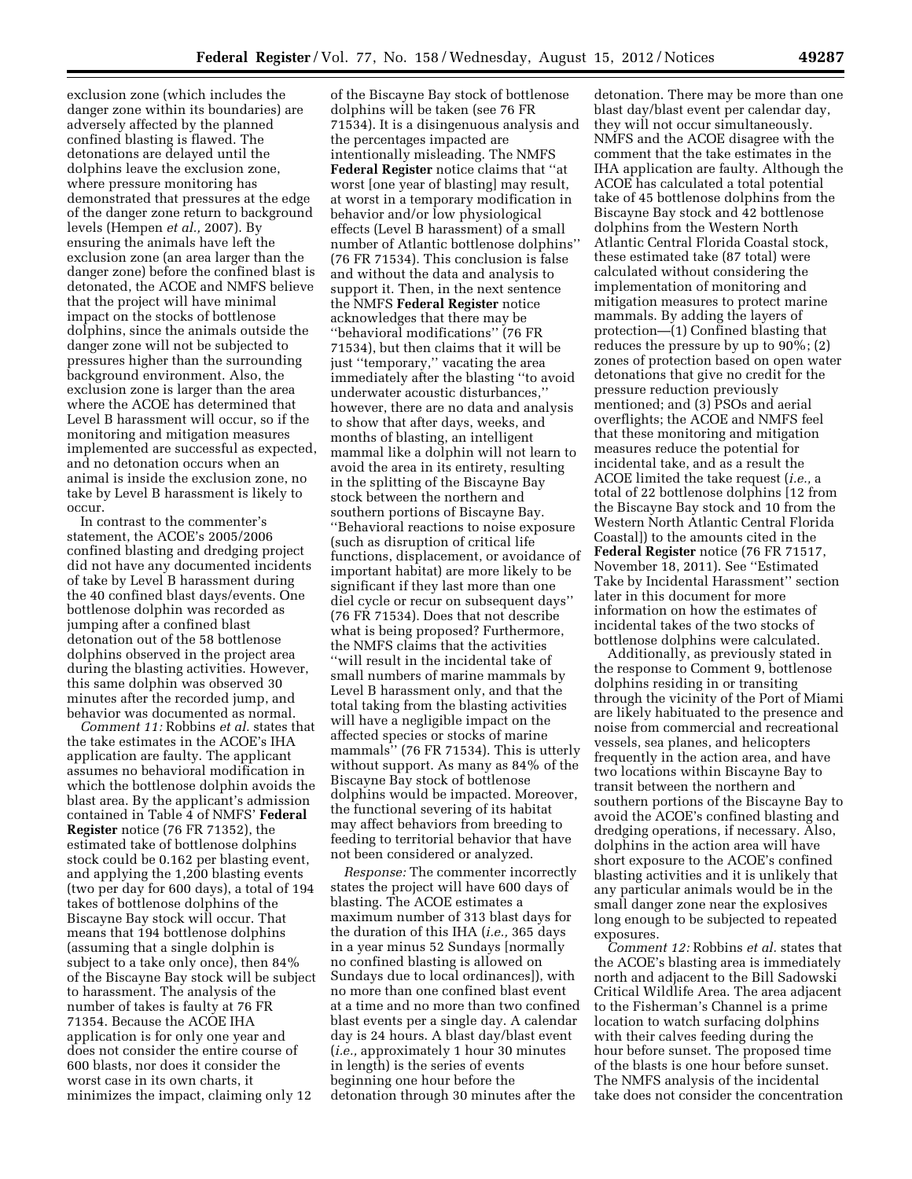exclusion zone (which includes the danger zone within its boundaries) are adversely affected by the planned confined blasting is flawed. The detonations are delayed until the dolphins leave the exclusion zone, where pressure monitoring has demonstrated that pressures at the edge of the danger zone return to background levels (Hempen *et al.,* 2007). By ensuring the animals have left the exclusion zone (an area larger than the danger zone) before the confined blast is detonated, the ACOE and NMFS believe that the project will have minimal impact on the stocks of bottlenose dolphins, since the animals outside the danger zone will not be subjected to pressures higher than the surrounding background environment. Also, the exclusion zone is larger than the area where the ACOE has determined that Level B harassment will occur, so if the monitoring and mitigation measures implemented are successful as expected, and no detonation occurs when an animal is inside the exclusion zone, no take by Level B harassment is likely to occur.

In contrast to the commenter's statement, the ACOE's 2005/2006 confined blasting and dredging project did not have any documented incidents of take by Level B harassment during the 40 confined blast days/events. One bottlenose dolphin was recorded as jumping after a confined blast detonation out of the 58 bottlenose dolphins observed in the project area during the blasting activities. However, this same dolphin was observed 30 minutes after the recorded jump, and behavior was documented as normal.

*Comment 11:* Robbins *et al.* states that the take estimates in the ACOE's IHA application are faulty. The applicant assumes no behavioral modification in which the bottlenose dolphin avoids the blast area. By the applicant's admission contained in Table 4 of NMFS' **Federal Register** notice (76 FR 71352), the estimated take of bottlenose dolphins stock could be 0.162 per blasting event, and applying the 1,200 blasting events (two per day for 600 days), a total of 194 takes of bottlenose dolphins of the Biscayne Bay stock will occur. That means that 194 bottlenose dolphins (assuming that a single dolphin is subject to a take only once), then 84% of the Biscayne Bay stock will be subject to harassment. The analysis of the number of takes is faulty at 76 FR 71354. Because the ACOE IHA application is for only one year and does not consider the entire course of 600 blasts, nor does it consider the worst case in its own charts, it minimizes the impact, claiming only 12 of the Biscayne Bay stock of bottlenose dolphins will be taken (see 76 FR 71534). It is a disingenuous analysis and the percentages impacted are intentionally misleading. The NMFS **Federal Register** notice claims that "at worst [one year of blasting] may result, at worst in a temporary modification in behavior and/or low physiological effects (Level B harassment) of a small number of Atlantic bottlenose dolphins" (76 FR 71534). This conclusion is false and without the data and analysis to support it. Then, in the next sentence the NMFS **Federal Register** notice acknowledges that there may be "behavioral modifications" (76 FR 71534), but then claims that it will be just "temporary," vacating the area immediately after the blasting "to avoid underwater acoustic disturbances," however, there are no data and analysis to show that after days, weeks, and months of blasting, an intelligent mammal like a dolphin will not learn to avoid the area in its entirety, resulting in the splitting of the Biscayne Bay stock between the northern and southern portions of Biscayne Bay. "Behavioral reactions to noise exposure (such as disruption of critical life functions, displacement, or avoidance of important habitat) are more likely to be significant if they last more than one diel cycle or recur on subsequent days" (76 FR 71534). Does that not describe what is being proposed? Furthermore, the NMFS claims that the activities "will result in the incidental take of small numbers of marine mammals by Level B harassment only, and that the total taking from the blasting activities will have a negligible impact on the affected species or stocks of marine mammals" (76 FR 71534). This is utterly without support. As many as 84% of the Biscayne Bay stock of bottlenose dolphins would be impacted. Moreover, the functional severing of its habitat may affect behaviors from breeding to feeding to territorial behavior that have not been considered or analyzed.

*Response:* The commenter incorrectly states the project will have 600 days of blasting. The ACOE estimates a maximum number of 313 blast days for the duration of this IHA (*i.e.,* 365 days in a year minus 52 Sundays [normally no confined blasting is allowed on Sundays due to local ordinances]), with no more than one confined blast event at a time and no more than two confined blast events per a single day. A calendar day is 24 hours. A blast day/blast event (*i.e.,* approximately 1 hour 30 minutes in length) is the series of events beginning one hour before the detonation through 30 minutes after the detonation. There may be more than one blast day/blast event per calendar day, they will not occur simultaneously. NMFS and the ACOE disagree with the comment that the take estimates in the IHA application are faulty. Although the ACOE has calculated a total potential take of 45 bottlenose dolphins from the Biscayne Bay stock and 42 bottlenose dolphins from the Western North Atlantic Central Florida Coastal stock, these estimated take (87 total) were calculated without considering the implementation of monitoring and mitigation measures to protect marine mammals. By adding the layers of protection—(1) Confined blasting that reduces the pressure by up to 90%; (2) zones of protection based on open water detonations that give no credit for the pressure reduction previously mentioned; and (3) PSOs and aerial overflights; the ACOE and NMFS feel that these monitoring and mitigation measures reduce the potential for incidental take, and as a result the ACOE limited the take request (*i.e.,* a total of 22 bottlenose dolphins [12 from the Biscayne Bay stock and 10 from the Western North Atlantic Central Florida Coastal]) to the amounts cited in the **Federal Register** notice (76 FR 71517, November 18, 2011). See "Estimated Take by Incidental Harassment" section later in this document for more information on how the estimates of incidental takes of the two stocks of bottlenose dolphins were calculated.

Additionally, as previously stated in the response to Comment 9, bottlenose dolphins residing in or transiting through the vicinity of the Port of Miami are likely habituated to the presence and noise from commercial and recreational vessels, sea planes, and helicopters frequently in the action area, and have two locations within Biscayne Bay to transit between the northern and southern portions of the Biscayne Bay to avoid the ACOE's confined blasting and dredging operations, if necessary. Also, dolphins in the action area will have short exposure to the ACOE's confined blasting activities and it is unlikely that any particular animals would be in the small danger zone near the explosives long enough to be subjected to repeated exposures.

*Comment 12:* Robbins *et al.* states that the ACOE's blasting area is immediately north and adjacent to the Bill Sadowski Critical Wildlife Area. The area adjacent to the Fisherman's Channel is a prime location to watch surfacing dolphins with their calves feeding during the hour before sunset. The proposed time of the blasts is one hour before sunset. The NMFS analysis of the incidental take does not consider the concentration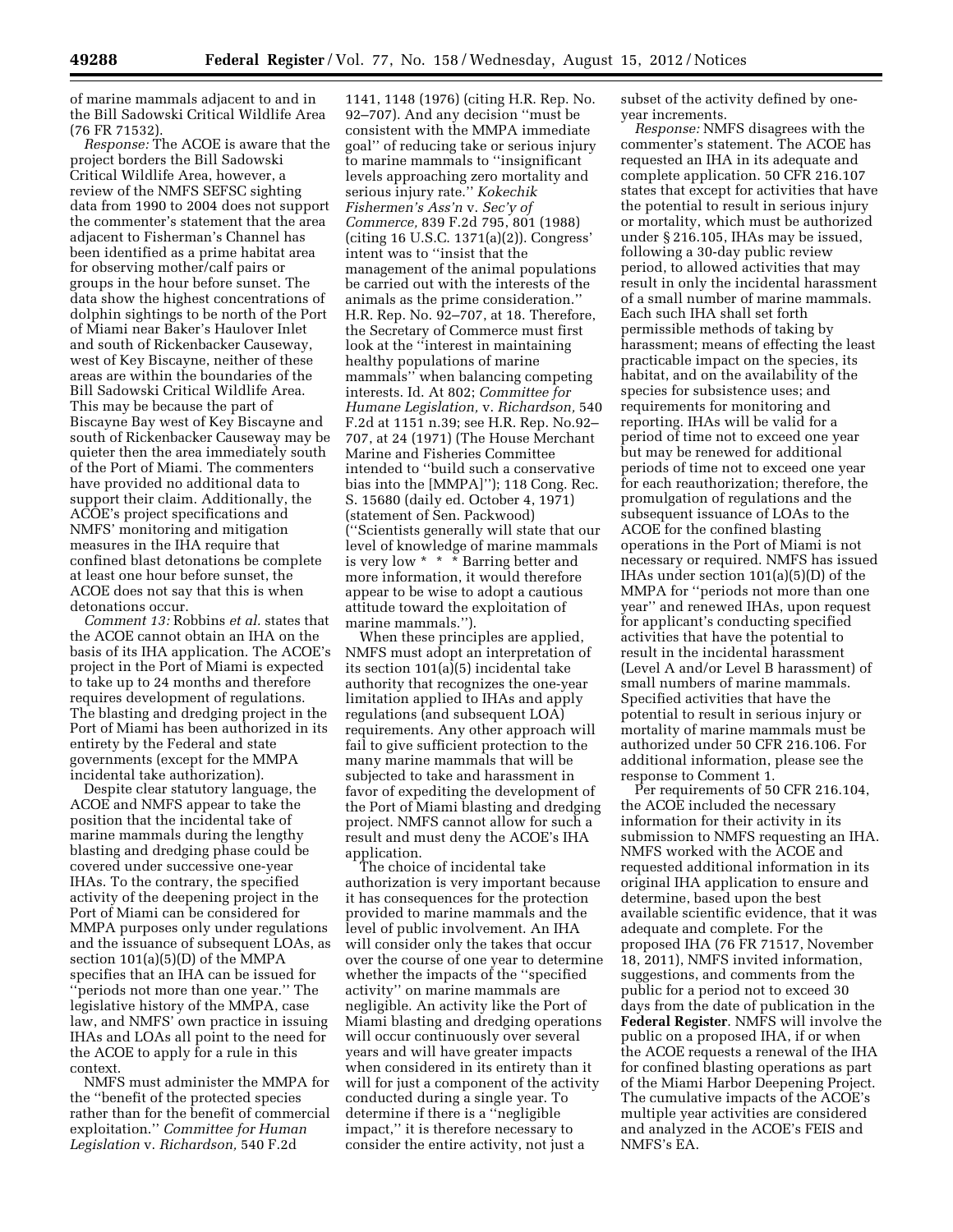of marine mammals adjacent to and in the Bill Sadowski Critical Wildlife Area (76 FR 71532).

*Response:* The ACOE is aware that the project borders the Bill Sadowski Critical Wildlife Area, however, a review of the NMFS SEFSC sighting data from 1990 to 2004 does not support the commenter's statement that the area adjacent to Fisherman's Channel has been identified as a prime habitat area for observing mother/calf pairs or groups in the hour before sunset. The data show the highest concentrations of dolphin sightings to be north of the Port of Miami near Baker's Haulover Inlet and south of Rickenbacker Causeway, west of Key Biscayne, neither of these areas are within the boundaries of the Bill Sadowski Critical Wildlife Area. This may be because the part of Biscayne Bay west of Key Biscayne and south of Rickenbacker Causeway may be quieter then the area immediately south of the Port of Miami. The commenters have provided no additional data to support their claim. Additionally, the ACOE's project specifications and NMFS' monitoring and mitigation measures in the IHA require that confined blast detonations be complete at least one hour before sunset, the ACOE does not say that this is when detonations occur.

*Comment 13:* Robbins *et al.* states that the ACOE cannot obtain an IHA on the basis of its IHA application. The ACOE's project in the Port of Miami is expected to take up to 24 months and therefore requires development of regulations. The blasting and dredging project in the Port of Miami has been authorized in its entirety by the Federal and state governments (except for the MMPA incidental take authorization).

Despite clear statutory language, the ACOE and NMFS appear to take the position that the incidental take of marine mammals during the lengthy blasting and dredging phase could be covered under successive one-year IHAs. To the contrary, the specified activity of the deepening project in the Port of Miami can be considered for MMPA purposes only under regulations and the issuance of subsequent LOAs, as section 101(a)(5)(D) of the MMPA specifies that an IHA can be issued for ''periods not more than one year.'' The legislative history of the MMPA, case law, and NMFS' own practice in issuing IHAs and LOAs all point to the need for the ACOE to apply for a rule in this context.

NMFS must administer the MMPA for the ''benefit of the protected species rather than for the benefit of commercial exploitation.'' *Committee for Human Legislation* v. *Richardson,* 540 F.2d 1141, 1148 (1976) (citing H.R. Rep. No. 92–707). And any decision ''must be consistent with the MMPA immediate goal'' of reducing take or serious injury to marine mammals to ''insignificant levels approaching zero mortality and serious injury rate.'' *Kokechik Fishermen's Ass'n* v. *Sec'y of Commerce,* 839 F.2d 795, 801 (1988) (citing 16 U.S.C. 1371(a)(2)). Congress' intent was to ''insist that the management of the animal populations be carried out with the interests of the animals as the prime consideration.'' H.R. Rep. No. 92–707, at 18. Therefore, the Secretary of Commerce must first look at the ''interest in maintaining healthy populations of marine mammals'' when balancing competing interests. Id. At 802; *Committee for Humane Legislation,* v. *Richardson,* 540 F.2d at 1151 n.39; see H.R. Rep. No.92–707, at 24 (1971) (The House Merchant Marine and Fisheries Committee intended to ''build such a conservative bias into the [MMPA]''); 118 Cong. Rec. S. 15680 (daily ed. October 4, 1971) (statement of Sen. Packwood) (''Scientists generally will state that our level of knowledge of marine mammals is very low * * * Barring better and more information, it would therefore appear to be wise to adopt a cautious attitude toward the exploitation of marine mammals.'').

When these principles are applied, NMFS must adopt an interpretation of its section 101(a)(5) incidental take authority that recognizes the one-year limitation applied to IHAs and apply regulations (and subsequent LOA) requirements. Any other approach will fail to give sufficient protection to the many marine mammals that will be subjected to take and harassment in favor of expediting the development of the Port of Miami blasting and dredging project. NMFS cannot allow for such a result and must deny the ACOE's IHA application.

The choice of incidental take authorization is very important because it has consequences for the protection provided to marine mammals and the level of public involvement. An IHA will consider only the takes that occur over the course of one year to determine whether the impacts of the ''specified activity'' on marine mammals are negligible. An activity like the Port of Miami blasting and dredging operations will occur continuously over several years and will have greater impacts when considered in its entirety than it will for just a component of the activity conducted during a single year. To determine if there is a ''negligible impact,'' it is therefore necessary to consider the entire activity, not just a subset of the activity defined by one-year increments.

*Response:* NMFS disagrees with the commenter's statement. The ACOE has requested an IHA in its adequate and complete application. 50 CFR 216.107 states that except for activities that have the potential to result in serious injury or mortality, which must be authorized under § 216.105, IHAs may be issued, following a 30-day public review period, to allowed activities that may result in only the incidental harassment of a small number of marine mammals. Each such IHA shall set forth permissible methods of taking by harassment; means of effecting the least practicable impact on the species, its habitat, and on the availability of the species for subsistence uses; and requirements for monitoring and reporting. IHAs will be valid for a period of time not to exceed one year but may be renewed for additional periods of time not to exceed one year for each reauthorization; therefore, the promulgation of regulations and the subsequent issuance of LOAs to the ACOE for the confined blasting operations in the Port of Miami is not necessary or required. NMFS has issued IHAs under section 101(a)(5)(D) of the MMPA for ''periods not more than one year'' and renewed IHAs, upon request for applicant's conducting specified activities that have the potential to result in the incidental harassment (Level A and/or Level B harassment) of small numbers of marine mammals. Specified activities that have the potential to result in serious injury or mortality of marine mammals must be authorized under 50 CFR 216.106. For additional information, please see the response to Comment 1.

Per requirements of 50 CFR 216.104, the ACOE included the necessary information for their activity in its submission to NMFS requesting an IHA. NMFS worked with the ACOE and requested additional information in its original IHA application to ensure and determine, based upon the best available scientific evidence, that it was adequate and complete. For the proposed IHA (76 FR 71517, November 18, 2011), NMFS invited information, suggestions, and comments from the public for a period not to exceed 30 days from the date of publication in the **Federal Register**. NMFS will involve the public on a proposed IHA, if or when the ACOE requests a renewal of the IHA for confined blasting operations as part of the Miami Harbor Deepening Project. The cumulative impacts of the ACOE's multiple year activities are considered and analyzed in the ACOE's FEIS and NMFS's EA.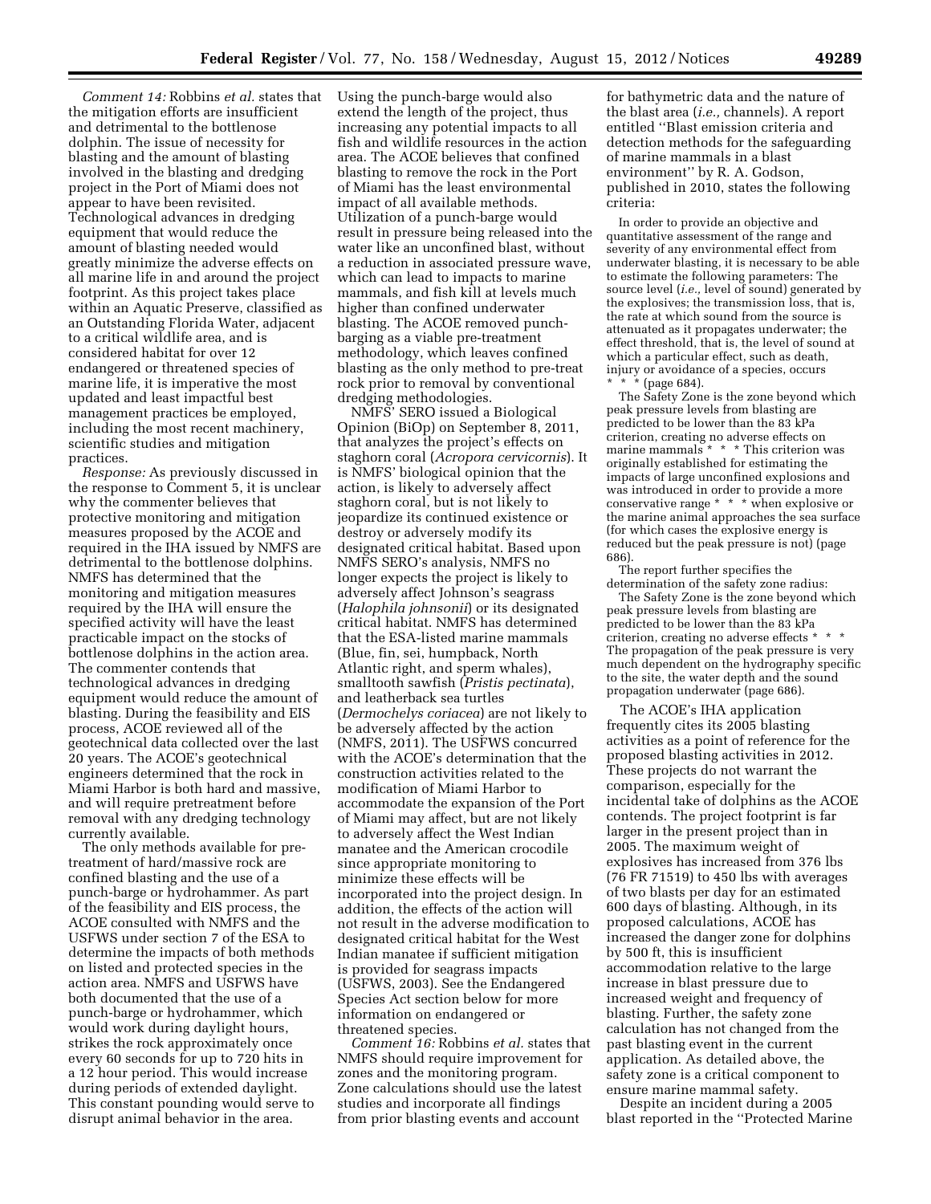*Comment 14:* Robbins *et al.* states that the mitigation efforts are insufficient and detrimental to the bottlenose dolphin. The issue of necessity for blasting and the amount of blasting involved in the blasting and dredging project in the Port of Miami does not appear to have been revisited. Technological advances in dredging equipment that would reduce the amount of blasting needed would greatly minimize the adverse effects on all marine life in and around the project footprint. As this project takes place within an Aquatic Preserve, classified as an Outstanding Florida Water, adjacent to a critical wildlife area, and is considered habitat for over 12 endangered or threatened species of marine life, it is imperative the most updated and least impactful best management practices be employed, including the most recent machinery, scientific studies and mitigation practices.

*Response:* As previously discussed in the response to Comment 5, it is unclear why the commenter believes that protective monitoring and mitigation measures proposed by the ACOE and required in the IHA issued by NMFS are detrimental to the bottlenose dolphins. NMFS has determined that the monitoring and mitigation measures required by the IHA will ensure the specified activity will have the least practicable impact on the stocks of bottlenose dolphins in the action area. The commenter contends that technological advances in dredging equipment would reduce the amount of blasting. During the feasibility and EIS process, ACOE reviewed all of the geotechnical data collected over the last 20 years. The ACOE's geotechnical engineers determined that the rock in Miami Harbor is both hard and massive, and will require pretreatment before removal with any dredging technology currently available.

The only methods available for pre-treatment of hard/massive rock are confined blasting and the use of a punch-barge or hydrohammer. As part of the feasibility and EIS process, the ACOE consulted with NMFS and the USFWS under section 7 of the ESA to determine the impacts of both methods on listed and protected species in the action area. NMFS and USFWS have both documented that the use of a punch-barge or hydrohammer, which would work during daylight hours, strikes the rock approximately once every 60 seconds for up to 720 hits in a 12 hour period. This would increase during periods of extended daylight. This constant pounding would serve to disrupt animal behavior in the area. Using the punch-barge would also extend the length of the project, thus increasing any potential impacts to all fish and wildlife resources in the action area. The ACOE believes that confined blasting to remove the rock in the Port of Miami has the least environmental impact of all available methods. Utilization of a punch-barge would result in pressure being released into the water like an unconfined blast, without a reduction in associated pressure wave, which can lead to impacts to marine mammals, and fish kill at levels much higher than confined underwater blasting. The ACOE removed punch-barging as a viable pre-treatment methodology, which leaves confined blasting as the only method to pre-treat rock prior to removal by conventional dredging methodologies.

NMFS' SERO issued a Biological Opinion (BiOp) on September 8, 2011, that analyzes the project's effects on staghorn coral (*Acropora cervicornis*). It is NMFS' biological opinion that the action, is likely to adversely affect staghorn coral, but is not likely to jeopardize its continued existence or destroy or adversely modify its designated critical habitat. Based upon NMFS SERO's analysis, NMFS no longer expects the project is likely to adversely affect Johnson's seagrass (*Halophila johnsonii*) or its designated critical habitat. NMFS has determined that the ESA-listed marine mammals (Blue, fin, sei, humpback, North Atlantic right, and sperm whales), smalltooth sawfish (*Pristis pectinata*), and leatherback sea turtles (*Dermochelys coriacea*) are not likely to be adversely affected by the action (NMFS, 2011). The USFWS concurred with the ACOE's determination that the construction activities related to the modification of Miami Harbor to accommodate the expansion of the Port of Miami may affect, but are not likely to adversely affect the West Indian manatee and the American crocodile since appropriate monitoring to minimize these effects will be incorporated into the project design. In addition, the effects of the action will not result in the adverse modification to designated critical habitat for the West Indian manatee if sufficient mitigation is provided for seagrass impacts (USFWS, 2003). See the Endangered Species Act section below for more information on endangered or threatened species.

*Comment 16:* Robbins *et al.* states that NMFS should require improvement for zones and the monitoring program. Zone calculations should use the latest studies and incorporate all findings from prior blasting events and account for bathymetric data and the nature of the blast area (*i.e.,* channels). A report entitled ''Blast emission criteria and detection methods for the safeguarding of marine mammals in a blast environment'' by R. A. Godson, published in 2010, states the following criteria:

> In order to provide an objective and quantitative assessment of the range and severity of any environmental effect from underwater blasting, it is necessary to be able to estimate the following parameters: The source level (*i.e.,* level of sound) generated by the explosives; the transmission loss, that is, the rate at which sound from the source is attenuated as it propagates underwater; the effect threshold, that is, the level of sound at which a particular effect, such as death, injury or avoidance of a species, occurs * * * (page 684).
>
> The Safety Zone is the zone beyond which peak pressure levels from blasting are predicted to be lower than the 83 kPa criterion, creating no adverse effects on marine mammals * * * This criterion was originally established for estimating the impacts of large unconfined explosions and was introduced in order to provide a more conservative range * * * when explosive or the marine animal approaches the sea surface (for which cases the explosive energy is reduced but the peak pressure is not) (page 686).

The report further specifies the determination of the safety zone radius:

> The Safety Zone is the zone beyond which peak pressure levels from blasting are predicted to be lower than the 83 kPa criterion, creating no adverse effects * * * The propagation of the peak pressure is very much dependent on the hydrography specific to the site, the water depth and the sound propagation underwater (page 686).

The ACOE's IHA application frequently cites its 2005 blasting activities as a point of reference for the proposed blasting activities in 2012. These projects do not warrant the comparison, especially for the incidental take of dolphins as the ACOE contends. The project footprint is far larger in the present project than in 2005. The maximum weight of explosives has increased from 376 lbs (76 FR 71519) to 450 lbs with averages of two blasts per day for an estimated 600 days of blasting. Although, in its proposed calculations, ACOE has increased the danger zone for dolphins by 500 ft, this is insufficient accommodation relative to the large increase in blast pressure due to increased weight and frequency of blasting. Further, the safety zone calculation has not changed from the past blasting event in the current application. As detailed above, the safety zone is a critical component to ensure marine mammal safety.

Despite an incident during a 2005 blast reported in the ''Protected Marine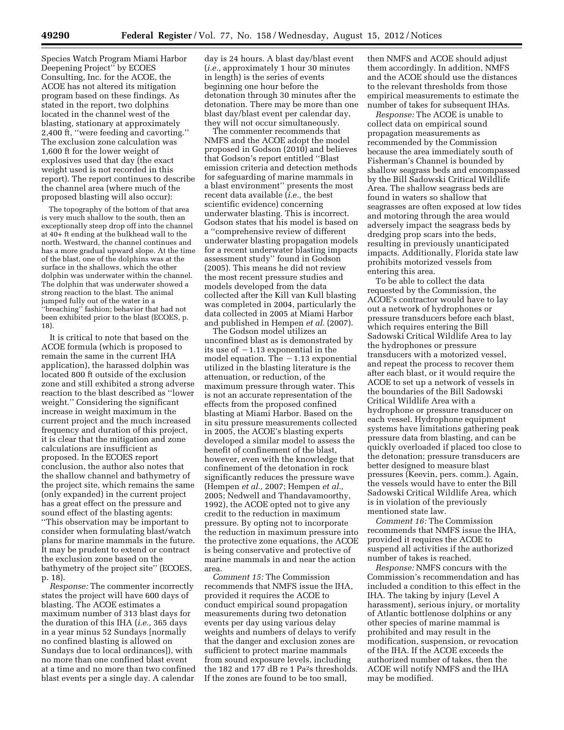Species Watch Program Miami Harbor Deepening Project'' by ECOES Consulting, Inc. for the ACOE, the ACOE has not altered its mitigation program based on these findings. As stated in the report, two dolphins located in the channel west of the blasting, stationary at approximately 2,400 ft, ''were feeding and cavorting.'' The exclusion zone calculation was 1,600 ft for the lower weight of explosives used that day (the exact weight used is not recorded in this report). The report continues to describe the channel area (where much of the proposed blasting will also occur):

> The topography of the bottom of that area is very much shallow to the south, then an exceptionally steep drop off into the channel at 40+ ft ending at the bulkhead wall to the north. Westward, the channel continues and has a more gradual upward slope. At the time of the blast, one of the dolphins was at the surface in the shallows, which the other dolphin was underwater within the channel. The dolphin that was underwater showed a strong reaction to the blast. The animal jumped fully out of the water in a ''breaching'' fashion; behavior that had not been exhibited prior to the blast (ECOES, p. 18).

It is critical to note that based on the ACOE formula (which is proposed to remain the same in the current IHA application), the harassed dolphin was located 800 ft outside of the exclusion zone and still exhibited a strong adverse reaction to the blast described as ''lower weight.'' Considering the significant increase in weight maximum in the current project and the much increased frequency and duration of this project, it is clear that the mitigation and zone calculations are insufficient as proposed. In the ECOES report conclusion, the author also notes that the shallow channel and bathymetry of the project site, which remains the same (only expanded) in the current project has a great effect on the pressure and sound effect of the blasting agents: ''This observation may be important to consider when formulating blast/watch plans for marine mammals in the future. It may be prudent to extend or contract the exclusion zone based on the bathymetry of the project site'' (ECOES, p. 18).

*Response:* The commenter incorrectly states the project will have 600 days of blasting. The ACOE estimates a maximum number of 313 blast days for the duration of this IHA (*i.e.,* 365 days in a year minus 52 Sundays [normally no confined blasting is allowed on Sundays due to local ordinances]), with no more than one confined blast event at a time and no more than two confined blast events per a single day. A calendar day is 24 hours. A blast day/blast event (*i.e.,* approximately 1 hour 30 minutes in length) is the series of events beginning one hour before the detonation through 30 minutes after the detonation. There may be more than one blast day/blast event per calendar day, they will not occur simultaneously.

The commenter recommends that NMFS and the ACOE adopt the model proposed in Godson (2010) and believes that Godson's report entitled ''Blast emission criteria and detection methods for safeguarding of marine mammals in a blast environment'' presents the most recent data available (*i.e.,* the best scientific evidence) concerning underwater blasting. This is incorrect. Godson states that his model is based on a ''comprehensive review of different underwater blasting propagation models for a recent underwater blasting impacts assessment study'' found in Godson (2005). This means he did not review the most recent pressure studies and models developed from the data collected after the Kill van Kull blasting was completed in 2004, particularly the data collected in 2005 at Miami Harbor and published in Hempen *et al.* (2007).

The Godson model utilizes an unconfined blast as is demonstrated by its use of $-1.13$ exponential in the model equation. The $-1.13$ exponential utilized in the blasting literature is the attenuation, or reduction, of the maximum pressure through water. This is not an accurate representation of the effects from the proposed confined blasting at Miami Harbor. Based on the in situ pressure measurements collected in 2005, the ACOE's blasting experts developed a similar model to assess the benefit of confinement of the blast, however, even with the knowledge that confinement of the detonation in rock significantly reduces the pressure wave (Hempen *et al.,* 2007; Hempen *et al.,* 2005; Nedwell and Thandavamoorthy, 1992), the ACOE opted not to give any credit to the reduction in maximum pressure. By opting not to incorporate the reduction in maximum pressure into the protective zone equations, the ACOE is being conservative and protective of marine mammals in and near the action area.

*Comment 15:* The Commission recommends that NMFS issue the IHA, provided it requires the ACOE to conduct empirical sound propagation measurements during two detonation events per day using various delay weights and numbers of delays to verify that the danger and exclusion zones are sufficient to protect marine mammals from sound exposure levels, including the 182 and 177 dB re 1 $Pa^2s$ thresholds. If the zones are found to be too small, then NMFS and ACOE should adjust them accordingly. In addition, NMFS and the ACOE should use the distances to the relevant thresholds from those empirical measurements to estimate the number of takes for subsequent IHAs.

*Response:* The ACOE is unable to collect data on empirical sound propagation measurements as recommended by the Commission because the area immediately south of Fisherman's Channel is bounded by shallow seagrass beds and encompassed by the Bill Sadowski Critical Wildlife Area. The shallow seagrass beds are found in waters so shallow that seagrasses are often exposed at low tides and motoring through the area would adversely impact the seagrass beds by dredging prop scars into the beds, resulting in previously unanticipated impacts. Additionally, Florida state law prohibits motorized vessels from entering this area.

To be able to collect the data requested by the Commission, the ACOE's contractor would have to lay out a network of hydrophones or pressure transducers before each blast, which requires entering the Bill Sadowski Critical Wildlife Area to lay the hydrophones or pressure transducers with a motorized vessel, and repeat the process to recover them after each blast, or it would require the ACOE to set up a network of vessels in the boundaries of the Bill Sadowski Critical Wildlife Area with a hydrophone or pressure transducer on each vessel. Hydrophone equipment systems have limitations gathering peak pressure data from blasting, and can be quickly overloaded if placed too close to the detonation; pressure transducers are better designed to measure blast pressures (Keevin, pers. comm.). Again, the vessels would have to enter the Bill Sadowski Critical Wildlife Area, which is in violation of the previously mentioned state law.

*Comment 16:* The Commission recommends that NMFS issue the IHA, provided it requires the ACOE to suspend all activities if the authorized number of takes is reached.

*Response:* NMFS concurs with the Commission's recommendation and has included a condition to this effect in the IHA. The taking by injury (Level A harassment), serious injury, or mortality of Atlantic bottlenose dolphins or any other species of marine mammal is prohibited and may result in the modification, suspension, or revocation of the IHA. If the ACOE exceeds the authorized number of takes, then the ACOE will notify NMFS and the IHA may be modified.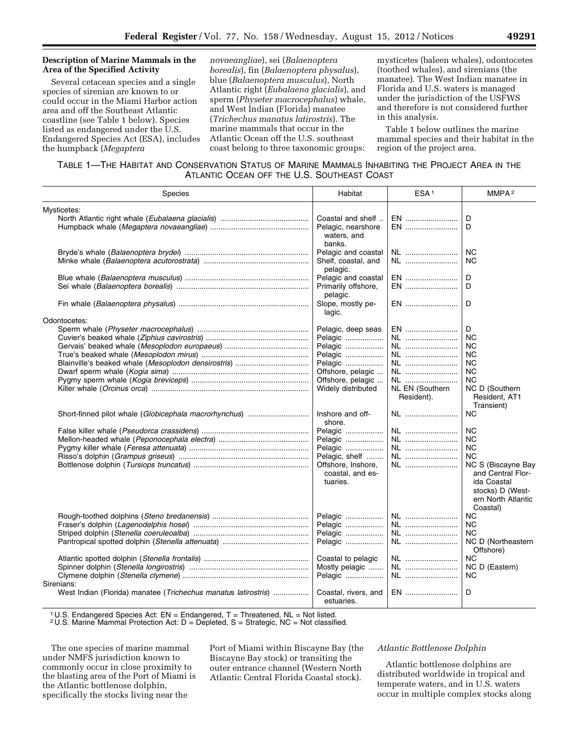**Description of Marine Mammals in the Area of the Specified Activity**

Several cetacean species and a single species of sirenian are known to or could occur in the Miami Harbor action area and off the Southeast Atlantic coastline (see Table 1 below). Species listed as endangered under the U.S. Endangered Species Act (ESA), includes the humpback (*Megaptera novaeangliae*), sei (*Balaenoptera borealis*), fin (*Balaenoptera physalus*), blue (*Balaenoptera musculus*), North Atlantic right (*Eubalaena glacialis*), and sperm (*Physeter macrocephalus*) whale, and West Indian (Florida) manatee (*Trichechus manatus latirostris*). The marine mammals that occur in the Atlantic Ocean off the U.S. southeast coast belong to three taxonomic groups: mysticetes (baleen whales), odontocetes (toothed whales), and sirenians (the manatee). The West Indian manatee in Florida and U.S. waters is managed under the jurisdiction of the USFWS and therefore is not considered further in this analysis.

Table 1 below outlines the marine mammal species and their habitat in the region of the project area.

TABLE 1—THE HABITAT AND CONSERVATION STATUS OF MARINE MAMMALS INHABITING THE PROJECT AREA IN THE ATLANTIC OCEAN OFF THE U.S. SOUTHEAST COAST

| Species | Habitat | ESA [1] | MMPA [2] |
|---|---|---|---|
| Mysticetes: | | | |
| North Atlantic right whale (*Eubalaena glacialis*) | Coastal and shelf | EN | D |
| Humpback whale (*Megaptera novaeangliae*) | Pelagic, nearshore waters, and banks. | EN | D |
| Bryde's whale (*Balaenoptera brydei*) | Pelagic and coastal | NL | NC |
| Minke whale (*Balaenoptera acutorostrata*) | Shelf, coastal, and pelagic. | NL | NC |
| Blue whale (*Balaenoptera musculus*) | Pelagic and coastal | EN | D |
| Sei whale (*Balaenoptera borealis*) | Primarily offshore, pelagic. | EN | D |
| Fin whale (*Balaenoptera physalus*) | Slope, mostly pelagic. | EN | D |
| Odontocetes: | | | |
| Sperm whale (*Physeter macrocephalus*) | Pelagic, deep seas | EN | D |
| Cuvier's beaked whale (*Ziphius cavirostris*) | Pelagic | NL | NC |
| Gervais' beaked whale (*Mesoplodon europaeus*) | Pelagic | NL | NC |
| True's beaked whale (*Mesoplodon mirus*) | Pelagic | NL | NC |
| Blainville's beaked whale (*Mesoplodon densirostris*) | Pelagic | NL | NC |
| Dwarf sperm whale (*Kogia sima*) | Offshore, pelagic | NL | NC |
| Pygmy sperm whale (*Kogia breviceps*) | Offshore, pelagic | NL | NC |
| Killer whale (*Orcinus orca*) | Widely distributed | NL EN (Southern Resident). | NC D (Southern Resident, AT1 Transient) |
| Short-finned pilot whale (*Globicephala macrorhynchus*) | Inshore and offshore. | NL | NC |
| False killer whale (*Pseudorca crassidens*) | Pelagic | NL | NC |
| Mellon-headed whale (*Peponocephala electra*) | Pelagic | NL | NC |
| Pygmy killer whale (*Feresa attenuata*) | Pelagic | NL | NC |
| Risso's dolphin (*Grampus griseus*) | Pelagic, shelf | NL | NC |
| Bottlenose dolphin (*Tursiops truncatus*) | Offshore, Inshore, coastal, and estuaries. | NL | NC S (Biscayne Bay and Central Florida Coastal stocks) D (Western North Atlantic Coastal) |
| Rough-toothed dolphins (*Steno bredanensis*) | Pelagic | NL | NC |
| Fraser's dolphin (*Lagenodelphis hosei*) | Pelagic | NL | NC |
| Striped dolphin (*Stenella coeruleoalba*) | Pelagic | NL | NC |
| Pantropical spotted dolphin (*Stenella attenuata*) | Pelagic | NL | NC D (Northeastern Offshore) |
| Atlantic spotted dolphin (*Stenella frontalis*) | Coastal to pelagic | NL | NC |
| Spinner dolphin (*Stenella longirostris*) | Mostly pelagic | NL | NC D (Eastern) |
| Clymene dolphin (*Stenella clymene*) | Pelagic | NL | NC |
| Sirenians: | | | |
| West Indian (Florida) manatee (*Trichechus manatus latirostris*) | Coastal, rivers, and estuaries. | EN | D |

[1] U.S. Endangered Species Act: EN = Endangered, T = Threatened, NL = Not listed.
[2] U.S. Marine Mammal Protection Act: D = Depleted, S = Strategic, NC = Not classified.

The one species of marine mammal under NMFS jurisdiction known to commonly occur in close proximity to the blasting area of the Port of Miami is the Atlantic bottlenose dolphin, specifically the stocks living near the Port of Miami within Biscayne Bay (the Biscayne Bay stock) or transiting the outer entrance channel (Western North Atlantic Central Florida Coastal stock).

*Atlantic Bottlenose Dolphin*

Atlantic bottlenose dolphins are distributed worldwide in tropical and temperate waters, and in U.S. waters occur in multiple complex stocks along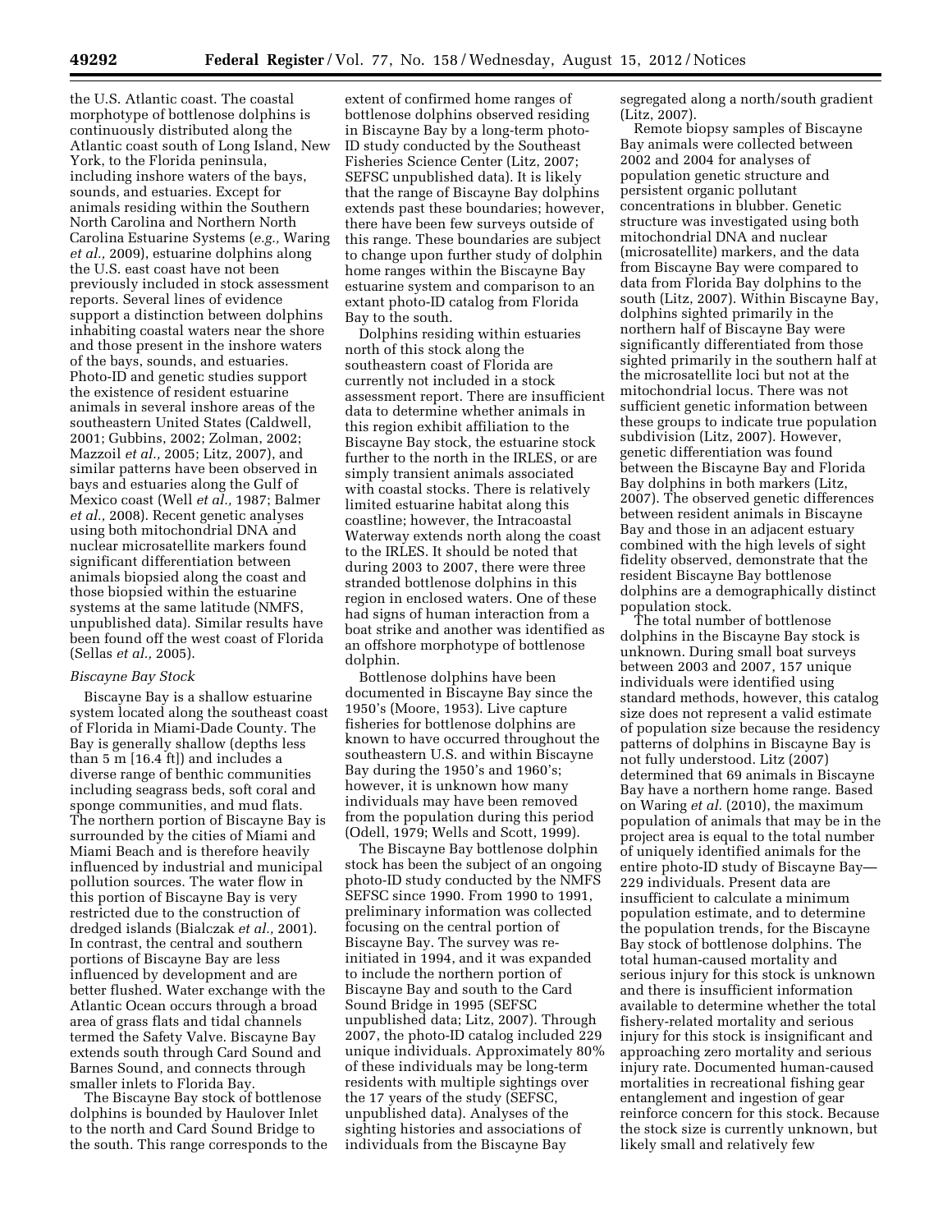the U.S. Atlantic coast. The coastal morphotype of bottlenose dolphins is continuously distributed along the Atlantic coast south of Long Island, New York, to the Florida peninsula, including inshore waters of the bays, sounds, and estuaries. Except for animals residing within the Southern North Carolina and Northern North Carolina Estuarine Systems (*e.g.,* Waring *et al.,* 2009), estuarine dolphins along the U.S. east coast have not been previously included in stock assessment reports. Several lines of evidence support a distinction between dolphins inhabiting coastal waters near the shore and those present in the inshore waters of the bays, sounds, and estuaries. Photo-ID and genetic studies support the existence of resident estuarine animals in several inshore areas of the southeastern United States (Caldwell, 2001; Gubbins, 2002; Zolman, 2002; Mazzoil *et al.,* 2005; Litz, 2007), and similar patterns have been observed in bays and estuaries along the Gulf of Mexico coast (Well *et al.,* 1987; Balmer *et al.,* 2008). Recent genetic analyses using both mitochondrial DNA and nuclear microsatellite markers found significant differentiation between animals biopsied along the coast and those biopsied within the estuarine systems at the same latitude (NMFS, unpublished data). Similar results have been found off the west coast of Florida (Sellas *et al.,* 2005).

*Biscayne Bay Stock*

Biscayne Bay is a shallow estuarine system located along the southeast coast of Florida in Miami-Dade County. The Bay is generally shallow (depths less than 5 m [16.4 ft]) and includes a diverse range of benthic communities including seagrass beds, soft coral and sponge communities, and mud flats. The northern portion of Biscayne Bay is surrounded by the cities of Miami and Miami Beach and is therefore heavily influenced by industrial and municipal pollution sources. The water flow in this portion of Biscayne Bay is very restricted due to the construction of dredged islands (Bialczak *et al.,* 2001). In contrast, the central and southern portions of Biscayne Bay are less influenced by development and are better flushed. Water exchange with the Atlantic Ocean occurs through a broad area of grass flats and tidal channels termed the Safety Valve. Biscayne Bay extends south through Card Sound and Barnes Sound, and connects through smaller inlets to Florida Bay.

The Biscayne Bay stock of bottlenose dolphins is bounded by Haulover Inlet to the north and Card Sound Bridge to the south. This range corresponds to the extent of confirmed home ranges of bottlenose dolphins observed residing in Biscayne Bay by a long-term photo-ID study conducted by the Southeast Fisheries Science Center (Litz, 2007; SEFSC unpublished data). It is likely that the range of Biscayne Bay dolphins extends past these boundaries; however, there have been few surveys outside of this range. These boundaries are subject to change upon further study of dolphin home ranges within the Biscayne Bay estuarine system and comparison to an extant photo-ID catalog from Florida Bay to the south.

Dolphins residing within estuaries north of this stock along the southeastern coast of Florida are currently not included in a stock assessment report. There are insufficient data to determine whether animals in this region exhibit affiliation to the Biscayne Bay stock, the estuarine stock further to the north in the IRLES, or are simply transient animals associated with coastal stocks. There is relatively limited estuarine habitat along this coastline; however, the Intracoastal Waterway extends north along the coast to the IRLES. It should be noted that during 2003 to 2007, there were three stranded bottlenose dolphins in this region in enclosed waters. One of these had signs of human interaction from a boat strike and another was identified as an offshore morphotype of bottlenose dolphin.

Bottlenose dolphins have been documented in Biscayne Bay since the 1950's (Moore, 1953). Live capture fisheries for bottlenose dolphins are known to have occurred throughout the southeastern U.S. and within Biscayne Bay during the 1950's and 1960's; however, it is unknown how many individuals may have been removed from the population during this period (Odell, 1979; Wells and Scott, 1999).

The Biscayne Bay bottlenose dolphin stock has been the subject of an ongoing photo-ID study conducted by the NMFS SEFSC since 1990. From 1990 to 1991, preliminary information was collected focusing on the central portion of Biscayne Bay. The survey was re-initiated in 1994, and it was expanded to include the northern portion of Biscayne Bay and south to the Card Sound Bridge in 1995 (SEFSC unpublished data; Litz, 2007). Through 2007, the photo-ID catalog included 229 unique individuals. Approximately 80% of these individuals may be long-term residents with multiple sightings over the 17 years of the study (SEFSC, unpublished data). Analyses of the sighting histories and associations of individuals from the Biscayne Bay segregated along a north/south gradient (Litz, 2007).

Remote biopsy samples of Biscayne Bay animals were collected between 2002 and 2004 for analyses of population genetic structure and persistent organic pollutant concentrations in blubber. Genetic structure was investigated using both mitochondrial DNA and nuclear (microsatellite) markers, and the data from Biscayne Bay were compared to data from Florida Bay dolphins to the south (Litz, 2007). Within Biscayne Bay, dolphins sighted primarily in the northern half of Biscayne Bay were significantly differentiated from those sighted primarily in the southern half at the microsatellite loci but not at the mitochondrial locus. There was not sufficient genetic information between these groups to indicate true population subdivision (Litz, 2007). However, genetic differentiation was found between the Biscayne Bay and Florida Bay dolphins in both markers (Litz, 2007). The observed genetic differences between resident animals in Biscayne Bay and those in an adjacent estuary combined with the high levels of sight fidelity observed, demonstrate that the resident Biscayne Bay bottlenose dolphins are a demographically distinct population stock.

The total number of bottlenose dolphins in the Biscayne Bay stock is unknown. During small boat surveys between 2003 and 2007, 157 unique individuals were identified using standard methods, however, this catalog size does not represent a valid estimate of population size because the residency patterns of dolphins in Biscayne Bay is not fully understood. Litz (2007) determined that 69 animals in Biscayne Bay have a northern home range. Based on Waring *et al.* (2010), the maximum population of animals that may be in the project area is equal to the total number of uniquely identified animals for the entire photo-ID study of Biscayne Bay—229 individuals. Present data are insufficient to calculate a minimum population estimate, and to determine the population trends, for the Biscayne Bay stock of bottlenose dolphins. The total human-caused mortality and serious injury for this stock is unknown and there is insufficient information available to determine whether the total fishery-related mortality and serious injury for this stock is insignificant and approaching zero mortality and serious injury rate. Documented human-caused mortalities in recreational fishing gear entanglement and ingestion of gear reinforce concern for this stock. Because the stock size is currently unknown, but likely small and relatively few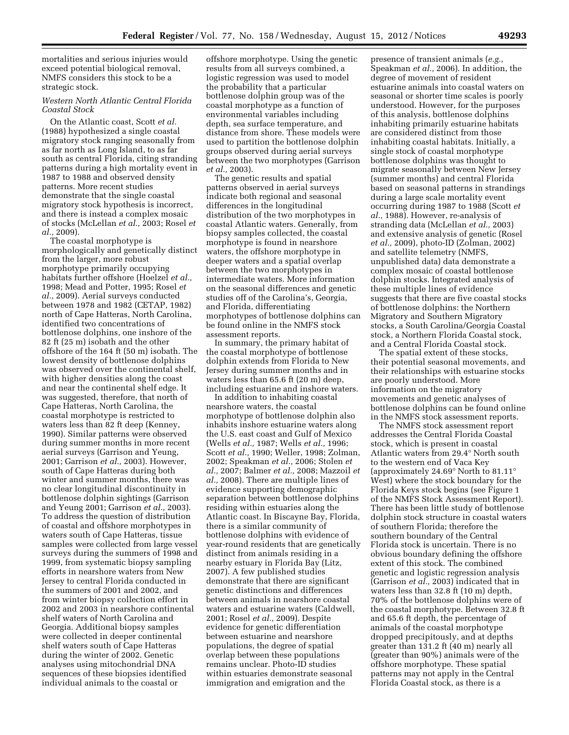mortalities and serious injuries would exceed potential biological removal, NMFS considers this stock to be a strategic stock.

### *Western North Atlantic Central Florida Coastal Stock*

On the Atlantic coast, Scott *et al.* (1988) hypothesized a single coastal migratory stock ranging seasonally from as far north as Long Island, to as far south as central Florida, citing stranding patterns during a high mortality event in 1987 to 1988 and observed density patterns. More recent studies demonstrate that the single coastal migratory stock hypothesis is incorrect, and there is instead a complex mosaic of stocks (McLellan *et al.,* 2003; Rosel *et al.,* 2009).

The coastal morphotype is morphologically and genetically distinct from the larger, more robust morphotype primarily occupying habitats further offshore (Hoelzel *et al.,* 1998; Mead and Potter, 1995; Rosel *et al.,* 2009). Aerial surveys conducted between 1978 and 1982 (CETAP, 1982) north of Cape Hatteras, North Carolina, identified two concentrations of bottlenose dolphins, one inshore of the 82 ft (25 m) isobath and the other offshore of the 164 ft (50 m) isobath. The lowest density of bottlenose dolphins was observed over the continental shelf, with higher densities along the coast and near the continental shelf edge. It was suggested, therefore, that north of Cape Hatteras, North Carolina, the coastal morphotype is restricted to waters less than 82 ft deep (Kenney, 1990). Similar patterns were observed during summer months in more recent aerial surveys (Garrison and Yeung, 2001; Garrison *et al.,* 2003). However, south of Cape Hatteras during both winter and summer months, there was no clear longitudinal discontinuity in bottlenose dolphin sightings (Garrison and Yeung 2001; Garrison *et al.,* 2003). To address the question of distribution of coastal and offshore morphotypes in waters south of Cape Hatteras, tissue samples were collected from large vessel surveys during the summers of 1998 and 1999, from systematic biopsy sampling efforts in nearshore waters from New Jersey to central Florida conducted in the summers of 2001 and 2002, and from winter biopsy collection effort in 2002 and 2003 in nearshore continental shelf waters of North Carolina and Georgia. Additional biopsy samples were collected in deeper continental shelf waters south of Cape Hatteras during the winter of 2002. Genetic analyses using mitochondrial DNA sequences of these biopsies identified individual animals to the coastal or offshore morphotype. Using the genetic results from all surveys combined, a logistic regression was used to model the probability that a particular bottlenose dolphin group was of the coastal morphotype as a function of environmental variables including depth, sea surface temperature, and distance from shore. These models were used to partition the bottlenose dolphin groups observed during aerial surveys between the two morphotypes (Garrison *et al.,* 2003).

The genetic results and spatial patterns observed in aerial surveys indicate both regional and seasonal differences in the longitudinal distribution of the two morphotypes in coastal Atlantic waters. Generally, from biopsy samples collected, the coastal morphotype is found in nearshore waters, the offshore morphotype in deeper waters and a spatial overlap between the two morphotypes in intermediate waters. More information on the seasonal differences and genetic studies off of the Carolina's, Georgia, and Florida, differentiating morphotypes of bottlenose dolphins can be found online in the NMFS stock assessment reports.

In summary, the primary habitat of the coastal morphotype of bottlenose dolphin extends from Florida to New Jersey during summer months and in waters less than 65.6 ft (20 m) deep, including estuarine and inshore waters.

In addition to inhabiting coastal nearshore waters, the coastal morphotype of bottlenose dolphin also inhabits inshore estuarine waters along the U.S. east coast and Gulf of Mexico (Wells *et al.,* 1987; Wells *et al.,* 1996; Scott *et al.,* 1990; Weller, 1998; Zolman, 2002; Speakman *et al.,* 2006; Stolen *et al.,* 2007; Balmer *et al.,* 2008; Mazzoil *et al.,* 2008). There are multiple lines of evidence supporting demographic separation between bottlenose dolphins residing within estuaries along the Atlantic coast. In Biscayne Bay, Florida, there is a similar community of bottlenose dolphins with evidence of year-round residents that are genetically distinct from animals residing in a nearby estuary in Florida Bay (Litz, 2007). A few published studies demonstrate that there are significant genetic distinctions and differences between animals in nearshore coastal waters and estuarine waters (Caldwell, 2001; Rosel *et al.,* 2009). Despite evidence for genetic differentiation between estuarine and nearshore populations, the degree of spatial overlap between these populations remains unclear. Photo-ID studies within estuaries demonstrate seasonal immigration and emigration and the presence of transient animals (*e.g.,* Speakman *et al.,* 2006). In addition, the degree of movement of resident estuarine animals into coastal waters on seasonal or shorter time scales is poorly understood. However, for the purposes of this analysis, bottlenose dolphins inhabiting primarily estuarine habitats are considered distinct from those inhabiting coastal habitats. Initially, a single stock of coastal morphotype bottlenose dolphins was thought to migrate seasonally between New Jersey (summer months) and central Florida based on seasonal patterns in strandings during a large scale mortality event occurring during 1987 to 1988 (Scott *et al.,* 1988). However, re-analysis of stranding data (McLellan *et al.,* 2003) and extensive analysis of genetic (Rosel *et al.,* 2009), photo-ID (Zolman, 2002) and satellite telemetry (NMFS, unpublished data) data demonstrate a complex mosaic of coastal bottlenose dolphin stocks. Integrated analysis of these multiple lines of evidence suggests that there are five coastal stocks of bottlenose dolphins: the Northern Migratory and Southern Migratory stocks, a South Carolina/Georgia Coastal stock, a Northern Florida Coastal stock, and a Central Florida Coastal stock.

The spatial extent of these stocks, their potential seasonal movements, and their relationships with estuarine stocks are poorly understood. More information on the migratory movements and genetic analyses of bottlenose dolphins can be found online in the NMFS stock assessment reports.

The NMFS stock assessment report addresses the Central Florida Coastal stock, which is present in coastal Atlantic waters from 29.4° North south to the western end of Vaca Key (approximately 24.69° North to 81.11° West) where the stock boundary for the Florida Keys stock begins (see Figure 1 of the NMFS Stock Assessment Report). There has been little study of bottlenose dolphin stock structure in coastal waters of southern Florida; therefore the southern boundary of the Central Florida stock is uncertain. There is no obvious boundary defining the offshore extent of this stock. The combined genetic and logistic regression analysis (Garrison *et al.,* 2003) indicated that in waters less than 32.8 ft (10 m) depth, 70% of the bottlenose dolphins were of the coastal morphotype. Between 32.8 ft and 65.6 ft depth, the percentage of animals of the coastal morphotype dropped precipitously, and at depths greater than 131.2 ft (40 m) nearly all (greater than 90%) animals were of the offshore morphotype. These spatial patterns may not apply in the Central Florida Coastal stock, as there is a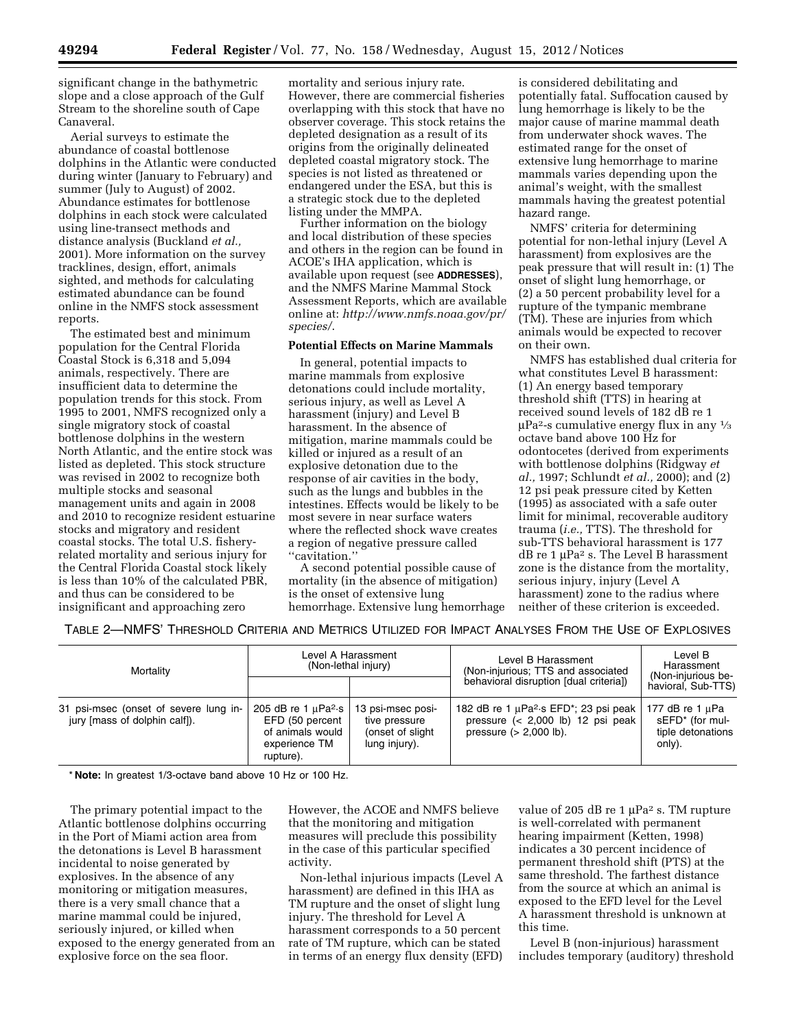significant change in the bathymetric slope and a close approach of the Gulf Stream to the shoreline south of Cape Canaveral.

Aerial surveys to estimate the abundance of coastal bottlenose dolphins in the Atlantic were conducted during winter (January to February) and summer (July to August) of 2002. Abundance estimates for bottlenose dolphins in each stock were calculated using line-transect methods and distance analysis (Buckland *et al.,* 2001). More information on the survey tracklines, design, effort, animals sighted, and methods for calculating estimated abundance can be found online in the NMFS stock assessment reports.

The estimated best and minimum population for the Central Florida Coastal Stock is 6,318 and 5,094 animals, respectively. There are insufficient data to determine the population trends for this stock. From 1995 to 2001, NMFS recognized only a single migratory stock of coastal bottlenose dolphins in the western North Atlantic, and the entire stock was listed as depleted. This stock structure was revised in 2002 to recognize both multiple stocks and seasonal management units and again in 2008 and 2010 to recognize resident estuarine stocks and migratory and resident coastal stocks. The total U.S. fishery-related mortality and serious injury for the Central Florida Coastal stock likely is less than 10% of the calculated PBR, and thus can be considered to be insignificant and approaching zero mortality and serious injury rate. However, there are commercial fisheries overlapping with this stock that have no observer coverage. This stock retains the depleted designation as a result of its origins from the originally delineated depleted coastal migratory stock. The species is not listed as threatened or endangered under the ESA, but this is a strategic stock due to the depleted listing under the MMPA.

Further information on the biology and local distribution of these species and others in the region can be found in ACOE's IHA application, which is available upon request (see **ADDRESSES**), and the NMFS Marine Mammal Stock Assessment Reports, which are available online at: *http://www.nmfs.noaa.gov/pr/species/*.

### Potential Effects on Marine Mammals

In general, potential impacts to marine mammals from explosive detonations could include mortality, serious injury, as well as Level A harassment (injury) and Level B harassment. In the absence of mitigation, marine mammals could be killed or injured as a result of an explosive detonation due to the response of air cavities in the body, such as the lungs and bubbles in the intestines. Effects would be likely to be most severe in near surface waters where the reflected shock wave creates a region of negative pressure called "cavitation."

A second potential possible cause of mortality (in the absence of mitigation) is the onset of extensive lung hemorrhage. Extensive lung hemorrhage is considered debilitating and potentially fatal. Suffocation caused by lung hemorrhage is likely to be the major cause of marine mammal death from underwater shock waves. The estimated range for the onset of extensive lung hemorrhage to marine mammals varies depending upon the animal's weight, with the smallest mammals having the greatest potential hazard range.

NMFS' criteria for determining potential for non-lethal injury (Level A harassment) from explosives are the peak pressure that will result in: (1) The onset of slight lung hemorrhage, or (2) a 50 percent probability level for a rupture of the tympanic membrane (TM). These are injuries from which animals would be expected to recover on their own.

NMFS has established dual criteria for what constitutes Level B harassment: (1) An energy based temporary threshold shift (TTS) in hearing at received sound levels of 182 dB re 1 μPa²-s cumulative energy flux in any ⅓ octave band above 100 Hz for odontocetes (derived from experiments with bottlenose dolphins (Ridgway *et al.,* 1997; Schlundt *et al.,* 2000); and (2) 12 psi peak pressure cited by Ketten (1995) as associated with a safe outer limit for minimal, recoverable auditory trauma (*i.e.,* TTS). The threshold for sub-TTS behavioral harassment is 177 dB re 1 μPa² s. The Level B harassment zone is the distance from the mortality, serious injury, injury (Level A harassment) zone to the radius where neither of these criterion is exceeded.

TABLE 2—NMFS' THRESHOLD CRITERIA AND METRICS UTILIZED FOR IMPACT ANALYSES FROM THE USE OF EXPLOSIVES

| Mortality | Level A Harassment (Non-lethal injury) | | Level B Harassment (Non-injurious; TTS and associated behavioral disruption [dual criteria]) | Level B Harassment (Non-injurious behavioral, Sub-TTS) |
|---|---|---|---|---|
| 31 psi-msec (onset of severe lung injury [mass of dolphin calf]). | 205 dB re 1 μPa²·s EFD (50 percent of animals would experience TM rupture). | 13 psi-msec positive pressure (onset of slight lung injury). | 182 dB re 1 μPa²·s EFD*; 23 psi peak pressure (< 2,000 lb) 12 psi peak pressure (> 2,000 lb). | 177 dB re 1 μPa sEFD* (for multiple detonations only). |

\* **Note:** In greatest 1/3-octave band above 10 Hz or 100 Hz.

The primary potential impact to the Atlantic bottlenose dolphins occurring in the Port of Miami action area from the detonations is Level B harassment incidental to noise generated by explosives. In the absence of any monitoring or mitigation measures, there is a very small chance that a marine mammal could be injured, seriously injured, or killed when exposed to the energy generated from an explosive force on the sea floor. However, the ACOE and NMFS believe that the monitoring and mitigation measures will preclude this possibility in the case of this particular specified activity.

Non-lethal injurious impacts (Level A harassment) are defined in this IHA as TM rupture and the onset of slight lung injury. The threshold for Level A harassment corresponds to a 50 percent rate of TM rupture, which can be stated in terms of an energy flux density (EFD) value of 205 dB re 1 μPa² s. TM rupture is well-correlated with permanent hearing impairment (Ketten, 1998) indicates a 30 percent incidence of permanent threshold shift (PTS) at the same threshold. The farthest distance from the source at which an animal is exposed to the EFD level for the Level A harassment threshold is unknown at this time.

Level B (non-injurious) harassment includes temporary (auditory) threshold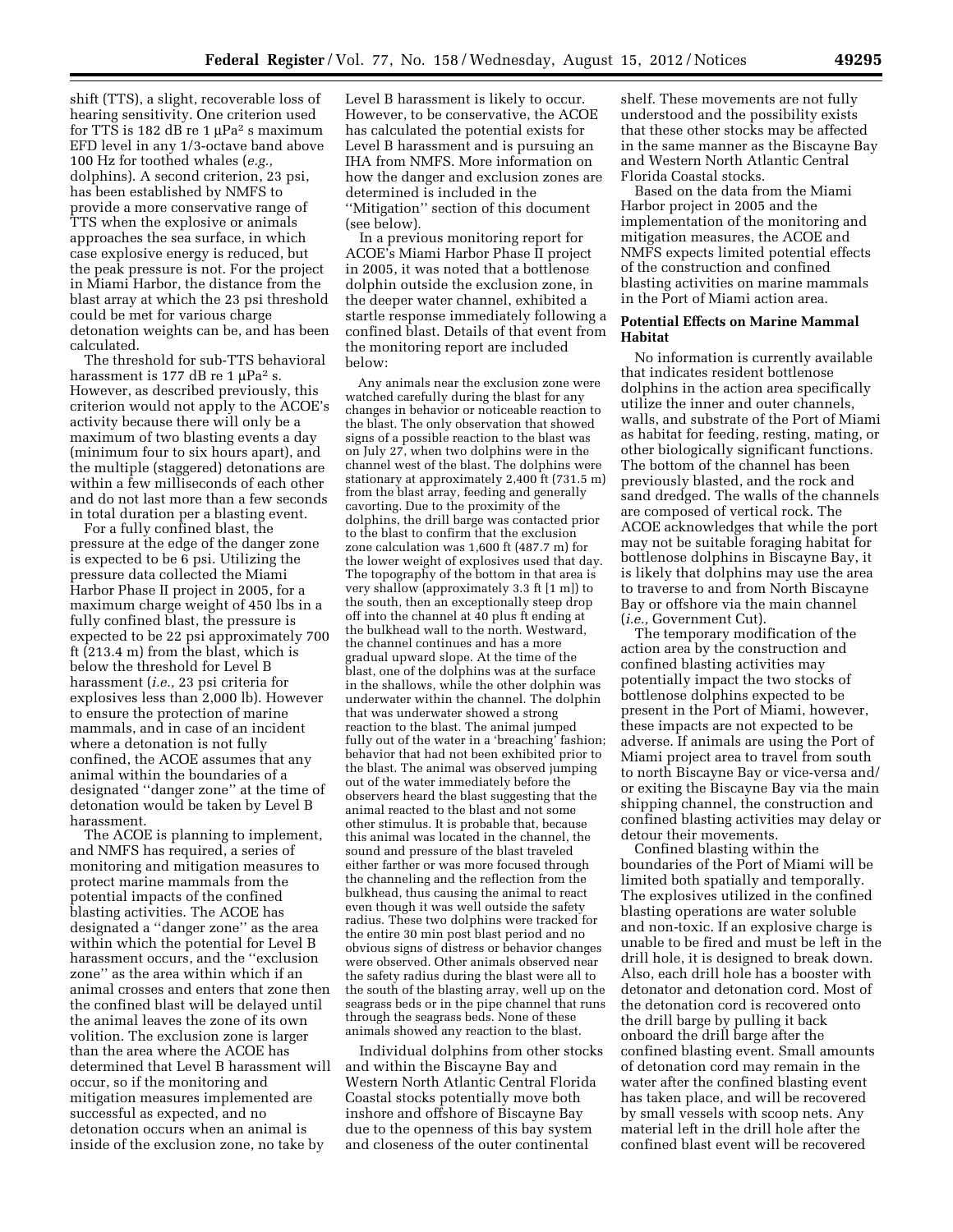shift (TTS), a slight, recoverable loss of hearing sensitivity. One criterion used for TTS is 182 dB re 1 $\mu Pa^2$ s maximum EFD level in any 1/3-octave band above 100 Hz for toothed whales (*e.g.,* dolphins). A second criterion, 23 psi, has been established by NMFS to provide a more conservative range of TTS when the explosive or animals approaches the sea surface, in which case explosive energy is reduced, but the peak pressure is not. For the project in Miami Harbor, the distance from the blast array at which the 23 psi threshold could be met for various charge detonation weights can be, and has been calculated.

The threshold for sub-TTS behavioral harassment is 177 dB re 1 $\mu Pa^2$ s. However, as described previously, this criterion would not apply to the ACOE's activity because there will only be a maximum of two blasting events a day (minimum four to six hours apart), and the multiple (staggered) detonations are within a few milliseconds of each other and do not last more than a few seconds in total duration per a blasting event.

For a fully confined blast, the pressure at the edge of the danger zone is expected to be 6 psi. Utilizing the pressure data collected the Miami Harbor Phase II project in 2005, for a maximum charge weight of 450 lbs in a fully confined blast, the pressure is expected to be 22 psi approximately 700 ft (213.4 m) from the blast, which is below the threshold for Level B harassment (*i.e.,* 23 psi criteria for explosives less than 2,000 lb). However to ensure the protection of marine mammals, and in case of an incident where a detonation is not fully confined, the ACOE assumes that any animal within the boundaries of a designated ''danger zone'' at the time of detonation would be taken by Level B harassment.

The ACOE is planning to implement, and NMFS has required, a series of monitoring and mitigation measures to protect marine mammals from the potential impacts of the confined blasting activities. The ACOE has designated a ''danger zone'' as the area within which the potential for Level B harassment occurs, and the ''exclusion zone'' as the area within which if an animal crosses and enters that zone then the confined blast will be delayed until the animal leaves the zone of its own volition. The exclusion zone is larger than the area where the ACOE has determined that Level B harassment will occur, so if the monitoring and mitigation measures implemented are successful as expected, and no detonation occurs when an animal is inside of the exclusion zone, no take by Level B harassment is likely to occur. However, to be conservative, the ACOE has calculated the potential exists for Level B harassment and is pursuing an IHA from NMFS. More information on how the danger and exclusion zones are determined is included in the ''Mitigation'' section of this document (see below).

In a previous monitoring report for ACOE's Miami Harbor Phase II project in 2005, it was noted that a bottlenose dolphin outside the exclusion zone, in the deeper water channel, exhibited a startle response immediately following a confined blast. Details of that event from the monitoring report are included below:

> Any animals near the exclusion zone were watched carefully during the blast for any changes in behavior or noticeable reaction to the blast. The only observation that showed signs of a possible reaction to the blast was on July 27, when two dolphins were in the channel west of the blast. The dolphins were stationary at approximately 2,400 ft (731.5 m) from the blast array, feeding and generally cavorting. Due to the proximity of the dolphins, the drill barge was contacted prior to the blast to confirm that the exclusion zone calculation was 1,600 ft (487.7 m) for the lower weight of explosives used that day. The topography of the bottom in that area is very shallow (approximately 3.3 ft [1 m]) to the south, then an exceptionally steep drop off into the channel at 40 plus ft ending at the bulkhead wall to the north. Westward, the channel continues and has a more gradual upward slope. At the time of the blast, one of the dolphins was at the surface in the shallows, while the other dolphin was underwater within the channel. The dolphin that was underwater showed a strong reaction to the blast. The animal jumped fully out of the water in a 'breaching' fashion; behavior that had not been exhibited prior to the blast. The animal was observed jumping out of the water immediately before the observers heard the blast suggesting that the animal reacted to the blast and not some other stimulus. It is probable that, because this animal was located in the channel, the sound and pressure of the blast traveled either farther or was more focused through the channeling and the reflection from the bulkhead, thus causing the animal to react even though it was well outside the safety radius. These two dolphins were tracked for the entire 30 min post blast period and no obvious signs of distress or behavior changes were observed. Other animals observed near the safety radius during the blast were all to the south of the blasting array, well up on the seagrass beds or in the pipe channel that runs through the seagrass beds. None of these animals showed any reaction to the blast.

Individual dolphins from other stocks and within the Biscayne Bay and Western North Atlantic Central Florida Coastal stocks potentially move both inshore and offshore of Biscayne Bay due to the openness of this bay system and closeness of the outer continental shelf. These movements are not fully understood and the possibility exists that these other stocks may be affected in the same manner as the Biscayne Bay and Western North Atlantic Central Florida Coastal stocks.

Based on the data from the Miami Harbor project in 2005 and the implementation of the monitoring and mitigation measures, the ACOE and NMFS expects limited potential effects of the construction and confined blasting activities on marine mammals in the Port of Miami action area.

**Potential Effects on Marine Mammal Habitat**

No information is currently available that indicates resident bottlenose dolphins in the action area specifically utilize the inner and outer channels, walls, and substrate of the Port of Miami as habitat for feeding, resting, mating, or other biologically significant functions. The bottom of the channel has been previously blasted, and the rock and sand dredged. The walls of the channels are composed of vertical rock. The ACOE acknowledges that while the port may not be suitable foraging habitat for bottlenose dolphins in Biscayne Bay, it is likely that dolphins may use the area to traverse to and from North Biscayne Bay or offshore via the main channel (*i.e.,* Government Cut).

The temporary modification of the action area by the construction and confined blasting activities may potentially impact the two stocks of bottlenose dolphins expected to be present in the Port of Miami, however, these impacts are not expected to be adverse. If animals are using the Port of Miami project area to travel from south to north Biscayne Bay or vice-versa and/or exiting the Biscayne Bay via the main shipping channel, the construction and confined blasting activities may delay or detour their movements.

Confined blasting within the boundaries of the Port of Miami will be limited both spatially and temporally. The explosives utilized in the confined blasting operations are water soluble and non-toxic. If an explosive charge is unable to be fired and must be left in the drill hole, it is designed to break down. Also, each drill hole has a booster with detonator and detonation cord. Most of the detonation cord is recovered onto the drill barge by pulling it back onboard the drill barge after the confined blasting event. Small amounts of detonation cord may remain in the water after the confined blasting event has taken place, and will be recovered by small vessels with scoop nets. Any material left in the drill hole after the confined blast event will be recovered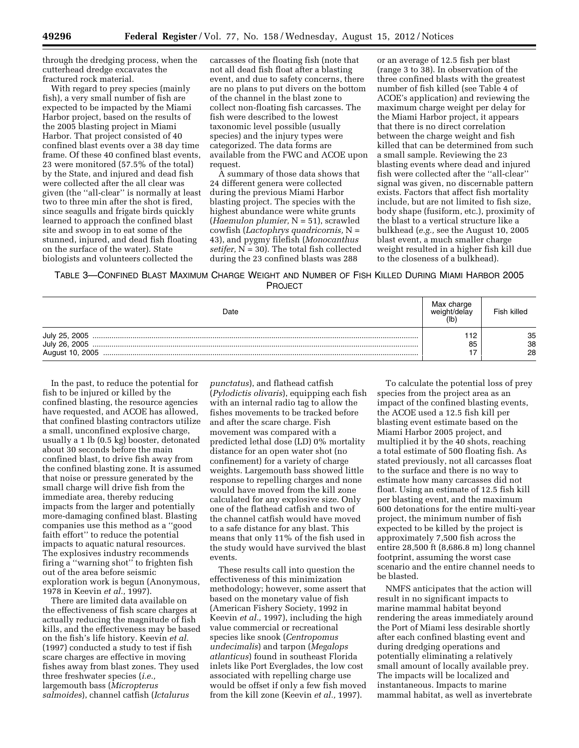through the dredging process, when the cutterhead dredge excavates the fractured rock material.

With regard to prey species (mainly fish), a very small number of fish are expected to be impacted by the Miami Harbor project, based on the results of the 2005 blasting project in Miami Harbor. That project consisted of 40 confined blast events over a 38 day time frame. Of these 40 confined blast events, 23 were monitored (57.5% of the total) by the State, and injured and dead fish were collected after the all clear was given (the ''all-clear'' is normally at least two to three min after the shot is fired, since seagulls and frigate birds quickly learned to approach the confined blast site and swoop in to eat some of the stunned, injured, and dead fish floating on the surface of the water). State biologists and volunteers collected the carcasses of the floating fish (note that not all dead fish float after a blasting event, and due to safety concerns, there are no plans to put divers on the bottom of the channel in the blast zone to collect non-floating fish carcasses. The fish were described to the lowest taxonomic level possible (usually species) and the injury types were categorized. The data forms are available from the FWC and ACOE upon request.

A summary of those data shows that 24 different genera were collected during the previous Miami Harbor blasting project. The species with the highest abundance were white grunts (*Haemulon plumier,* N = 51), scrawled cowfish (*Lactophrys quadricornis,* N = 43), and pygmy filefish (*Monocanthus setifer,* N = 30). The total fish collected during the 23 confined blasts was 288 or an average of 12.5 fish per blast (range 3 to 38). In observation of the three confined blasts with the greatest number of fish killed (see Table 4 of ACOE's application) and reviewing the maximum charge weight per delay for the Miami Harbor project, it appears that there is no direct correlation between the charge weight and fish killed that can be determined from such a small sample. Reviewing the 23 blasting events where dead and injured fish were collected after the ''all-clear'' signal was given, no discernable pattern exists. Factors that affect fish mortality include, but are not limited to fish size, body shape (fusiform, etc.), proximity of the blast to a vertical structure like a bulkhead (*e.g.,* see the August 10, 2005 blast event, a much smaller charge weight resulted in a higher fish kill due to the closeness of a bulkhead).

TABLE 3—CONFINED BLAST MAXIMUM CHARGE WEIGHT AND NUMBER OF FISH KILLED DURING MIAMI HARBOR 2005 PROJECT

| Date | Max charge weight/delay (lb) | Fish killed |
|---|---|---|
| July 25, 2005 | 112 | 35 |
| July 26, 2005 | 85 | 38 |
| August 10, 2005 | 17 | 28 |

In the past, to reduce the potential for fish to be injured or killed by the confined blasting, the resource agencies have requested, and ACOE has allowed, that confined blasting contractors utilize a small, unconfined explosive charge, usually a 1 lb (0.5 kg) booster, detonated about 30 seconds before the main confined blast, to drive fish away from the confined blasting zone. It is assumed that noise or pressure generated by the small charge will drive fish from the immediate area, thereby reducing impacts from the larger and potentially more-damaging confined blast. Blasting companies use this method as a ''good faith effort'' to reduce the potential impacts to aquatic natural resources. The explosives industry recommends firing a ''warning shot'' to frighten fish out of the area before seismic exploration work is begun (Anonymous, 1978 in Keevin *et al.,* 1997).

There are limited data available on the effectiveness of fish scare charges at actually reducing the magnitude of fish kills, and the effectiveness may be based on the fish's life history. Keevin *et al.* (1997) conducted a study to test if fish scare charges are effective in moving fishes away from blast zones. They used three freshwater species (*i.e.,* largemouth bass (*Micropterus salmoides*), channel catfish (*Ictalurus punctatus*), and flathead catfish (*Pylodictis olivaris*), equipping each fish with an internal radio tag to allow the fishes movements to be tracked before and after the scare charge. Fish movement was compared with a predicted lethal dose (LD) 0% mortality distance for an open water shot (no confinement) for a variety of charge weights. Largemouth bass showed little response to repelling charges and none would have moved from the kill zone calculated for any explosive size. Only one of the flathead catfish and two of the channel catfish would have moved to a safe distance for any blast. This means that only 11% of the fish used in the study would have survived the blast events.

These results call into question the effectiveness of this minimization methodology; however, some assert that based on the monetary value of fish (American Fishery Society, 1992 in Keevin *et al.,* 1997), including the high value commercial or recreational species like snook (*Centropomus undecimalis*) and tarpon (*Megalops atlanticus*) found in southeast Florida inlets like Port Everglades, the low cost associated with repelling charge use would be offset if only a few fish moved from the kill zone (Keevin *et al.,* 1997).

To calculate the potential loss of prey species from the project area as an impact of the confined blasting events, the ACOE used a 12.5 fish kill per blasting event estimate based on the Miami Harbor 2005 project, and multiplied it by the 40 shots, reaching a total estimate of 500 floating fish. As stated previously, not all carcasses float to the surface and there is no way to estimate how many carcasses did not float. Using an estimate of 12.5 fish kill per blasting event, and the maximum 600 detonations for the entire multi-year project, the minimum number of fish expected to be killed by the project is approximately 7,500 fish across the entire 28,500 ft (8,686.8 m) long channel footprint, assuming the worst case scenario and the entire channel needs to be blasted.

NMFS anticipates that the action will result in no significant impacts to marine mammal habitat beyond rendering the areas immediately around the Port of Miami less desirable shortly after each confined blasting event and during dredging operations and potentially eliminating a relatively small amount of locally available prey. The impacts will be localized and instantaneous. Impacts to marine mammal habitat, as well as invertebrate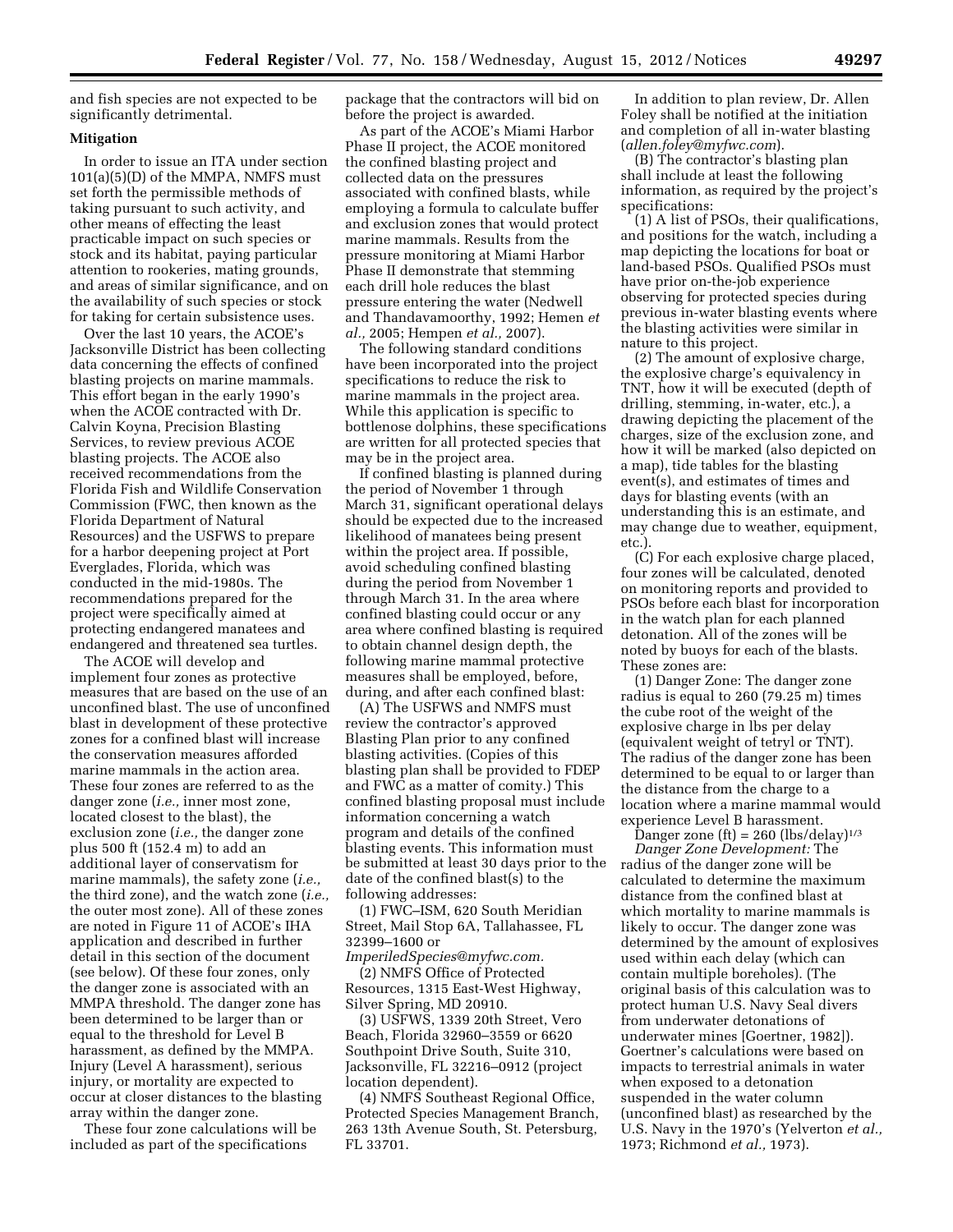and fish species are not expected to be significantly detrimental.

## Mitigation

In order to issue an ITA under section 101(a)(5)(D) of the MMPA, NMFS must set forth the permissible methods of taking pursuant to such activity, and other means of effecting the least practicable impact on such species or stock and its habitat, paying particular attention to rookeries, mating grounds, and areas of similar significance, and on the availability of such species or stock for taking for certain subsistence uses.

Over the last 10 years, the ACOE's Jacksonville District has been collecting data concerning the effects of confined blasting projects on marine mammals. This effort began in the early 1990's when the ACOE contracted with Dr. Calvin Koyna, Precision Blasting Services, to review previous ACOE blasting projects. The ACOE also received recommendations from the Florida Fish and Wildlife Conservation Commission (FWC, then known as the Florida Department of Natural Resources) and the USFWS to prepare for a harbor deepening project at Port Everglades, Florida, which was conducted in the mid-1980s. The recommendations prepared for the project were specifically aimed at protecting endangered manatees and endangered and threatened sea turtles.

The ACOE will develop and implement four zones as protective measures that are based on the use of an unconfined blast. The use of unconfined blast in development of these protective zones for a confined blast will increase the conservation measures afforded marine mammals in the action area. These four zones are referred to as the danger zone (*i.e.,* inner most zone, located closest to the blast), the exclusion zone (*i.e.,* the danger zone plus 500 ft (152.4 m) to add an additional layer of conservatism for marine mammals), the safety zone (*i.e.,* the third zone), and the watch zone (*i.e.,* the outer most zone). All of these zones are noted in Figure 11 of ACOE's IHA application and described in further detail in this section of the document (see below). Of these four zones, only the danger zone is associated with an MMPA threshold. The danger zone has been determined to be larger than or equal to the threshold for Level B harassment, as defined by the MMPA. Injury (Level A harassment), serious injury, or mortality are expected to occur at closer distances to the blasting array within the danger zone.

These four zone calculations will be included as part of the specifications package that the contractors will bid on before the project is awarded.

As part of the ACOE's Miami Harbor Phase II project, the ACOE monitored the confined blasting project and collected data on the pressures associated with confined blasts, while employing a formula to calculate buffer and exclusion zones that would protect marine mammals. Results from the pressure monitoring at Miami Harbor Phase II demonstrate that stemming each drill hole reduces the blast pressure entering the water (Nedwell and Thandavamoorthy, 1992; Hemen *et al.,* 2005; Hempen *et al.,* 2007).

The following standard conditions have been incorporated into the project specifications to reduce the risk to marine mammals in the project area. While this application is specific to bottlenose dolphins, these specifications are written for all protected species that may be in the project area.

If confined blasting is planned during the period of November 1 through March 31, significant operational delays should be expected due to the increased likelihood of manatees being present within the project area. If possible, avoid scheduling confined blasting during the period from November 1 through March 31. In the area where confined blasting could occur or any area where confined blasting is required to obtain channel design depth, the following marine mammal protective measures shall be employed, before, during, and after each confined blast:

(A) The USFWS and NMFS must review the contractor's approved Blasting Plan prior to any confined blasting activities. (Copies of this blasting plan shall be provided to FDEP and FWC as a matter of comity.) This confined blasting proposal must include information concerning a watch program and details of the confined blasting events. This information must be submitted at least 30 days prior to the date of the confined blast(s) to the following addresses:

(1) FWC–ISM, 620 South Meridian Street, Mail Stop 6A, Tallahassee, FL 32399–1600 or *ImperiledSpecies@myfwc.com.*

(2) NMFS Office of Protected Resources, 1315 East-West Highway, Silver Spring, MD 20910.

(3) USFWS, 1339 20th Street, Vero Beach, Florida 32960–3559 or 6620 Southpoint Drive South, Suite 310, Jacksonville, FL 32216–0912 (project location dependent).

(4) NMFS Southeast Regional Office, Protected Species Management Branch, 263 13th Avenue South, St. Petersburg, FL 33701.

In addition to plan review, Dr. Allen Foley shall be notified at the initiation and completion of all in-water blasting (*allen.foley@myfwc.com*).

(B) The contractor's blasting plan shall include at least the following information, as required by the project's specifications:

(1) A list of PSOs, their qualifications, and positions for the watch, including a map depicting the locations for boat or land-based PSOs. Qualified PSOs must have prior on-the-job experience observing for protected species during previous in-water blasting events where the blasting activities were similar in nature to this project.

(2) The amount of explosive charge, the explosive charge's equivalency in TNT, how it will be executed (depth of drilling, stemming, in-water, etc.), a drawing depicting the placement of the charges, size of the exclusion zone, and how it will be marked (also depicted on a map), tide tables for the blasting event(s), and estimates of times and days for blasting events (with an understanding this is an estimate, and may change due to weather, equipment, etc.).

(C) For each explosive charge placed, four zones will be calculated, denoted on monitoring reports and provided to PSOs before each blast for incorporation in the watch plan for each planned detonation. All of the zones will be noted by buoys for each of the blasts. These zones are:

(1) Danger Zone: The danger zone radius is equal to 260 (79.25 m) times the cube root of the weight of the explosive charge in lbs per delay (equivalent weight of tetryl or TNT). The radius of the danger zone has been determined to be equal to or larger than the distance from the charge to a location where a marine mammal would experience Level B harassment.

$$\text{Danger zone (ft)} = 260\ (\text{lbs/delay})^{1/3}$$

*Danger Zone Development:* The radius of the danger zone will be calculated to determine the maximum distance from the confined blast at which mortality to marine mammals is likely to occur. The danger zone was determined by the amount of explosives used within each delay (which can contain multiple boreholes). (The original basis of this calculation was to protect human U.S. Navy Seal divers from underwater detonations of underwater mines [Goertner, 1982]). Goertner's calculations were based on impacts to terrestrial animals in water when exposed to a detonation suspended in the water column (unconfined blast) as researched by the U.S. Navy in the 1970's (Yelverton *et al.,* 1973; Richmond *et al.,* 1973).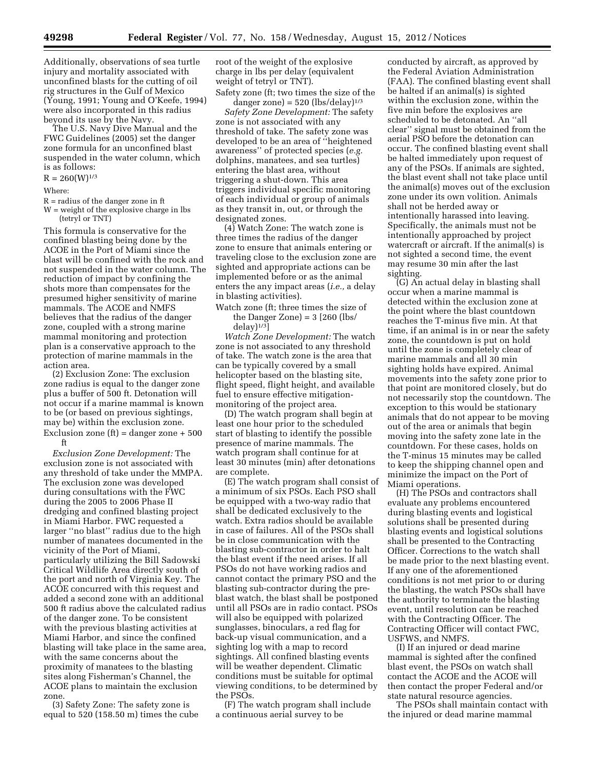Additionally, observations of sea turtle injury and mortality associated with unconfined blasts for the cutting of oil rig structures in the Gulf of Mexico (Young, 1991; Young and O'Keefe, 1994) were also incorporated in this radius beyond its use by the Navy.

The U.S. Navy Dive Manual and the FWC Guidelines (2005) set the danger zone formula for an unconfined blast suspended in the water column, which is as follows:

$R = 260(W)^{1/3}$

Where:

R = radius of the danger zone in ft
W = weight of the explosive charge in lbs (tetryl or TNT)

This formula is conservative for the confined blasting being done by the ACOE in the Port of Miami since the blast will be confined with the rock and not suspended in the water column. The reduction of impact by confining the shots more than compensates for the presumed higher sensitivity of marine mammals. The ACOE and NMFS believes that the radius of the danger zone, coupled with a strong marine mammal monitoring and protection plan is a conservative approach to the protection of marine mammals in the action area.

(2) Exclusion Zone: The exclusion zone radius is equal to the danger zone plus a buffer of 500 ft. Detonation will not occur if a marine mammal is known to be (or based on previous sightings, may be) within the exclusion zone.

Exclusion zone (ft) = danger zone + 500 ft

*Exclusion Zone Development:* The exclusion zone is not associated with any threshold of take under the MMPA. The exclusion zone was developed during consultations with the FWC during the 2005 to 2006 Phase II dredging and confined blasting project in Miami Harbor. FWC requested a larger "no blast" radius due to the high number of manatees documented in the vicinity of the Port of Miami, particularly utilizing the Bill Sadowski Critical Wildlife Area directly south of the port and north of Virginia Key. The ACOE concurred with this request and added a second zone with an additional 500 ft radius above the calculated radius of the danger zone. To be consistent with the previous blasting activities at Miami Harbor, and since the confined blasting will take place in the same area, with the same concerns about the proximity of manatees to the blasting sites along Fisherman's Channel, the ACOE plans to maintain the exclusion zone.

(3) Safety Zone: The safety zone is equal to 520 (158.50 m) times the cube root of the weight of the explosive charge in lbs per delay (equivalent weight of tetryl or TNT).

Safety zone (ft; two times the size of the danger zone) = $520\ (\text{lbs/delay})^{1/3}$

*Safety Zone Development:* The safety zone is not associated with any threshold of take. The safety zone was developed to be an area of "heightened awareness" of protected species (*e.g.* dolphins, manatees, and sea turtles) entering the blast area, without triggering a shut-down. This area triggers individual specific monitoring of each individual or group of animals as they transit in, out, or through the designated zones.

(4) Watch Zone: The watch zone is three times the radius of the danger zone to ensure that animals entering or traveling close to the exclusion zone are sighted and appropriate actions can be implemented before or as the animal enters the any impact areas (*i.e.,* a delay in blasting activities).

Watch zone (ft; three times the size of the Danger Zone) = $3\ [260\ (\text{lbs/delay})^{1/3}]$

*Watch Zone Development:* The watch zone is not associated to any threshold of take. The watch zone is the area that can be typically covered by a small helicopter based on the blasting site, flight speed, flight height, and available fuel to ensure effective mitigation-monitoring of the project area.

(D) The watch program shall begin at least one hour prior to the scheduled start of blasting to identify the possible presence of marine mammals. The watch program shall continue for at least 30 minutes (min) after detonations are complete.

(E) The watch program shall consist of a minimum of six PSOs. Each PSO shall be equipped with a two-way radio that shall be dedicated exclusively to the watch. Extra radios should be available in case of failures. All of the PSOs shall be in close communication with the blasting sub-contractor in order to halt the blast event if the need arises. If all PSOs do not have working radios and cannot contact the primary PSO and the blasting sub-contractor during the pre-blast watch, the blast shall be postponed until all PSOs are in radio contact. PSOs will also be equipped with polarized sunglasses, binoculars, a red flag for back-up visual communication, and a sighting log with a map to record sightings. All confined blasting events will be weather dependent. Climatic conditions must be suitable for optimal viewing conditions, to be determined by the PSOs.

(F) The watch program shall include a continuous aerial survey to be conducted by aircraft, as approved by the Federal Aviation Administration (FAA). The confined blasting event shall be halted if an animal(s) is sighted within the exclusion zone, within the five min before the explosives are scheduled to be detonated. An "all clear" signal must be obtained from the aerial PSO before the detonation can occur. The confined blasting event shall be halted immediately upon request of any of the PSOs. If animals are sighted, the blast event shall not take place until the animal(s) moves out of the exclusion zone under its own volition. Animals shall not be herded away or intentionally harassed into leaving. Specifically, the animals must not be intentionally approached by project watercraft or aircraft. If the animal(s) is not sighted a second time, the event may resume 30 min after the last sighting.

(G) An actual delay in blasting shall occur when a marine mammal is detected within the exclusion zone at the point where the blast countdown reaches the T-minus five min. At that time, if an animal is in or near the safety zone, the countdown is put on hold until the zone is completely clear of marine mammals and all 30 min sighting holds have expired. Animal movements into the safety zone prior to that point are monitored closely, but do not necessarily stop the countdown. The exception to this would be stationary animals that do not appear to be moving out of the area or animals that begin moving into the safety zone late in the countdown. For these cases, holds on the T-minus 15 minutes may be called to keep the shipping channel open and minimize the impact on the Port of Miami operations.

(H) The PSOs and contractors shall evaluate any problems encountered during blasting events and logistical solutions shall be presented during blasting events and logistical solutions shall be presented to the Contracting Officer. Corrections to the watch shall be made prior to the next blasting event. If any one of the aforementioned conditions is not met prior to or during the blasting, the watch PSOs shall have the authority to terminate the blasting event, until resolution can be reached with the Contracting Officer. The Contracting Officer will contact FWC, USFWS, and NMFS.

(I) If an injured or dead marine mammal is sighted after the confined blast event, the PSOs on watch shall contact the ACOE and the ACOE will then contact the proper Federal and/or state natural resource agencies.

The PSOs shall maintain contact with the injured or dead marine mammal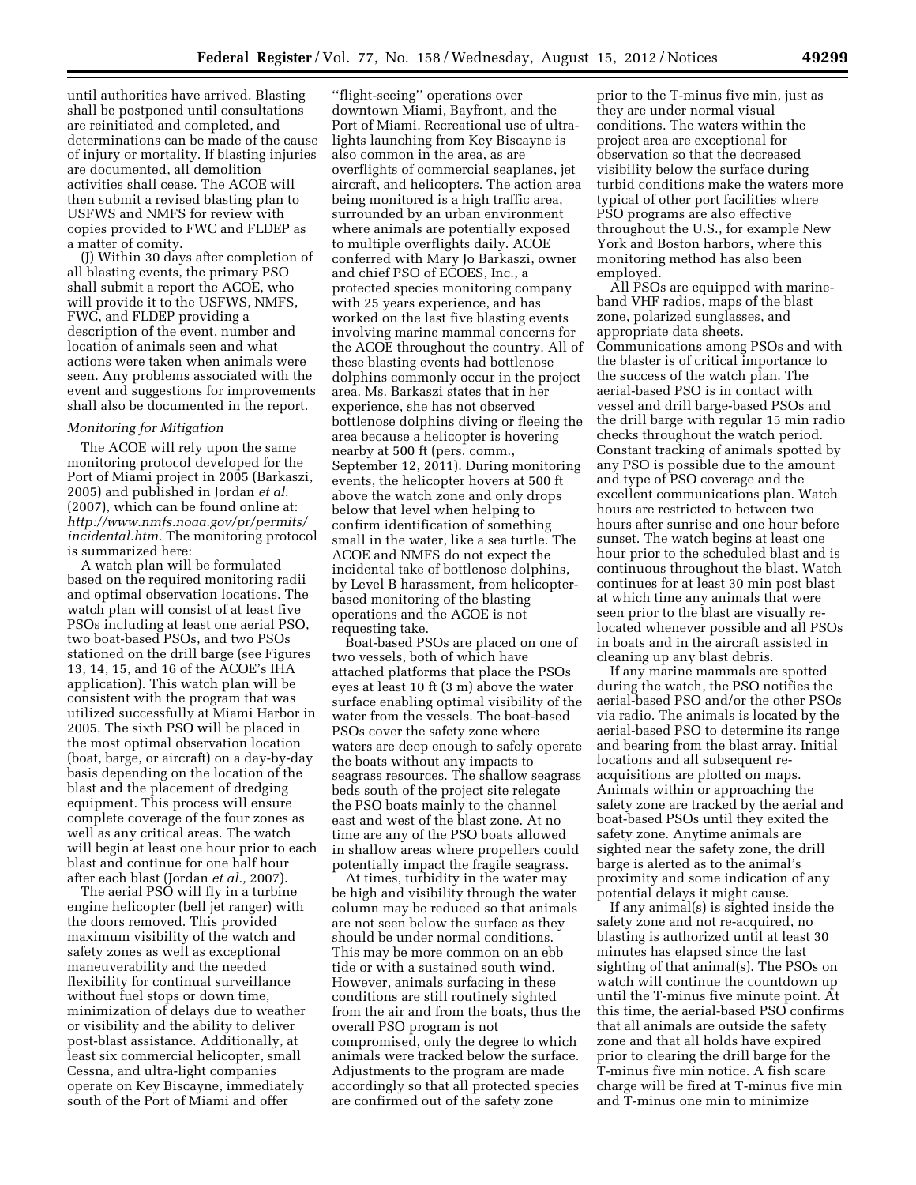until authorities have arrived. Blasting shall be postponed until consultations are reinitiated and completed, and determinations can be made of the cause of injury or mortality. If blasting injuries are documented, all demolition activities shall cease. The ACOE will then submit a revised blasting plan to USFWS and NMFS for review with copies provided to FWC and FLDEP as a matter of comity.

(J) Within 30 days after completion of all blasting events, the primary PSO shall submit a report the ACOE, who will provide it to the USFWS, NMFS, FWC, and FLDEP providing a description of the event, number and location of animals seen and what actions were taken when animals were seen. Any problems associated with the event and suggestions for improvements shall also be documented in the report.

*Monitoring for Mitigation*

The ACOE will rely upon the same monitoring protocol developed for the Port of Miami project in 2005 (Barkaszi, 2005) and published in Jordan *et al.* (2007), which can be found online at: *http://www.nmfs.noaa.gov/pr/permits/incidental.htm*. The monitoring protocol is summarized here:

A watch plan will be formulated based on the required monitoring radii and optimal observation locations. The watch plan will consist of at least five PSOs including at least one aerial PSO, two boat-based PSOs, and two PSOs stationed on the drill barge (see Figures 13, 14, 15, and 16 of the ACOE's IHA application). This watch plan will be consistent with the program that was utilized successfully at Miami Harbor in 2005. The sixth PSO will be placed in the most optimal observation location (boat, barge, or aircraft) on a day-by-day basis depending on the location of the blast and the placement of dredging equipment. This process will ensure complete coverage of the four zones as well as any critical areas. The watch will begin at least one hour prior to each blast and continue for one half hour after each blast (Jordan *et al.,* 2007).

The aerial PSO will fly in a turbine engine helicopter (bell jet ranger) with the doors removed. This provided maximum visibility of the watch and safety zones as well as exceptional maneuverability and the needed flexibility for continual surveillance without fuel stops or down time, minimization of delays due to weather or visibility and the ability to deliver post-blast assistance. Additionally, at least six commercial helicopter, small Cessna, and ultra-light companies operate on Key Biscayne, immediately south of the Port of Miami and offer ''flight-seeing'' operations over downtown Miami, Bayfront, and the Port of Miami. Recreational use of ultra-lights launching from Key Biscayne is also common in the area, as are overflights of commercial seaplanes, jet aircraft, and helicopters. The action area being monitored is a high traffic area, surrounded by an urban environment where animals are potentially exposed to multiple overflights daily. ACOE conferred with Mary Jo Barkaszi, owner and chief PSO of ECOES, Inc., a protected species monitoring company with 25 years experience, and has worked on the last five blasting events involving marine mammal concerns for the ACOE throughout the country. All of these blasting events had bottlenose dolphins commonly occur in the project area. Ms. Barkaszi states that in her experience, she has not observed bottlenose dolphins diving or fleeing the area because a helicopter is hovering nearby at 500 ft (pers. comm., September 12, 2011). During monitoring events, the helicopter hovers at 500 ft above the watch zone and only drops below that level when helping to confirm identification of something small in the water, like a sea turtle. The ACOE and NMFS do not expect the incidental take of bottlenose dolphins, by Level B harassment, from helicopter-based monitoring of the blasting operations and the ACOE is not requesting take.

Boat-based PSOs are placed on one of two vessels, both of which have attached platforms that place the PSOs eyes at least 10 ft (3 m) above the water surface enabling optimal visibility of the water from the vessels. The boat-based PSOs cover the safety zone where waters are deep enough to safely operate the boats without any impacts to seagrass resources. The shallow seagrass beds south of the project site relegate the PSO boats mainly to the channel east and west of the blast zone. At no time are any of the PSO boats allowed in shallow areas where propellers could potentially impact the fragile seagrass.

At times, turbidity in the water may be high and visibility through the water column may be reduced so that animals are not seen below the surface as they should be under normal conditions. This may be more common on an ebb tide or with a sustained south wind. However, animals surfacing in these conditions are still routinely sighted from the air and from the boats, thus the overall PSO program is not compromised, only the degree to which animals were tracked below the surface. Adjustments to the program are made accordingly so that all protected species are confirmed out of the safety zone prior to the T-minus five min, just as they are under normal visual conditions. The waters within the project area are exceptional for observation so that the decreased visibility below the surface during turbid conditions make the waters more typical of other port facilities where PSO programs are also effective throughout the U.S., for example New York and Boston harbors, where this monitoring method has also been employed.

All PSOs are equipped with marine-band VHF radios, maps of the blast zone, polarized sunglasses, and appropriate data sheets. Communications among PSOs and with the blaster is of critical importance to the success of the watch plan. The aerial-based PSO is in contact with vessel and drill barge-based PSOs and the drill barge with regular 15 min radio checks throughout the watch period. Constant tracking of animals spotted by any PSO is possible due to the amount and type of PSO coverage and the excellent communications plan. Watch hours are restricted to between two hours after sunrise and one hour before sunset. The watch begins at least one hour prior to the scheduled blast and is continuous throughout the blast. Watch continues for at least 30 min post blast at which time any animals that were seen prior to the blast are visually re-located whenever possible and all PSOs in boats and in the aircraft assisted in cleaning up any blast debris.

If any marine mammals are spotted during the watch, the PSO notifies the aerial-based PSO and/or the other PSOs via radio. The animals is located by the aerial-based PSO to determine its range and bearing from the blast array. Initial locations and all subsequent re-acquisitions are plotted on maps. Animals within or approaching the safety zone are tracked by the aerial and boat-based PSOs until they exited the safety zone. Anytime animals are sighted near the safety zone, the drill barge is alerted as to the animal's proximity and some indication of any potential delays it might cause.

If any animal(s) is sighted inside the safety zone and not re-acquired, no blasting is authorized until at least 30 minutes has elapsed since the last sighting of that animal(s). The PSOs on watch will continue the countdown up until the T-minus five minute point. At this time, the aerial-based PSO confirms that all animals are outside the safety zone and that all holds have expired prior to clearing the drill barge for the T-minus five min notice. A fish scare charge will be fired at T-minus five min and T-minus one min to minimize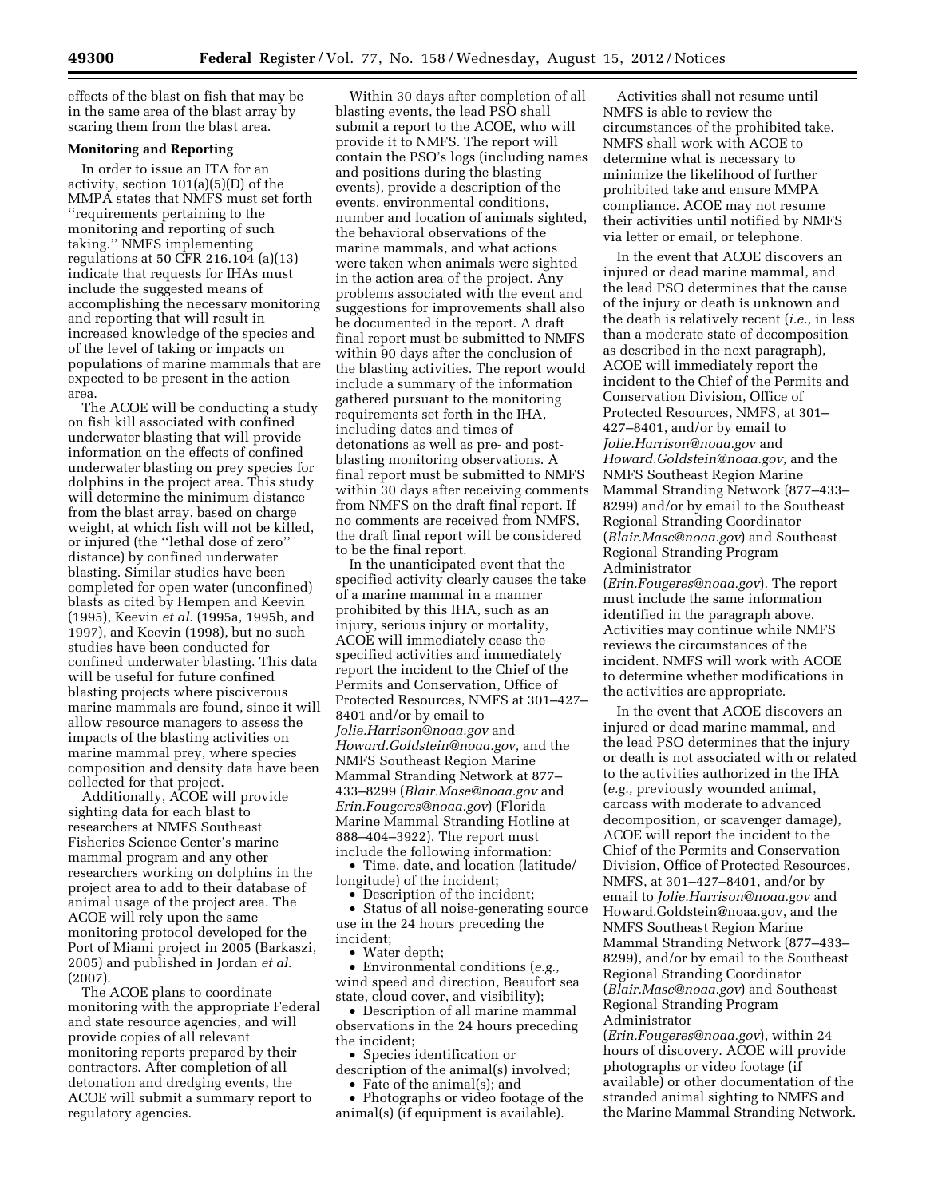effects of the blast on fish that may be in the same area of the blast array by scaring them from the blast area.

**Monitoring and Reporting**

In order to issue an ITA for an activity, section 101(a)(5)(D) of the MMPA states that NMFS must set forth ''requirements pertaining to the monitoring and reporting of such taking.'' NMFS implementing regulations at 50 CFR 216.104 (a)(13) indicate that requests for IHAs must include the suggested means of accomplishing the necessary monitoring and reporting that will result in increased knowledge of the species and of the level of taking or impacts on populations of marine mammals that are expected to be present in the action area.

The ACOE will be conducting a study on fish kill associated with confined underwater blasting that will provide information on the effects of confined underwater blasting on prey species for dolphins in the project area. This study will determine the minimum distance from the blast array, based on charge weight, at which fish will not be killed, or injured (the ''lethal dose of zero'' distance) by confined underwater blasting. Similar studies have been completed for open water (unconfined) blasts as cited by Hempen and Keevin (1995), Keevin *et al.* (1995a, 1995b, and 1997), and Keevin (1998), but no such studies have been conducted for confined underwater blasting. This data will be useful for future confined blasting projects where pisciverous marine mammals are found, since it will allow resource managers to assess the impacts of the blasting activities on marine mammal prey, where species composition and density data have been collected for that project.

Additionally, ACOE will provide sighting data for each blast to researchers at NMFS Southeast Fisheries Science Center's marine mammal program and any other researchers working on dolphins in the project area to add to their database of animal usage of the project area. The ACOE will rely upon the same monitoring protocol developed for the Port of Miami project in 2005 (Barkaszi, 2005) and published in Jordan *et al.* (2007).

The ACOE plans to coordinate monitoring with the appropriate Federal and state resource agencies, and will provide copies of all relevant monitoring reports prepared by their contractors. After completion of all detonation and dredging events, the ACOE will submit a summary report to regulatory agencies.

Within 30 days after completion of all blasting events, the lead PSO shall submit a report to the ACOE, who will provide it to NMFS. The report will contain the PSO's logs (including names and positions during the blasting events), provide a description of the events, environmental conditions, number and location of animals sighted, the behavioral observations of the marine mammals, and what actions were taken when animals were sighted in the action area of the project. Any problems associated with the event and suggestions for improvements shall also be documented in the report. A draft final report must be submitted to NMFS within 90 days after the conclusion of the blasting activities. The report would include a summary of the information gathered pursuant to the monitoring requirements set forth in the IHA, including dates and times of detonations as well as pre- and post-blasting monitoring observations. A final report must be submitted to NMFS within 30 days after receiving comments from NMFS on the draft final report. If no comments are received from NMFS, the draft final report will be considered to be the final report.

In the unanticipated event that the specified activity clearly causes the take of a marine mammal in a manner prohibited by this IHA, such as an injury, serious injury or mortality, ACOE will immediately cease the specified activities and immediately report the incident to the Chief of the Permits and Conservation, Office of Protected Resources, NMFS at 301–427–8401 and/or by email to *Jolie.Harrison@noaa.gov* and *Howard.Goldstein@noaa.gov,* and the NMFS Southeast Region Marine Mammal Stranding Network at 877–433–8299 (*Blair.Mase@noaa.gov* and *Erin.Fougeres@noaa.gov*) (Florida Marine Mammal Stranding Hotline at 888–404–3922). The report must include the following information:

- Time, date, and location (latitude/longitude) of the incident;
- Description of the incident;
- Status of all noise-generating source use in the 24 hours preceding the incident;
- Water depth;
- Environmental conditions (*e.g.,* wind speed and direction, Beaufort sea state, cloud cover, and visibility);
- Description of all marine mammal observations in the 24 hours preceding the incident;
- Species identification or description of the animal(s) involved;
- Fate of the animal(s); and
- Photographs or video footage of the animal(s) (if equipment is available).

Activities shall not resume until NMFS is able to review the circumstances of the prohibited take. NMFS shall work with ACOE to determine what is necessary to minimize the likelihood of further prohibited take and ensure MMPA compliance. ACOE may not resume their activities until notified by NMFS via letter or email, or telephone.

In the event that ACOE discovers an injured or dead marine mammal, and the lead PSO determines that the cause of the injury or death is unknown and the death is relatively recent (*i.e.,* in less than a moderate state of decomposition as described in the next paragraph), ACOE will immediately report the incident to the Chief of the Permits and Conservation Division, Office of Protected Resources, NMFS, at 301–427–8401, and/or by email to *Jolie.Harrison@noaa.gov* and *Howard.Goldstein@noaa.gov,* and the NMFS Southeast Region Marine Mammal Stranding Network (877–433–8299) and/or by email to the Southeast Regional Stranding Coordinator (*Blair.Mase@noaa.gov*) and Southeast Regional Stranding Program Administrator (*Erin.Fougeres@noaa.gov*). The report must include the same information identified in the paragraph above. Activities may continue while NMFS reviews the circumstances of the incident. NMFS will work with ACOE to determine whether modifications in the activities are appropriate.

In the event that ACOE discovers an injured or dead marine mammal, and the lead PSO determines that the injury or death is not associated with or related to the activities authorized in the IHA (*e.g.,* previously wounded animal, carcass with moderate to advanced decomposition, or scavenger damage), ACOE will report the incident to the Chief of the Permits and Conservation Division, Office of Protected Resources, NMFS, at 301–427–8401, and/or by email to *Jolie.Harrison@noaa.gov* and Howard.Goldstein@noaa.gov, and the NMFS Southeast Region Marine Mammal Stranding Network (877–433–8299), and/or by email to the Southeast Regional Stranding Coordinator (*Blair.Mase@noaa.gov*) and Southeast Regional Stranding Program Administrator (*Erin.Fougeres@noaa.gov*), within 24 hours of discovery. ACOE will provide photographs or video footage (if available) or other documentation of the stranded animal sighting to NMFS and the Marine Mammal Stranding Network.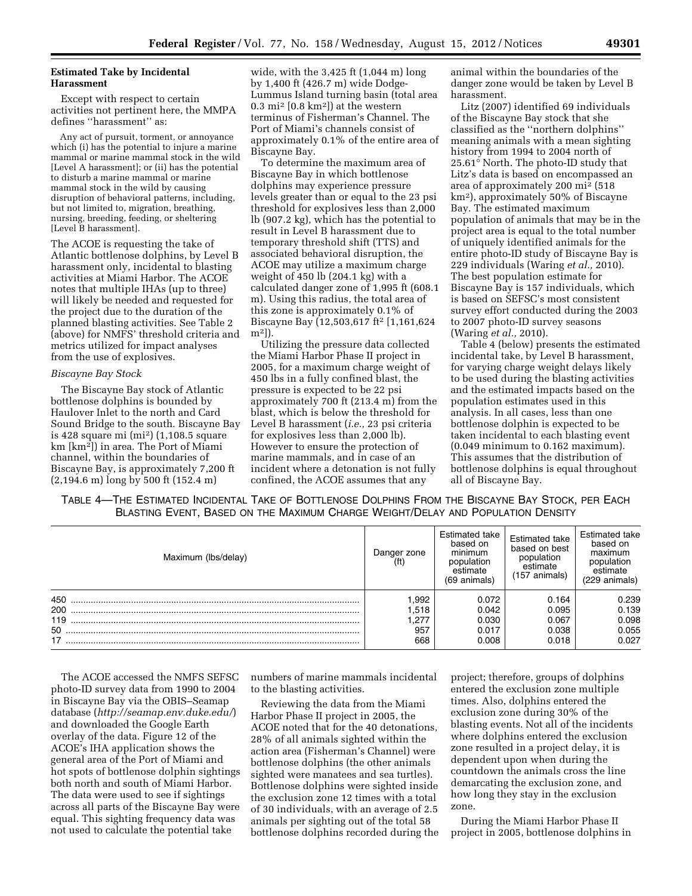### Estimated Take by Incidental Harassment

Except with respect to certain activities not pertinent here, the MMPA defines ''harassment'' as:

> Any act of pursuit, torment, or annoyance which (i) has the potential to injure a marine mammal or marine mammal stock in the wild [Level A harassment]; or (ii) has the potential to disturb a marine mammal or marine mammal stock in the wild by causing disruption of behavioral patterns, including, but not limited to, migration, breathing, nursing, breeding, feeding, or sheltering [Level B harassment].

The ACOE is requesting the take of Atlantic bottlenose dolphins, by Level B harassment only, incidental to blasting activities at Miami Harbor. The ACOE notes that multiple IHAs (up to three) will likely be needed and requested for the project due to the duration of the planned blasting activities. See Table 2 (above) for NMFS' threshold criteria and metrics utilized for impact analyses from the use of explosives.

*Biscayne Bay Stock*

The Biscayne Bay stock of Atlantic bottlenose dolphins is bounded by Haulover Inlet to the north and Card Sound Bridge to the south. Biscayne Bay is 428 square mi ($mi^2$) (1,108.5 square km [$km^2$]) in area. The Port of Miami channel, within the boundaries of Biscayne Bay, is approximately 7,200 ft (2,194.6 m) long by 500 ft (152.4 m) wide, with the 3,425 ft (1,044 m) long by 1,400 ft (426.7 m) wide Dodge-Lummus Island turning basin (total area 0.3 $mi^2$ [0.8 $km^2$]) at the western terminus of Fisherman's Channel. The Port of Miami's channels consist of approximately 0.1% of the entire area of Biscayne Bay.

To determine the maximum area of Biscayne Bay in which bottlenose dolphins may experience pressure levels greater than or equal to the 23 psi threshold for explosives less than 2,000 lb (907.2 kg), which has the potential to result in Level B harassment due to temporary threshold shift (TTS) and associated behavioral disruption, the ACOE may utilize a maximum charge weight of 450 lb (204.1 kg) with a calculated danger zone of 1,995 ft (608.1 m). Using this radius, the total area of this zone is approximately 0.1% of Biscayne Bay (12,503,617 $ft^2$ [1,161,624 $m^2$]).

Utilizing the pressure data collected the Miami Harbor Phase II project in 2005, for a maximum charge weight of 450 lbs in a fully confined blast, the pressure is expected to be 22 psi approximately 700 ft (213.4 m) from the blast, which is below the threshold for Level B harassment (*i.e.,* 23 psi criteria for explosives less than 2,000 lb). However to ensure the protection of marine mammals, and in case of an incident where a detonation is not fully confined, the ACOE assumes that any animal within the boundaries of the danger zone would be taken by Level B harassment.

Litz (2007) identified 69 individuals of the Biscayne Bay stock that she classified as the ''northern dolphins'' meaning animals with a mean sighting history from 1994 to 2004 north of 25.61° North. The photo-ID study that Litz's data is based on encompassed an area of approximately 200 $mi^2$ (518 $km^2$), approximately 50% of Biscayne Bay. The estimated maximum population of animals that may be in the project area is equal to the total number of uniquely identified animals for the entire photo-ID study of Biscayne Bay is 229 individuals (Waring *et al.,* 2010). The best population estimate for Biscayne Bay is 157 individuals, which is based on SEFSC's most consistent survey effort conducted during the 2003 to 2007 photo-ID survey seasons (Waring *et al.,* 2010).

Table 4 (below) presents the estimated incidental take, by Level B harassment, for varying charge weight delays likely to be used during the blasting activities and the estimated impacts based on the population estimates used in this analysis. In all cases, less than one bottlenose dolphin is expected to be taken incidental to each blasting event (0.049 minimum to 0.162 maximum). This assumes that the distribution of bottlenose dolphins is equal throughout all of Biscayne Bay.

TABLE 4—THE ESTIMATED INCIDENTAL TAKE OF BOTTLENOSE DOLPHINS FROM THE BISCAYNE BAY STOCK, PER EACH BLASTING EVENT, BASED ON THE MAXIMUM CHARGE WEIGHT/DELAY AND POPULATION DENSITY

| Maximum (lbs/delay) | Danger zone (ft) | Estimated take based on minimum population estimate (69 animals) | Estimated take based on best population estimate (157 animals) | Estimated take based on maximum population estimate (229 animals) |
|---|---|---|---|---|
| 450 | 1,992 | 0.072 | 0.164 | 0.239 |
| 200 | 1,518 | 0.042 | 0.095 | 0.139 |
| 119 | 1,277 | 0.030 | 0.067 | 0.098 |
| 50 | 957 | 0.017 | 0.038 | 0.055 |
| 17 | 668 | 0.008 | 0.018 | 0.027 |

The ACOE accessed the NMFS SEFSC photo-ID survey data from 1990 to 2004 in Biscayne Bay via the OBIS–Seamap database (*http://seamap.env.duke.edu/*) and downloaded the Google Earth overlay of the data. Figure 12 of the ACOE's IHA application shows the general area of the Port of Miami and hot spots of bottlenose dolphin sightings both north and south of Miami Harbor. The data were used to see if sightings across all parts of the Biscayne Bay were equal. This sighting frequency data was not used to calculate the potential take numbers of marine mammals incidental to the blasting activities.

Reviewing the data from the Miami Harbor Phase II project in 2005, the ACOE noted that for the 40 detonations, 28% of all animals sighted within the action area (Fisherman's Channel) were bottlenose dolphins (the other animals sighted were manatees and sea turtles). Bottlenose dolphins were sighted inside the exclusion zone 12 times with a total of 30 individuals, with an average of 2.5 animals per sighting out of the total 58 bottlenose dolphins recorded during the project; therefore, groups of dolphins entered the exclusion zone multiple times. Also, dolphins entered the exclusion zone during 30% of the blasting events. Not all of the incidents where dolphins entered the exclusion zone resulted in a project delay, it is dependent upon when during the countdown the animals cross the line demarcating the exclusion zone, and how long they stay in the exclusion zone.

During the Miami Harbor Phase II project in 2005, bottlenose dolphins in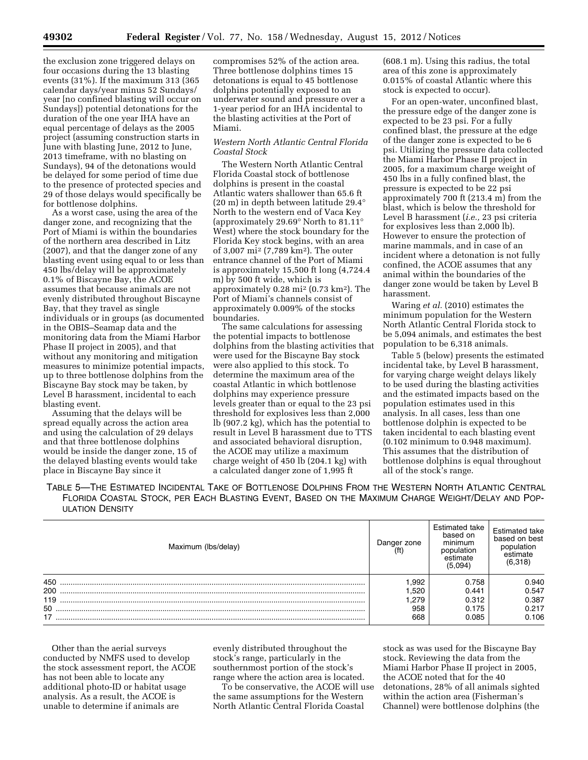the exclusion zone triggered delays on four occasions during the 13 blasting events (31%). If the maximum 313 (365 calendar days/year minus 52 Sundays/year [no confined blasting will occur on Sundays]) potential detonations for the duration of the one year IHA have an equal percentage of delays as the 2005 project (assuming construction starts in June with blasting June, 2012 to June, 2013 timeframe, with no blasting on Sundays), 94 of the detonations would be delayed for some period of time due to the presence of protected species and 29 of those delays would specifically be for bottlenose dolphins.

As a worst case, using the area of the danger zone, and recognizing that the Port of Miami is within the boundaries of the northern area described in Litz (2007), and that the danger zone of any blasting event using equal to or less than 450 lbs/delay will be approximately 0.1% of Biscayne Bay, the ACOE assumes that because animals are not evenly distributed throughout Biscayne Bay, that they travel as single individuals or in groups (as documented in the OBIS–Seamap data and the monitoring data from the Miami Harbor Phase II project in 2005), and that without any monitoring and mitigation measures to minimize potential impacts, up to three bottlenose dolphins from the Biscayne Bay stock may be taken, by Level B harassment, incidental to each blasting event.

Assuming that the delays will be spread equally across the action area and using the calculation of 29 delays and that three bottlenose dolphins would be inside the danger zone, 15 of the delayed blasting events would take place in Biscayne Bay since it compromises 52% of the action area. Three bottlenose dolphins times 15 detonations is equal to 45 bottlenose dolphins potentially exposed to an underwater sound and pressure over a 1-year period for an IHA incidental to the blasting activities at the Port of Miami.

*Western North Atlantic Central Florida Coastal Stock*

The Western North Atlantic Central Florida Coastal stock of bottlenose dolphins is present in the coastal Atlantic waters shallower than 65.6 ft (20 m) in depth between latitude 29.4° North to the western end of Vaca Key (approximately 29.69° North to 81.11° West) where the stock boundary for the Florida Key stock begins, with an area of 3,007 mi² (7,789 km²). The outer entrance channel of the Port of Miami is approximately 15,500 ft long (4,724.4 m) by 500 ft wide, which is approximately 0.28 mi² (0.73 km²). The Port of Miami's channels consist of approximately 0.009% of the stocks boundaries.

The same calculations for assessing the potential impacts to bottlenose dolphins from the blasting activities that were used for the Biscayne Bay stock were also applied to this stock. To determine the maximum area of the coastal Atlantic in which bottlenose dolphins may experience pressure levels greater than or equal to the 23 psi threshold for explosives less than 2,000 lb (907.2 kg), which has the potential to result in Level B harassment due to TTS and associated behavioral disruption, the ACOE may utilize a maximum charge weight of 450 lb (204.1 kg) with a calculated danger zone of 1,995 ft (608.1 m). Using this radius, the total area of this zone is approximately 0.015% of coastal Atlantic where this stock is expected to occur).

For an open-water, unconfined blast, the pressure edge of the danger zone is expected to be 23 psi. For a fully confined blast, the pressure at the edge of the danger zone is expected to be 6 psi. Utilizing the pressure data collected the Miami Harbor Phase II project in 2005, for a maximum charge weight of 450 lbs in a fully confined blast, the pressure is expected to be 22 psi approximately 700 ft (213.4 m) from the blast, which is below the threshold for Level B harassment (*i.e.,* 23 psi criteria for explosives less than 2,000 lb). However to ensure the protection of marine mammals, and in case of an incident where a detonation is not fully confined, the ACOE assumes that any animal within the boundaries of the danger zone would be taken by Level B harassment.

Waring *et al.* (2010) estimates the minimum population for the Western North Atlantic Central Florida stock to be 5,094 animals, and estimates the best population to be 6,318 animals.

Table 5 (below) presents the estimated incidental take, by Level B harassment, for varying charge weight delays likely to be used during the blasting activities and the estimated impacts based on the population estimates used in this analysis. In all cases, less than one bottlenose dolphin is expected to be taken incidental to each blasting event (0.102 minimum to 0.948 maximum). This assumes that the distribution of bottlenose dolphins is equal throughout all of the stock's range.

TABLE 5—THE ESTIMATED INCIDENTAL TAKE OF BOTTLENOSE DOLPHINS FROM THE WESTERN NORTH ATLANTIC CENTRAL FLORIDA COASTAL STOCK, PER EACH BLASTING EVENT, BASED ON THE MAXIMUM CHARGE WEIGHT/DELAY AND POPULATION DENSITY

| Maximum (lbs/delay) | Danger zone (ft) | Estimated take based on minimum population estimate (5,094) | Estimated take based on best population estimate (6,318) |
|---|---|---|---|
| 450 | 1,992 | 0.758 | 0.940 |
| 200 | 1,520 | 0.441 | 0.547 |
| 119 | 1,279 | 0.312 | 0.387 |
| 50 | 958 | 0.175 | 0.217 |
| 17 | 668 | 0.085 | 0.106 |

Other than the aerial surveys conducted by NMFS used to develop the stock assessment report, the ACOE has not been able to locate any additional photo-ID or habitat usage analysis. As a result, the ACOE is unable to determine if animals are evenly distributed throughout the stock's range, particularly in the southernmost portion of the stock's range where the action area is located.

To be conservative, the ACOE will use the same assumptions for the Western North Atlantic Central Florida Coastal stock as was used for the Biscayne Bay stock. Reviewing the data from the Miami Harbor Phase II project in 2005, the ACOE noted that for the 40 detonations, 28% of all animals sighted within the action area (Fisherman's Channel) were bottlenose dolphins (the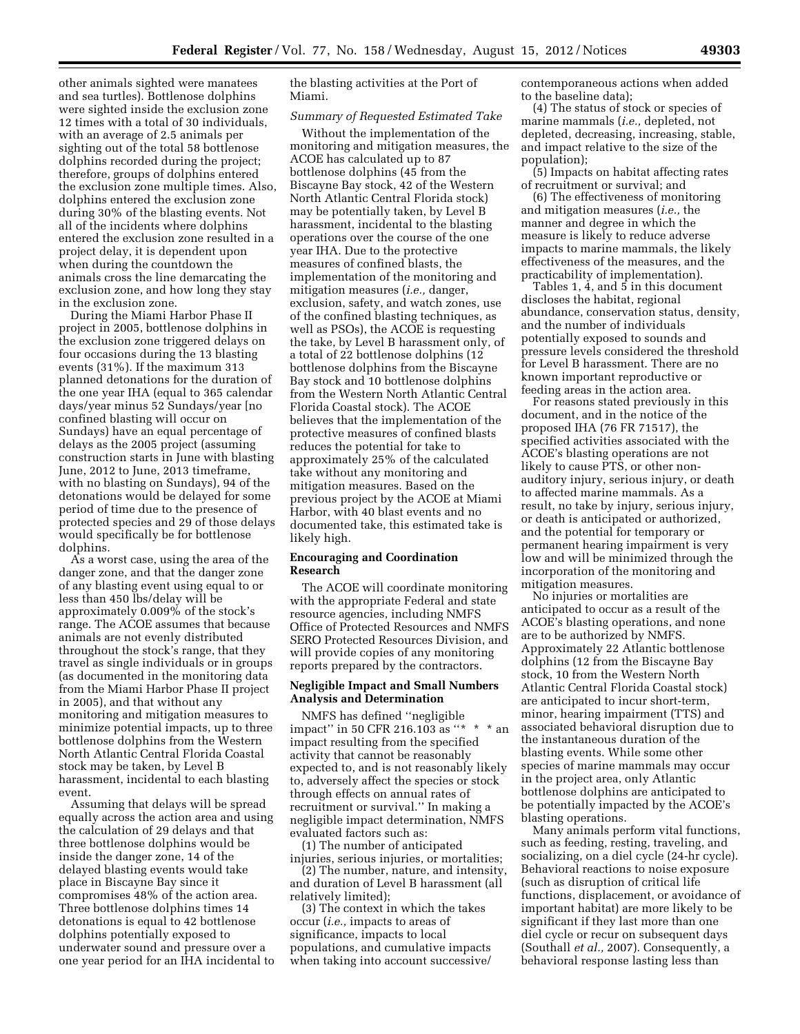other animals sighted were manatees and sea turtles). Bottlenose dolphins were sighted inside the exclusion zone 12 times with a total of 30 individuals, with an average of 2.5 animals per sighting out of the total 58 bottlenose dolphins recorded during the project; therefore, groups of dolphins entered the exclusion zone multiple times. Also, dolphins entered the exclusion zone during 30% of the blasting events. Not all of the incidents where dolphins entered the exclusion zone resulted in a project delay, it is dependent upon when during the countdown the animals cross the line demarcating the exclusion zone, and how long they stay in the exclusion zone.

During the Miami Harbor Phase II project in 2005, bottlenose dolphins in the exclusion zone triggered delays on four occasions during the 13 blasting events (31%). If the maximum 313 planned detonations for the duration of the one year IHA (equal to 365 calendar days/year minus 52 Sundays/year [no confined blasting will occur on Sundays) have an equal percentage of delays as the 2005 project (assuming construction starts in June with blasting June, 2012 to June, 2013 timeframe, with no blasting on Sundays), 94 of the detonations would be delayed for some period of time due to the presence of protected species and 29 of those delays would specifically be for bottlenose dolphins.

As a worst case, using the area of the danger zone, and that the danger zone of any blasting event using equal to or less than 450 lbs/delay will be approximately 0.009% of the stock's range. The ACOE assumes that because animals are not evenly distributed throughout the stock's range, that they travel as single individuals or in groups (as documented in the monitoring data from the Miami Harbor Phase II project in 2005), and that without any monitoring and mitigation measures to minimize potential impacts, up to three bottlenose dolphins from the Western North Atlantic Central Florida Coastal stock may be taken, by Level B harassment, incidental to each blasting event.

Assuming that delays will be spread equally across the action area and using the calculation of 29 delays and that three bottlenose dolphins would be inside the danger zone, 14 of the delayed blasting events would take place in Biscayne Bay since it compromises 48% of the action area. Three bottlenose dolphins times 14 detonations is equal to 42 bottlenose dolphins potentially exposed to underwater sound and pressure over a one year period for an IHA incidental to the blasting activities at the Port of Miami.

*Summary of Requested Estimated Take*

Without the implementation of the monitoring and mitigation measures, the ACOE has calculated up to 87 bottlenose dolphins (45 from the Biscayne Bay stock, 42 of the Western North Atlantic Central Florida stock) may be potentially taken, by Level B harassment, incidental to the blasting operations over the course of the one year IHA. Due to the protective measures of confined blasts, the implementation of the monitoring and mitigation measures (*i.e.,* danger, exclusion, safety, and watch zones, use of the confined blasting techniques, as well as PSOs), the ACOE is requesting the take, by Level B harassment only, of a total of 22 bottlenose dolphins (12 bottlenose dolphins from the Biscayne Bay stock and 10 bottlenose dolphins from the Western North Atlantic Central Florida Coastal stock). The ACOE believes that the implementation of the protective measures of confined blasts reduces the potential for take to approximately 25% of the calculated take without any monitoring and mitigation measures. Based on the previous project by the ACOE at Miami Harbor, with 40 blast events and no documented take, this estimated take is likely high.

## Encouraging and Coordination Research

The ACOE will coordinate monitoring with the appropriate Federal and state resource agencies, including NMFS Office of Protected Resources and NMFS SERO Protected Resources Division, and will provide copies of any monitoring reports prepared by the contractors.

## Negligible Impact and Small Numbers Analysis and Determination

NMFS has defined ''negligible impact'' in 50 CFR 216.103 as ''* * * an impact resulting from the specified activity that cannot be reasonably expected to, and is not reasonably likely to, adversely affect the species or stock through effects on annual rates of recruitment or survival.'' In making a negligible impact determination, NMFS evaluated factors such as:

(1) The number of anticipated injuries, serious injuries, or mortalities;

(2) The number, nature, and intensity, and duration of Level B harassment (all relatively limited);

(3) The context in which the takes occur (*i.e.,* impacts to areas of significance, impacts to local populations, and cumulative impacts when taking into account successive/contemporaneous actions when added to the baseline data);

(4) The status of stock or species of marine mammals (*i.e.,* depleted, not depleted, decreasing, increasing, stable, and impact relative to the size of the population);

(5) Impacts on habitat affecting rates of recruitment or survival; and

(6) The effectiveness of monitoring and mitigation measures (*i.e.,* the manner and degree in which the measure is likely to reduce adverse impacts to marine mammals, the likely effectiveness of the measures, and the practicability of implementation).

Tables 1, 4, and 5 in this document discloses the habitat, regional abundance, conservation status, density, and the number of individuals potentially exposed to sounds and pressure levels considered the threshold for Level B harassment. There are no known important reproductive or feeding areas in the action area.

For reasons stated previously in this document, and in the notice of the proposed IHA (76 FR 71517), the specified activities associated with the ACOE's blasting operations are not likely to cause PTS, or other non-auditory injury, serious injury, or death to affected marine mammals. As a result, no take by injury, serious injury, or death is anticipated or authorized, and the potential for temporary or permanent hearing impairment is very low and will be minimized through the incorporation of the monitoring and mitigation measures.

No injuries or mortalities are anticipated to occur as a result of the ACOE's blasting operations, and none are to be authorized by NMFS. Approximately 22 Atlantic bottlenose dolphins (12 from the Biscayne Bay stock, 10 from the Western North Atlantic Central Florida Coastal stock) are anticipated to incur short-term, minor, hearing impairment (TTS) and associated behavioral disruption due to the instantaneous duration of the blasting events. While some other species of marine mammals may occur in the project area, only Atlantic bottlenose dolphins are anticipated to be potentially impacted by the ACOE's blasting operations.

Many animals perform vital functions, such as feeding, resting, traveling, and socializing, on a diel cycle (24-hr cycle). Behavioral reactions to noise exposure (such as disruption of critical life functions, displacement, or avoidance of important habitat) are more likely to be significant if they last more than one diel cycle or recur on subsequent days (Southall *et al.,* 2007). Consequently, a behavioral response lasting less than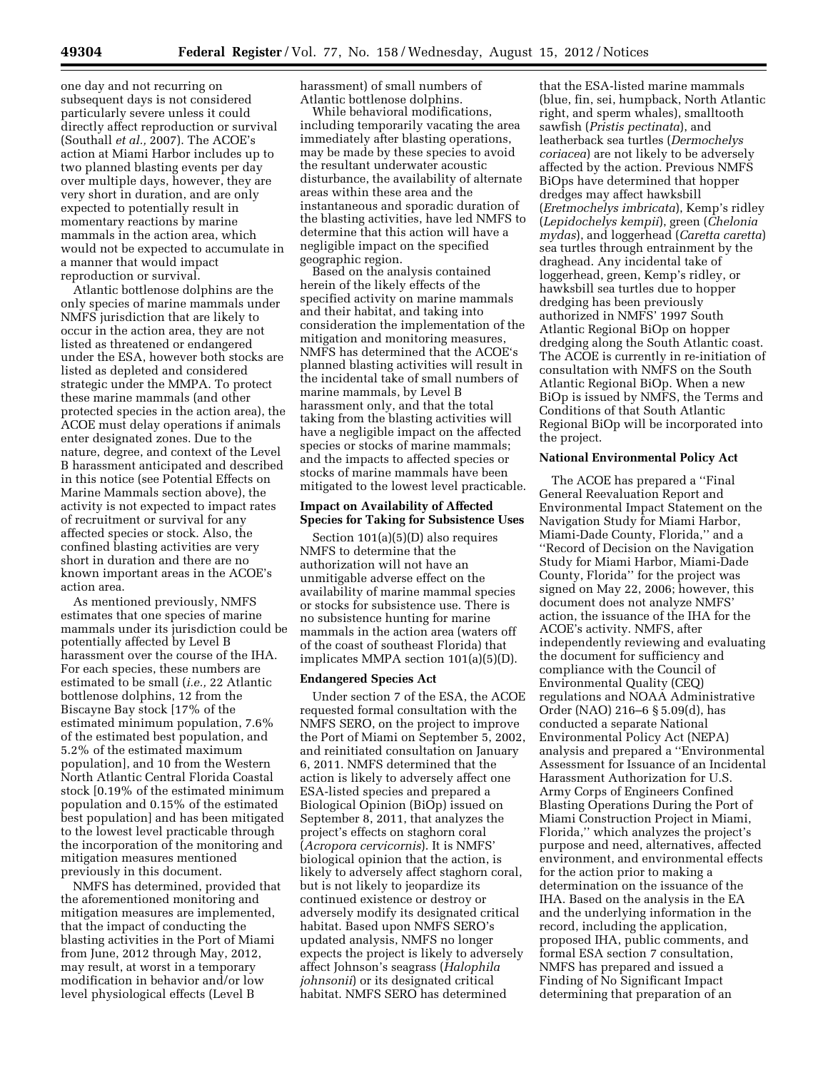one day and not recurring on subsequent days is not considered particularly severe unless it could directly affect reproduction or survival (Southall *et al.,* 2007). The ACOE's action at Miami Harbor includes up to two planned blasting events per day over multiple days, however, they are very short in duration, and are only expected to potentially result in momentary reactions by marine mammals in the action area, which would not be expected to accumulate in a manner that would impact reproduction or survival.

Atlantic bottlenose dolphins are the only species of marine mammals under NMFS jurisdiction that are likely to occur in the action area, they are not listed as threatened or endangered under the ESA, however both stocks are listed as depleted and considered strategic under the MMPA. To protect these marine mammals (and other protected species in the action area), the ACOE must delay operations if animals enter designated zones. Due to the nature, degree, and context of the Level B harassment anticipated and described in this notice (see Potential Effects on Marine Mammals section above), the activity is not expected to impact rates of recruitment or survival for any affected species or stock. Also, the confined blasting activities are very short in duration and there are no known important areas in the ACOE's action area.

As mentioned previously, NMFS estimates that one species of marine mammals under its jurisdiction could be potentially affected by Level B harassment over the course of the IHA. For each species, these numbers are estimated to be small (*i.e.,* 22 Atlantic bottlenose dolphins, 12 from the Biscayne Bay stock [17% of the estimated minimum population, 7.6% of the estimated best population, and 5.2% of the estimated maximum population], and 10 from the Western North Atlantic Central Florida Coastal stock [0.19% of the estimated minimum population and 0.15% of the estimated best population] and has been mitigated to the lowest level practicable through the incorporation of the monitoring and mitigation measures mentioned previously in this document.

NMFS has determined, provided that the aforementioned monitoring and mitigation measures are implemented, that the impact of conducting the blasting activities in the Port of Miami from June, 2012 through May, 2012, may result, at worst in a temporary modification in behavior and/or low level physiological effects (Level B harassment) of small numbers of Atlantic bottlenose dolphins.

While behavioral modifications, including temporarily vacating the area immediately after blasting operations, may be made by these species to avoid the resultant underwater acoustic disturbance, the availability of alternate areas within these area and the instantaneous and sporadic duration of the blasting activities, have led NMFS to determine that this action will have a negligible impact on the specified geographic region.

Based on the analysis contained herein of the likely effects of the specified activity on marine mammals and their habitat, and taking into consideration the implementation of the mitigation and monitoring measures, NMFS has determined that the ACOE's planned blasting activities will result in the incidental take of small numbers of marine mammals, by Level B harassment only, and that the total taking from the blasting activities will have a negligible impact on the affected species or stocks of marine mammals; and the impacts to affected species or stocks of marine mammals have been mitigated to the lowest level practicable.

## Impact on Availability of Affected Species for Taking for Subsistence Uses

Section 101(a)(5)(D) also requires NMFS to determine that the authorization will not have an unmitigable adverse effect on the availability of marine mammal species or stocks for subsistence use. There is no subsistence hunting for marine mammals in the action area (waters off of the coast of southeast Florida) that implicates MMPA section 101(a)(5)(D).

## Endangered Species Act

Under section 7 of the ESA, the ACOE requested formal consultation with the NMFS SERO, on the project to improve the Port of Miami on September 5, 2002, and reinitiated consultation on January 6, 2011. NMFS determined that the action is likely to adversely affect one ESA-listed species and prepared a Biological Opinion (BiOp) issued on September 8, 2011, that analyzes the project's effects on staghorn coral (*Acropora cervicornis*). It is NMFS' biological opinion that the action, is likely to adversely affect staghorn coral, but is not likely to jeopardize its continued existence or destroy or adversely modify its designated critical habitat. Based upon NMFS SERO's updated analysis, NMFS no longer expects the project is likely to adversely affect Johnson's seagrass (*Halophila johnsonii*) or its designated critical habitat. NMFS SERO has determined that the ESA-listed marine mammals (blue, fin, sei, humpback, North Atlantic right, and sperm whales), smalltooth sawfish (*Pristis pectinata*), and leatherback sea turtles (*Dermochelys coriacea*) are not likely to be adversely affected by the action. Previous NMFS BiOps have determined that hopper dredges may affect hawksbill (*Eretmochelys imbricata*), Kemp's ridley (*Lepidochelys kempii*), green (*Chelonia mydas*), and loggerhead (*Caretta caretta*) sea turtles through entrainment by the draghead. Any incidental take of loggerhead, green, Kemp's ridley, or hawksbill sea turtles due to hopper dredging has been previously authorized in NMFS' 1997 South Atlantic Regional BiOp on hopper dredging along the South Atlantic coast. The ACOE is currently in re-initiation of consultation with NMFS on the South Atlantic Regional BiOp. When a new BiOp is issued by NMFS, the Terms and Conditions of that South Atlantic Regional BiOp will be incorporated into the project.

## National Environmental Policy Act

The ACOE has prepared a ''Final General Reevaluation Report and Environmental Impact Statement on the Navigation Study for Miami Harbor, Miami-Dade County, Florida,'' and a ''Record of Decision on the Navigation Study for Miami Harbor, Miami-Dade County, Florida'' for the project was signed on May 22, 2006; however, this document does not analyze NMFS' action, the issuance of the IHA for the ACOE's activity. NMFS, after independently reviewing and evaluating the document for sufficiency and compliance with the Council of Environmental Quality (CEQ) regulations and NOAA Administrative Order (NAO) 216–6 § 5.09(d), has conducted a separate National Environmental Policy Act (NEPA) analysis and prepared a ''Environmental Assessment for Issuance of an Incidental Harassment Authorization for U.S. Army Corps of Engineers Confined Blasting Operations During the Port of Miami Construction Project in Miami, Florida,'' which analyzes the project's purpose and need, alternatives, affected environment, and environmental effects for the action prior to making a determination on the issuance of the IHA. Based on the analysis in the EA and the underlying information in the record, including the application, proposed IHA, public comments, and formal ESA section 7 consultation, NMFS has prepared and issued a Finding of No Significant Impact determining that preparation of an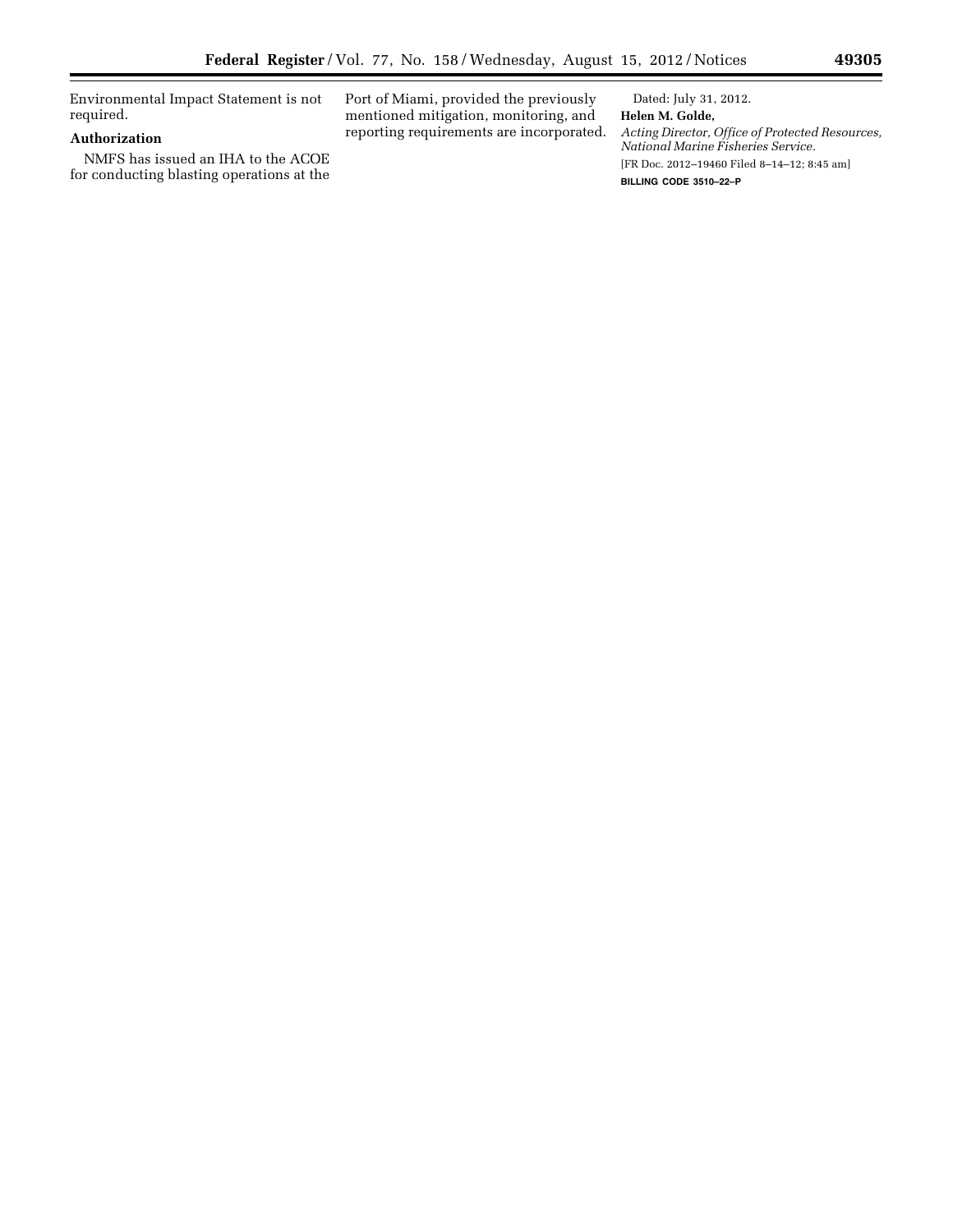Environmental Impact Statement is not required.

## Authorization

NMFS has issued an IHA to the ACOE for conducting blasting operations at the Port of Miami, provided the previously mentioned mitigation, monitoring, and reporting requirements are incorporated.

Dated: July 31, 2012.

**Helen M. Golde,**

*Acting Director, Office of Protected Resources, National Marine Fisheries Service.*

[FR Doc. 2012–19460 Filed 8–14–12; 8:45 am]

**BILLING CODE 3510–22–P**